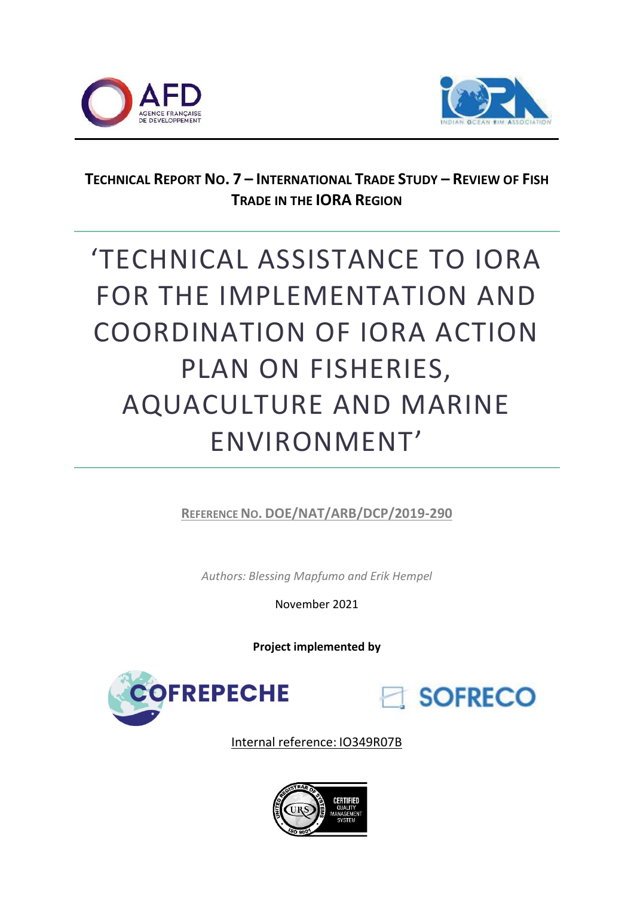**TECHNICAL REPORT NO. 7 – INTERNATIONAL TRADE STUDY – REVIEW OF FISH TRADE IN THE IORA REGION**

# 'TECHNICAL ASSISTANCE TO IORA FOR THE IMPLEMENTATION AND COORDINATION OF IORA ACTION PLAN ON FISHERIES, AQUACULTURE AND MARINE ENVIRONMENT'

REFERENCE NO. DOE/NAT/ARB/DCP/2019-290

*Authors: Blessing Mapfumo and Erik Hempel*

November 2021

**Project implemented by**

COFREPECHE SOFRECO

Internal reference: IO349R07B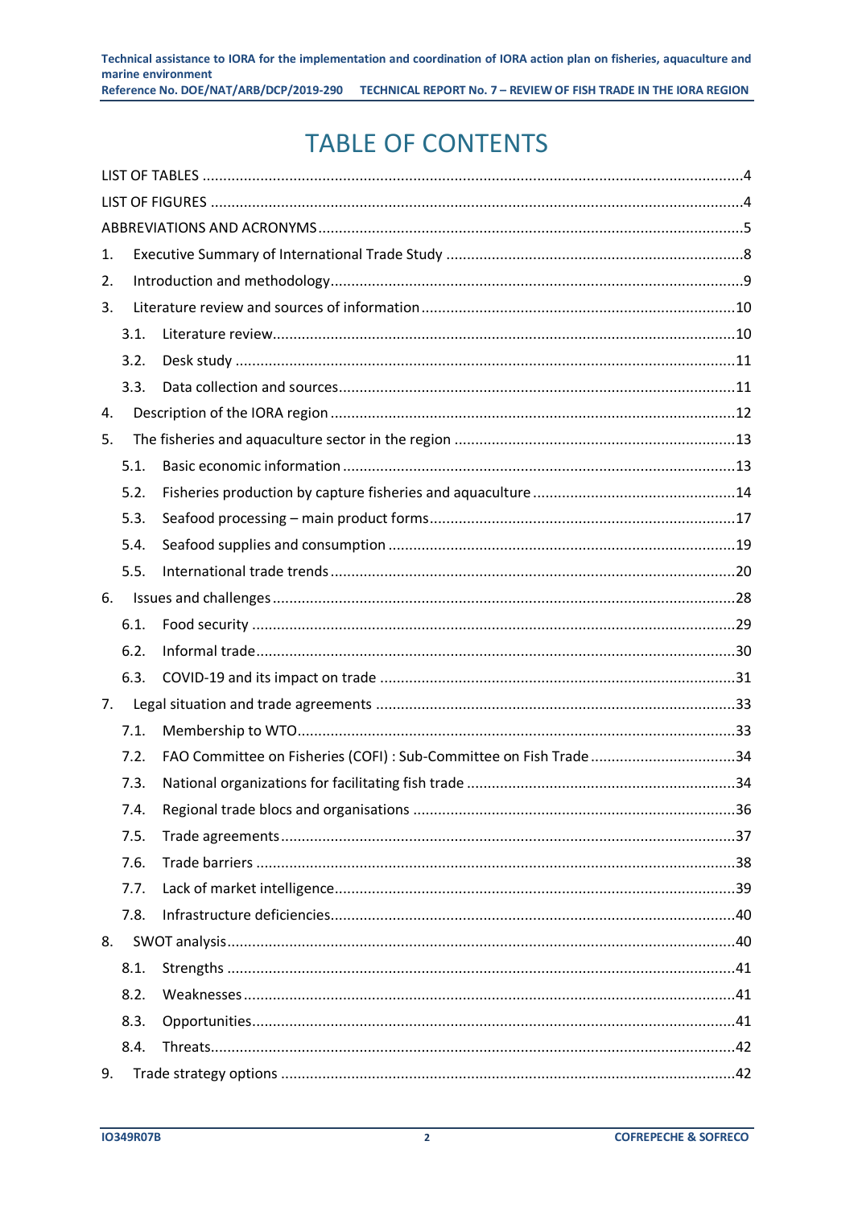# TABLE OF CONTENTS

LIST OF TABLES ....................................................................................................................4

LIST OF FIGURES ..................................................................................................................4

ABBREVIATIONS AND ACRONYMS.........................................................................................5

1. Executive Summary of International Trade Study ..................................................................8
2. Introduction and methodology.............................................................................................9
3. Literature review and sources of information ......................................................................10
   - 3.1. Literature review.........................................................................................................10
   - 3.2. Desk study ...................................................................................................................11
   - 3.3. Data collection and sources.........................................................................................11
4. Description of the IORA region ...........................................................................................12
5. The fisheries and aquaculture sector in the region ..............................................................13
   - 5.1. Basic economic information ........................................................................................13
   - 5.2. Fisheries production by capture fisheries and aquaculture ...........................................14
   - 5.3. Seafood processing – main product forms....................................................................17
   - 5.4. Seafood supplies and consumption ..............................................................................19
   - 5.5. International trade trends ............................................................................................20
6. Issues and challenges.........................................................................................................28
   - 6.1. Food security ...............................................................................................................29
   - 6.2. Informal trade..............................................................................................................30
   - 6.3. COVID-19 and its impact on trade ...............................................................................31
7. Legal situation and trade agreements .................................................................................33
   - 7.1. Membership to WTO....................................................................................................33
   - 7.2. FAO Committee on Fisheries (COFI) : Sub-Committee on Fish Trade ..............................34
   - 7.3. National organizations for facilitating fish trade ...........................................................34
   - 7.4. Regional trade blocs and organisations ........................................................................36
   - 7.5. Trade agreements.......................................................................................................37
   - 7.6. Trade barriers .............................................................................................................38
   - 7.7. Lack of market intelligence...........................................................................................39
   - 7.8. Infrastructure deficiencies............................................................................................40
8. SWOT analysis....................................................................................................................40
   - 8.1. Strengths ....................................................................................................................41
   - 8.2. Weaknesses.................................................................................................................41
   - 8.3. Opportunities...............................................................................................................41
   - 8.4. Threats........................................................................................................................42
9. Trade strategy options .......................................................................................................42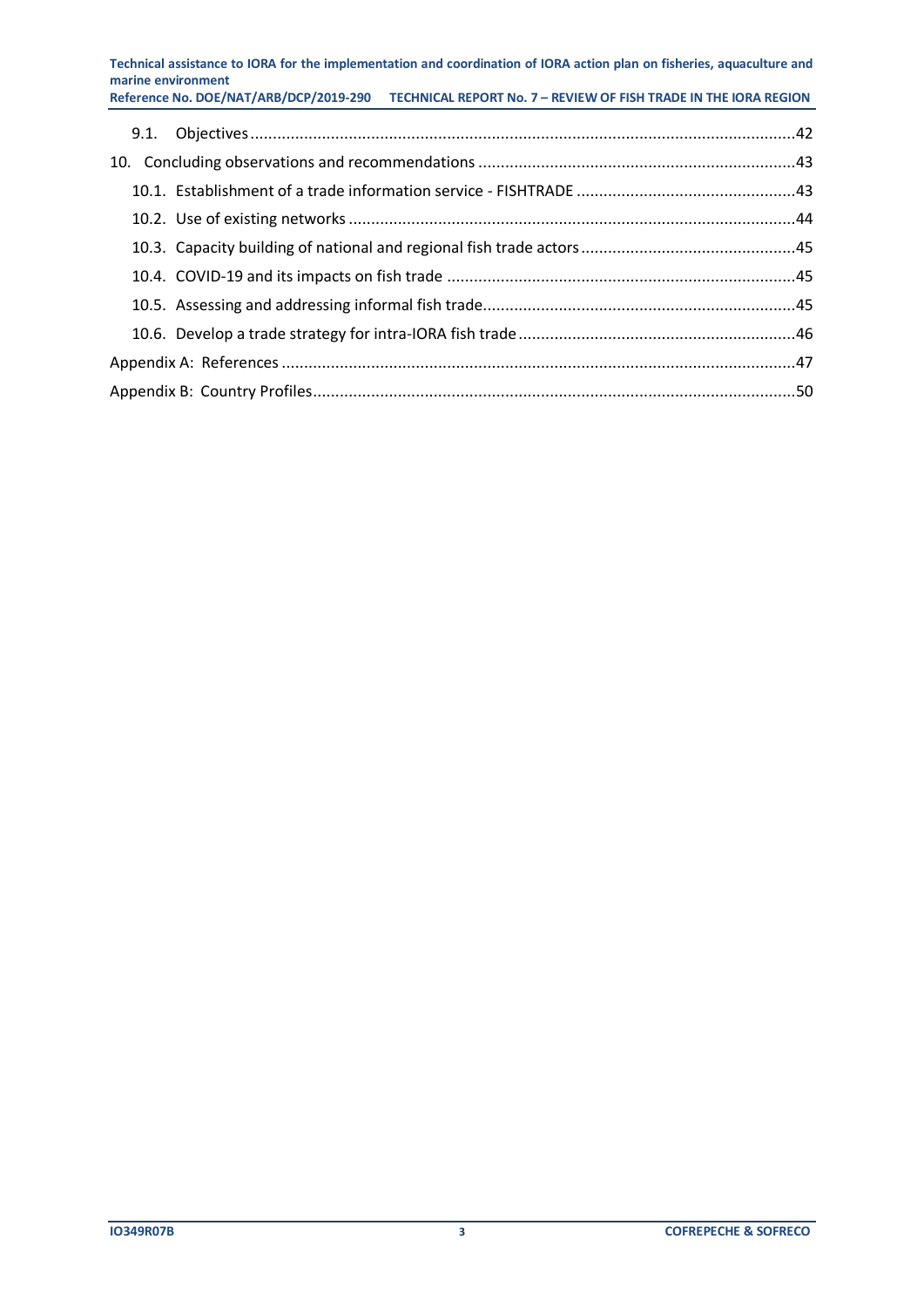9.1. Objectives ........................................................................................................................42

10. Concluding observations and recommendations ......................................................................43

10.1. Establishment of a trade information service - FISHTRADE ................................................43

10.2. Use of existing networks ...................................................................................................44

10.3. Capacity building of national and regional fish trade actors ...............................................45

10.4. COVID-19 and its impacts on fish trade .............................................................................45

10.5. Assessing and addressing informal fish trade.....................................................................45

10.6. Develop a trade strategy for intra-IORA fish trade .............................................................46

Appendix A: References ..................................................................................................................47

Appendix B: Country Profiles...........................................................................................................50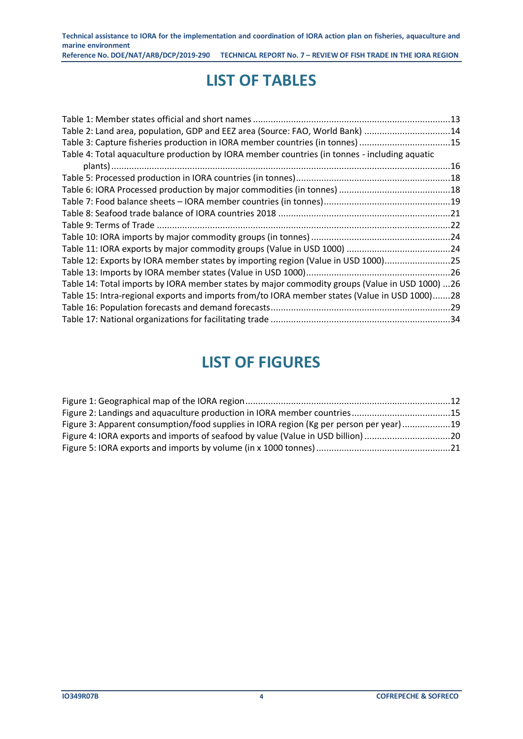# LIST OF TABLES

Table 1: Member states official and short names ............................................................................13
Table 2: Land area, population, GDP and EEZ area (Source: FAO, World Bank) .................................14
Table 3: Capture fisheries production in IORA member countries (in tonnes) ....................................15
Table 4: Total aquaculture production by IORA member countries (in tonnes - including aquatic plants) ....................................................................................................................................16
Table 5: Processed production in IORA countries (in tonnes)............................................................18
Table 6: IORA Processed production by major commodities (in tonnes) ...........................................18
Table 7: Food balance sheets – IORA member countries (in tonnes).................................................19
Table 8: Seafood trade balance of IORA countries 2018 ...................................................................21
Table 9: Terms of Trade ...................................................................................................................22
Table 10: IORA imports by major commodity groups (in tonnes) .......................................................24
Table 11: IORA exports by major commodity groups (Value in USD 1000) .........................................24
Table 12: Exports by IORA member states by importing region (Value in USD 1000)..........................25
Table 13: Imports by IORA member states (Value in USD 1000).........................................................26
Table 14: Total imports by IORA member states by major commodity groups (Value in USD 1000) ...26
Table 15: Intra-regional exports and imports from/to IORA member states (Value in USD 1000).......28
Table 16: Population forecasts and demand forecasts......................................................................29
Table 17: National organizations for facilitating trade ......................................................................34

# LIST OF FIGURES

Figure 1: Geographical map of the IORA region................................................................................12
Figure 2: Landings and aquaculture production in IORA member countries......................................15
Figure 3: Apparent consumption/food supplies in IORA region (Kg per person per year)...................19
Figure 4: IORA exports and imports of seafood by value (Value in USD billion) .................................20
Figure 5: IORA exports and imports by volume (in x 1000 tonnes) ....................................................21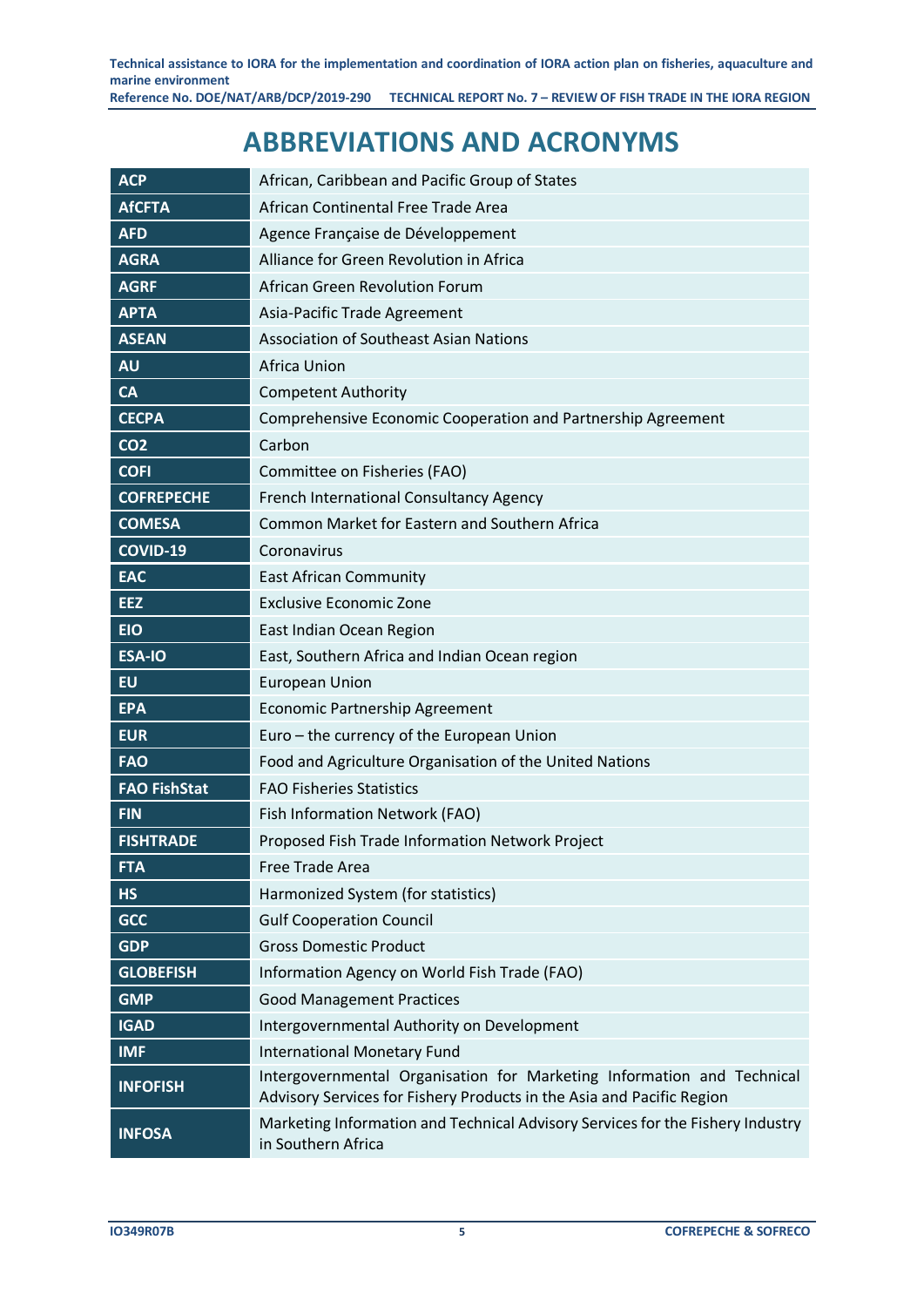# ABBREVIATIONS AND ACRONYMS

| | |
|---|---|
| **ACP** | African, Caribbean and Pacific Group of States |
| **AfCFTA** | African Continental Free Trade Area |
| **AFD** | Agence Française de Développement |
| **AGRA** | Alliance for Green Revolution in Africa |
| **AGRF** | African Green Revolution Forum |
| **APTA** | Asia-Pacific Trade Agreement |
| **ASEAN** | Association of Southeast Asian Nations |
| **AU** | Africa Union |
| **CA** | Competent Authority |
| **CECPA** | Comprehensive Economic Cooperation and Partnership Agreement |
| **CO2** | Carbon |
| **COFI** | Committee on Fisheries (FAO) |
| **COFREPECHE** | French International Consultancy Agency |
| **COMESA** | Common Market for Eastern and Southern Africa |
| **COVID-19** | Coronavirus |
| **EAC** | East African Community |
| **EEZ** | Exclusive Economic Zone |
| **EIO** | East Indian Ocean Region |
| **ESA-IO** | East, Southern Africa and Indian Ocean region |
| **EU** | European Union |
| **EPA** | Economic Partnership Agreement |
| **EUR** | Euro – the currency of the European Union |
| **FAO** | Food and Agriculture Organisation of the United Nations |
| **FAO FishStat** | FAO Fisheries Statistics |
| **FIN** | Fish Information Network (FAO) |
| **FISHTRADE** | Proposed Fish Trade Information Network Project |
| **FTA** | Free Trade Area |
| **HS** | Harmonized System (for statistics) |
| **GCC** | Gulf Cooperation Council |
| **GDP** | Gross Domestic Product |
| **GLOBEFISH** | Information Agency on World Fish Trade (FAO) |
| **GMP** | Good Management Practices |
| **IGAD** | Intergovernmental Authority on Development |
| **IMF** | International Monetary Fund |
| **INFOFISH** | Intergovernmental Organisation for Marketing Information and Technical Advisory Services for Fishery Products in the Asia and Pacific Region |
| **INFOSA** | Marketing Information and Technical Advisory Services for the Fishery Industry in Southern Africa |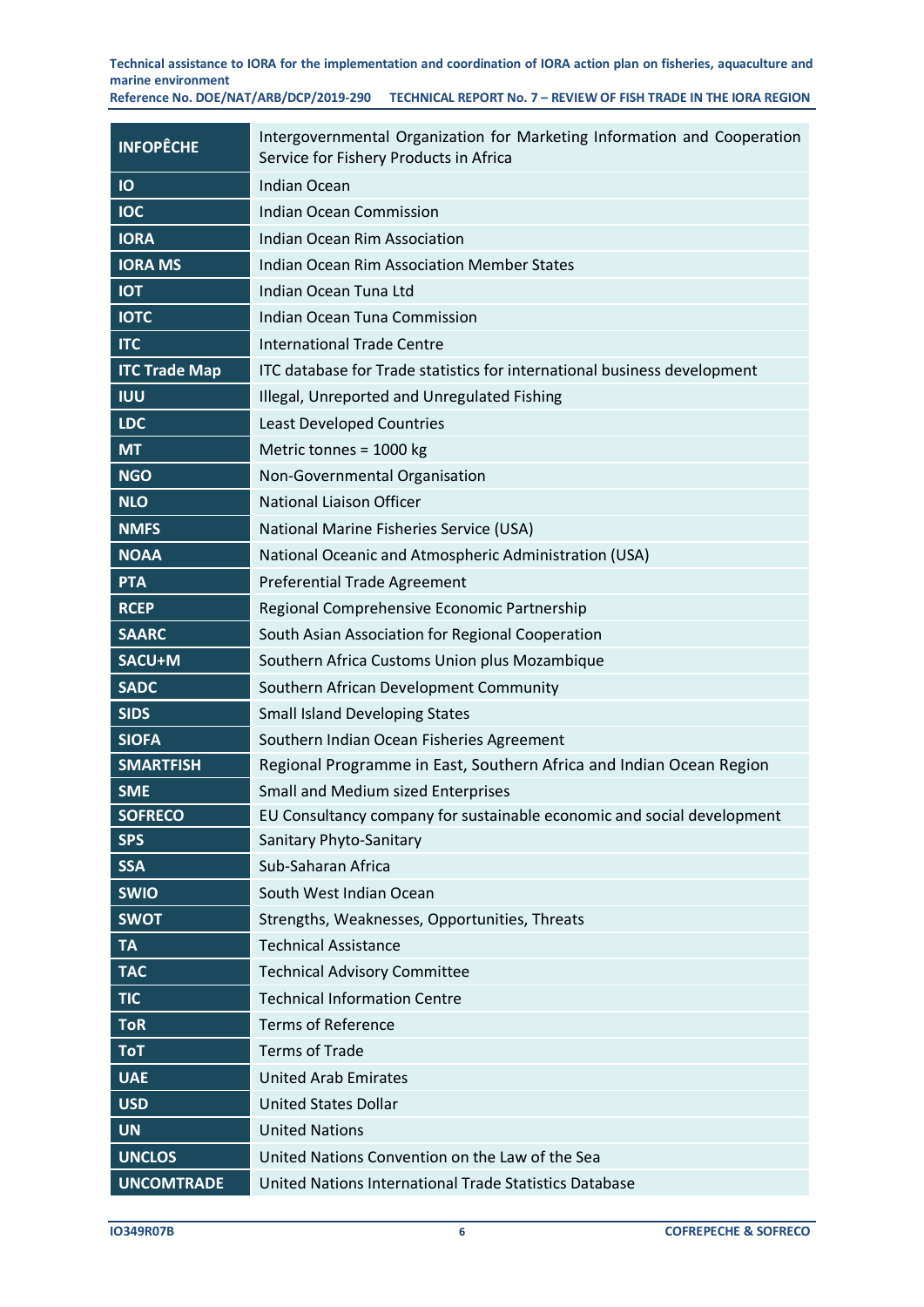| | |
|---|---|
| **INFOPÊCHE** | Intergovernmental Organization for Marketing Information and Cooperation Service for Fishery Products in Africa |
| **IO** | Indian Ocean |
| **IOC** | Indian Ocean Commission |
| **IORA** | Indian Ocean Rim Association |
| **IORA MS** | Indian Ocean Rim Association Member States |
| **IOT** | Indian Ocean Tuna Ltd |
| **IOTC** | Indian Ocean Tuna Commission |
| **ITC** | International Trade Centre |
| **ITC Trade Map** | ITC database for Trade statistics for international business development |
| **IUU** | Illegal, Unreported and Unregulated Fishing |
| **LDC** | Least Developed Countries |
| **MT** | Metric tonnes = 1000 kg |
| **NGO** | Non-Governmental Organisation |
| **NLO** | National Liaison Officer |
| **NMFS** | National Marine Fisheries Service (USA) |
| **NOAA** | National Oceanic and Atmospheric Administration (USA) |
| **PTA** | Preferential Trade Agreement |
| **RCEP** | Regional Comprehensive Economic Partnership |
| **SAARC** | South Asian Association for Regional Cooperation |
| **SACU+M** | Southern Africa Customs Union plus Mozambique |
| **SADC** | Southern African Development Community |
| **SIDS** | Small Island Developing States |
| **SIOFA** | Southern Indian Ocean Fisheries Agreement |
| **SMARTFISH** | Regional Programme in East, Southern Africa and Indian Ocean Region |
| **SME** | Small and Medium sized Enterprises |
| **SOFRECO** | EU Consultancy company for sustainable economic and social development |
| **SPS** | Sanitary Phyto-Sanitary |
| **SSA** | Sub-Saharan Africa |
| **SWIO** | South West Indian Ocean |
| **SWOT** | Strengths, Weaknesses, Opportunities, Threats |
| **TA** | Technical Assistance |
| **TAC** | Technical Advisory Committee |
| **TIC** | Technical Information Centre |
| **ToR** | Terms of Reference |
| **ToT** | Terms of Trade |
| **UAE** | United Arab Emirates |
| **USD** | United States Dollar |
| **UN** | United Nations |
| **UNCLOS** | United Nations Convention on the Law of the Sea |
| **UNCOMTRADE** | United Nations International Trade Statistics Database |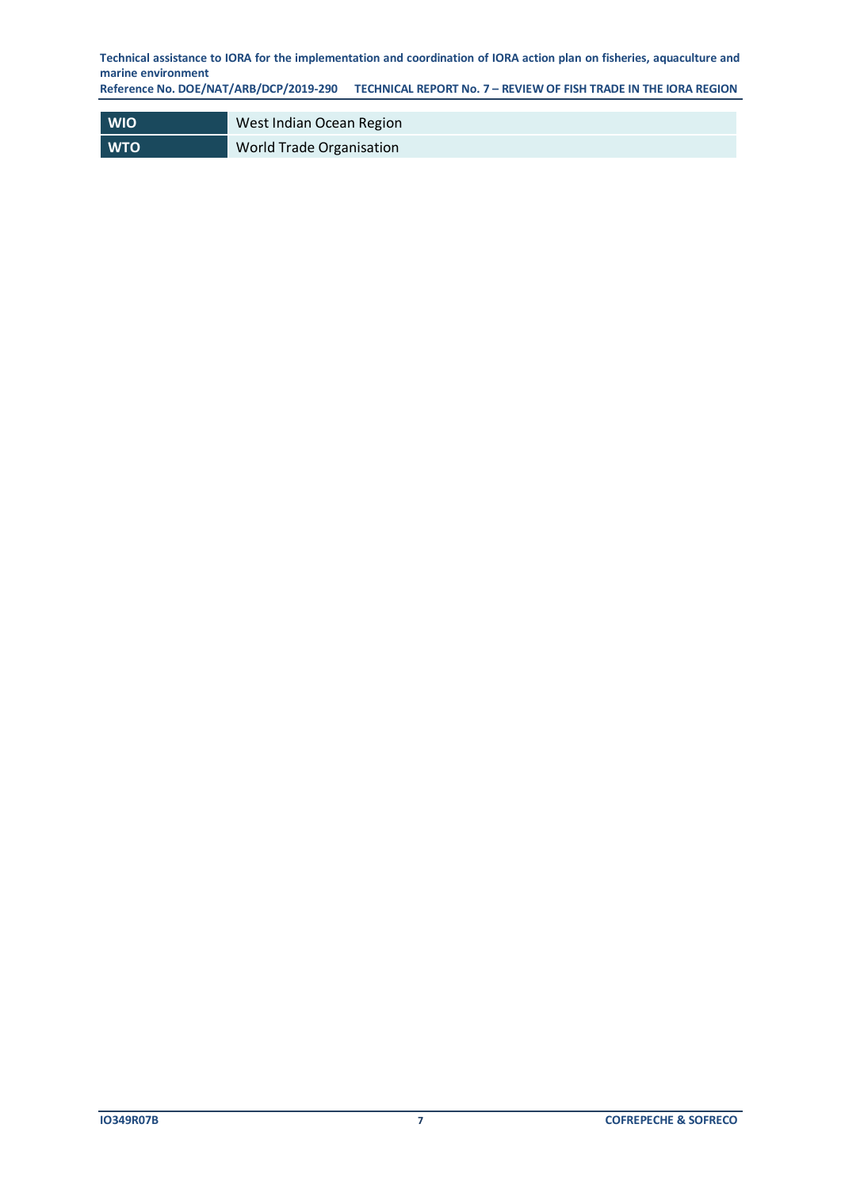| | |
|---|---|
| **WIO** | West Indian Ocean Region |
| **WTO** | World Trade Organisation |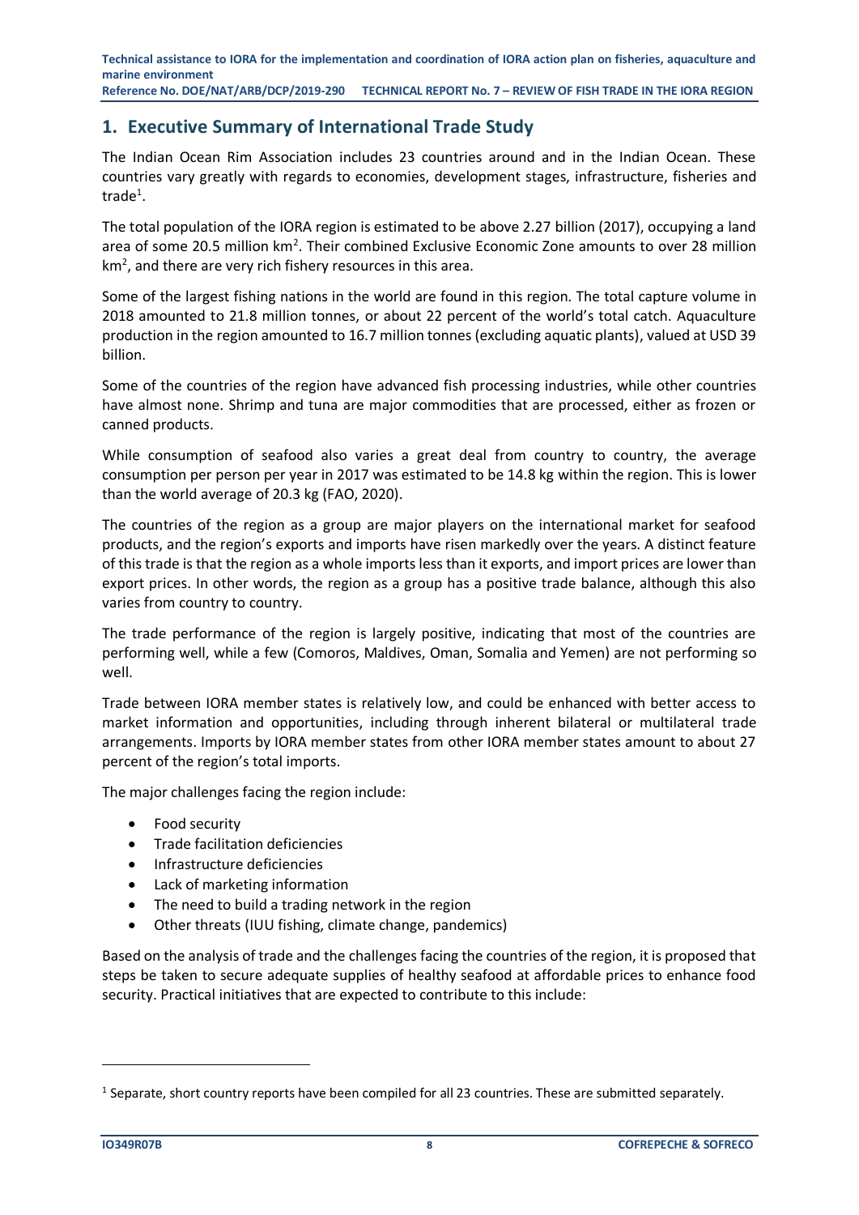# 1. Executive Summary of International Trade Study

The Indian Ocean Rim Association includes 23 countries around and in the Indian Ocean. These countries vary greatly with regards to economies, development stages, infrastructure, fisheries and trade[1].

The total population of the IORA region is estimated to be above 2.27 billion (2017), occupying a land area of some 20.5 million km$^2$. Their combined Exclusive Economic Zone amounts to over 28 million km$^2$, and there are very rich fishery resources in this area.

Some of the largest fishing nations in the world are found in this region. The total capture volume in 2018 amounted to 21.8 million tonnes, or about 22 percent of the world's total catch. Aquaculture production in the region amounted to 16.7 million tonnes (excluding aquatic plants), valued at USD 39 billion.

Some of the countries of the region have advanced fish processing industries, while other countries have almost none. Shrimp and tuna are major commodities that are processed, either as frozen or canned products.

While consumption of seafood also varies a great deal from country to country, the average consumption per person per year in 2017 was estimated to be 14.8 kg within the region. This is lower than the world average of 20.3 kg (FAO, 2020).

The countries of the region as a group are major players on the international market for seafood products, and the region's exports and imports have risen markedly over the years. A distinct feature of this trade is that the region as a whole imports less than it exports, and import prices are lower than export prices. In other words, the region as a group has a positive trade balance, although this also varies from country to country.

The trade performance of the region is largely positive, indicating that most of the countries are performing well, while a few (Comoros, Maldives, Oman, Somalia and Yemen) are not performing so well.

Trade between IORA member states is relatively low, and could be enhanced with better access to market information and opportunities, including through inherent bilateral or multilateral trade arrangements. Imports by IORA member states from other IORA member states amount to about 27 percent of the region's total imports.

The major challenges facing the region include:

- Food security
- Trade facilitation deficiencies
- Infrastructure deficiencies
- Lack of marketing information
- The need to build a trading network in the region
- Other threats (IUU fishing, climate change, pandemics)

Based on the analysis of trade and the challenges facing the countries of the region, it is proposed that steps be taken to secure adequate supplies of healthy seafood at affordable prices to enhance food security. Practical initiatives that are expected to contribute to this include:

[1] Separate, short country reports have been compiled for all 23 countries. These are submitted separately.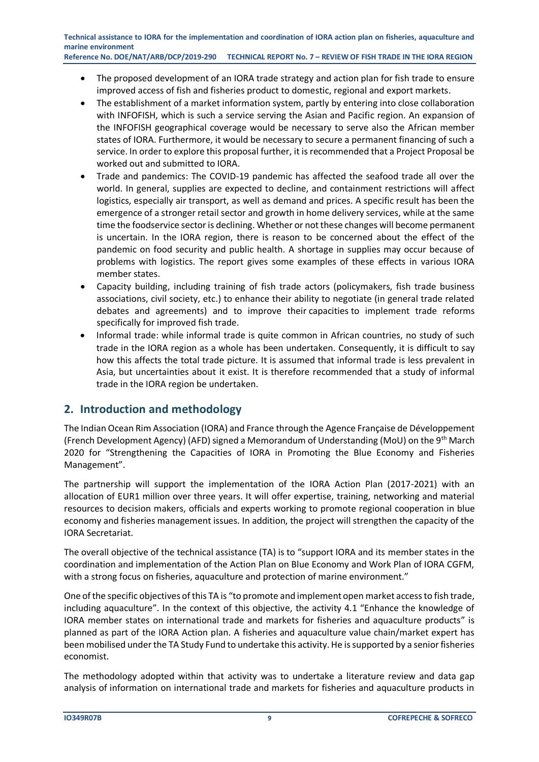- The proposed development of an IORA trade strategy and action plan for fish trade to ensure improved access of fish and fisheries product to domestic, regional and export markets.
- The establishment of a market information system, partly by entering into close collaboration with INFOFISH, which is such a service serving the Asian and Pacific region. An expansion of the INFOFISH geographical coverage would be necessary to serve also the African member states of IORA. Furthermore, it would be necessary to secure a permanent financing of such a service. In order to explore this proposal further, it is recommended that a Project Proposal be worked out and submitted to IORA.
- Trade and pandemics: The COVID-19 pandemic has affected the seafood trade all over the world. In general, supplies are expected to decline, and containment restrictions will affect logistics, especially air transport, as well as demand and prices. A specific result has been the emergence of a stronger retail sector and growth in home delivery services, while at the same time the foodservice sector is declining. Whether or not these changes will become permanent is uncertain. In the IORA region, there is reason to be concerned about the effect of the pandemic on food security and public health. A shortage in supplies may occur because of problems with logistics. The report gives some examples of these effects in various IORA member states.
- Capacity building, including training of fish trade actors (policymakers, fish trade business associations, civil society, etc.) to enhance their ability to negotiate (in general trade related debates and agreements) and to improve their capacities to implement trade reforms specifically for improved fish trade.
- Informal trade: while informal trade is quite common in African countries, no study of such trade in the IORA region as a whole has been undertaken. Consequently, it is difficult to say how this affects the total trade picture. It is assumed that informal trade is less prevalent in Asia, but uncertainties about it exist. It is therefore recommended that a study of informal trade in the IORA region be undertaken.

## 2. Introduction and methodology

The Indian Ocean Rim Association (IORA) and France through the Agence Française de Développement (French Development Agency) (AFD) signed a Memorandum of Understanding (MoU) on the 9th March 2020 for "Strengthening the Capacities of IORA in Promoting the Blue Economy and Fisheries Management".

The partnership will support the implementation of the IORA Action Plan (2017-2021) with an allocation of EUR1 million over three years. It will offer expertise, training, networking and material resources to decision makers, officials and experts working to promote regional cooperation in blue economy and fisheries management issues. In addition, the project will strengthen the capacity of the IORA Secretariat.

The overall objective of the technical assistance (TA) is to "support IORA and its member states in the coordination and implementation of the Action Plan on Blue Economy and Work Plan of IORA CGFM, with a strong focus on fisheries, aquaculture and protection of marine environment."

One of the specific objectives of this TA is "to promote and implement open market access to fish trade, including aquaculture". In the context of this objective, the activity 4.1 "Enhance the knowledge of IORA member states on international trade and markets for fisheries and aquaculture products" is planned as part of the IORA Action plan. A fisheries and aquaculture value chain/market expert has been mobilised under the TA Study Fund to undertake this activity. He is supported by a senior fisheries economist.

The methodology adopted within that activity was to undertake a literature review and data gap analysis of information on international trade and markets for fisheries and aquaculture products in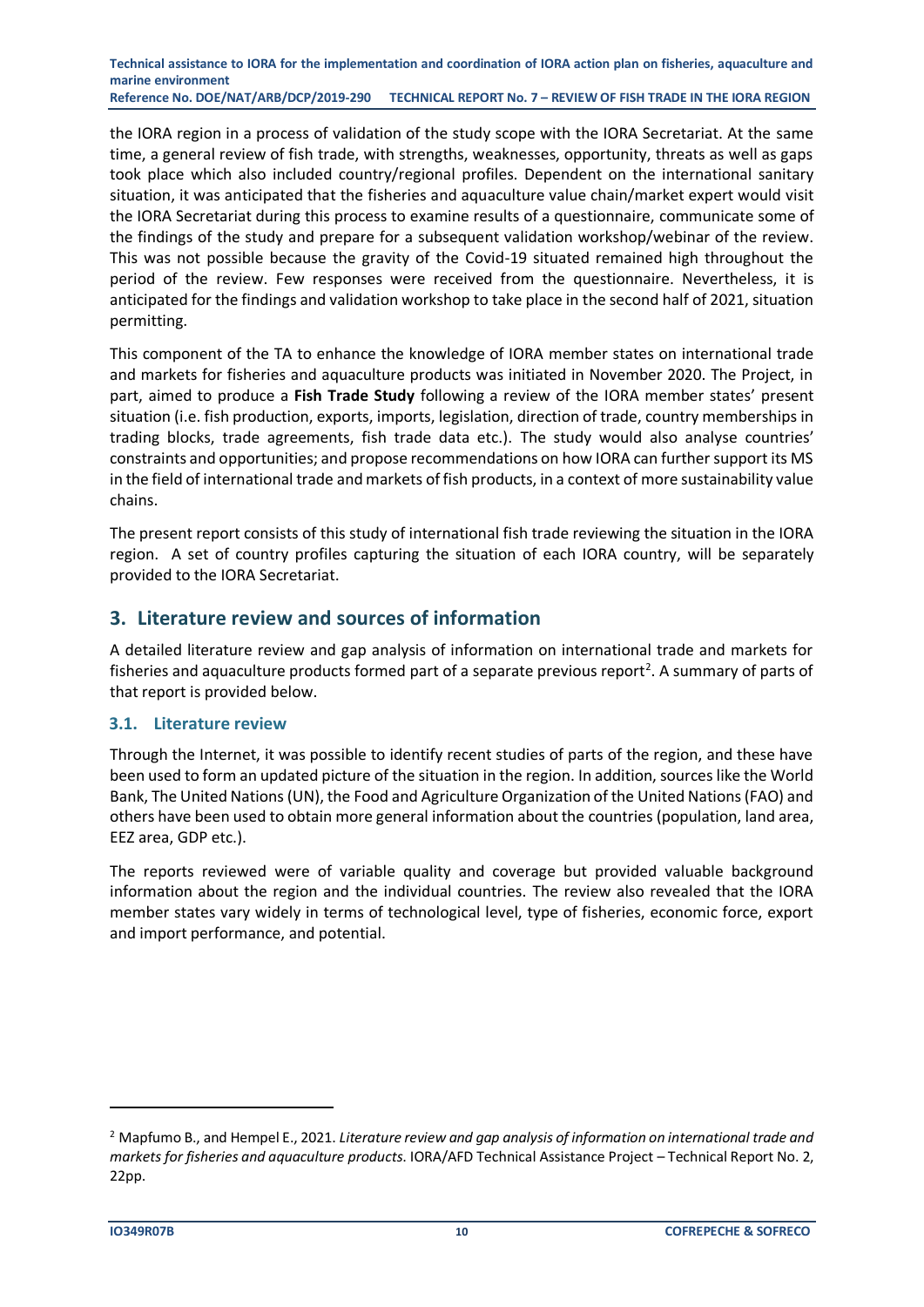the IORA region in a process of validation of the study scope with the IORA Secretariat. At the same time, a general review of fish trade, with strengths, weaknesses, opportunity, threats as well as gaps took place which also included country/regional profiles. Dependent on the international sanitary situation, it was anticipated that the fisheries and aquaculture value chain/market expert would visit the IORA Secretariat during this process to examine results of a questionnaire, communicate some of the findings of the study and prepare for a subsequent validation workshop/webinar of the review. This was not possible because the gravity of the Covid-19 situated remained high throughout the period of the review. Few responses were received from the questionnaire. Nevertheless, it is anticipated for the findings and validation workshop to take place in the second half of 2021, situation permitting.

This component of the TA to enhance the knowledge of IORA member states on international trade and markets for fisheries and aquaculture products was initiated in November 2020. The Project, in part, aimed to produce a **Fish Trade Study** following a review of the IORA member states' present situation (i.e. fish production, exports, imports, legislation, direction of trade, country memberships in trading blocks, trade agreements, fish trade data etc.). The study would also analyse countries' constraints and opportunities; and propose recommendations on how IORA can further support its MS in the field of international trade and markets of fish products, in a context of more sustainability value chains.

The present report consists of this study of international fish trade reviewing the situation in the IORA region. A set of country profiles capturing the situation of each IORA country, will be separately provided to the IORA Secretariat.

## 3. Literature review and sources of information

A detailed literature review and gap analysis of information on international trade and markets for fisheries and aquaculture products formed part of a separate previous report[2]. A summary of parts of that report is provided below.

### 3.1. Literature review

Through the Internet, it was possible to identify recent studies of parts of the region, and these have been used to form an updated picture of the situation in the region. In addition, sources like the World Bank, The United Nations (UN), the Food and Agriculture Organization of the United Nations (FAO) and others have been used to obtain more general information about the countries (population, land area, EEZ area, GDP etc.).

The reports reviewed were of variable quality and coverage but provided valuable background information about the region and the individual countries. The review also revealed that the IORA member states vary widely in terms of technological level, type of fisheries, economic force, export and import performance, and potential.

[2] Mapfumo B., and Hempel E., 2021. *Literature review and gap analysis of information on international trade and markets for fisheries and aquaculture products.* IORA/AFD Technical Assistance Project – Technical Report No. 2, 22pp.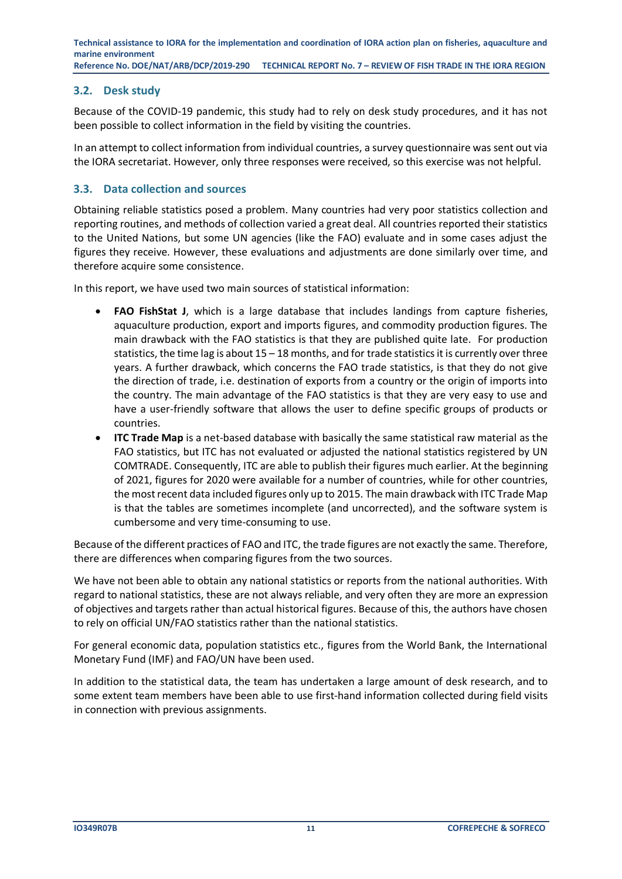## 3.2. Desk study

Because of the COVID-19 pandemic, this study had to rely on desk study procedures, and it has not been possible to collect information in the field by visiting the countries.

In an attempt to collect information from individual countries, a survey questionnaire was sent out via the IORA secretariat. However, only three responses were received, so this exercise was not helpful.

## 3.3. Data collection and sources

Obtaining reliable statistics posed a problem. Many countries had very poor statistics collection and reporting routines, and methods of collection varied a great deal. All countries reported their statistics to the United Nations, but some UN agencies (like the FAO) evaluate and in some cases adjust the figures they receive. However, these evaluations and adjustments are done similarly over time, and therefore acquire some consistence.

In this report, we have used two main sources of statistical information:

- **FAO FishStat J**, which is a large database that includes landings from capture fisheries, aquaculture production, export and imports figures, and commodity production figures. The main drawback with the FAO statistics is that they are published quite late. For production statistics, the time lag is about 15 – 18 months, and for trade statistics it is currently over three years. A further drawback, which concerns the FAO trade statistics, is that they do not give the direction of trade, i.e. destination of exports from a country or the origin of imports into the country. The main advantage of the FAO statistics is that they are very easy to use and have a user-friendly software that allows the user to define specific groups of products or countries.
- **ITC Trade Map** is a net-based database with basically the same statistical raw material as the FAO statistics, but ITC has not evaluated or adjusted the national statistics registered by UN COMTRADE. Consequently, ITC are able to publish their figures much earlier. At the beginning of 2021, figures for 2020 were available for a number of countries, while for other countries, the most recent data included figures only up to 2015. The main drawback with ITC Trade Map is that the tables are sometimes incomplete (and uncorrected), and the software system is cumbersome and very time-consuming to use.

Because of the different practices of FAO and ITC, the trade figures are not exactly the same. Therefore, there are differences when comparing figures from the two sources.

We have not been able to obtain any national statistics or reports from the national authorities. With regard to national statistics, these are not always reliable, and very often they are more an expression of objectives and targets rather than actual historical figures. Because of this, the authors have chosen to rely on official UN/FAO statistics rather than the national statistics.

For general economic data, population statistics etc., figures from the World Bank, the International Monetary Fund (IMF) and FAO/UN have been used.

In addition to the statistical data, the team has undertaken a large amount of desk research, and to some extent team members have been able to use first-hand information collected during field visits in connection with previous assignments.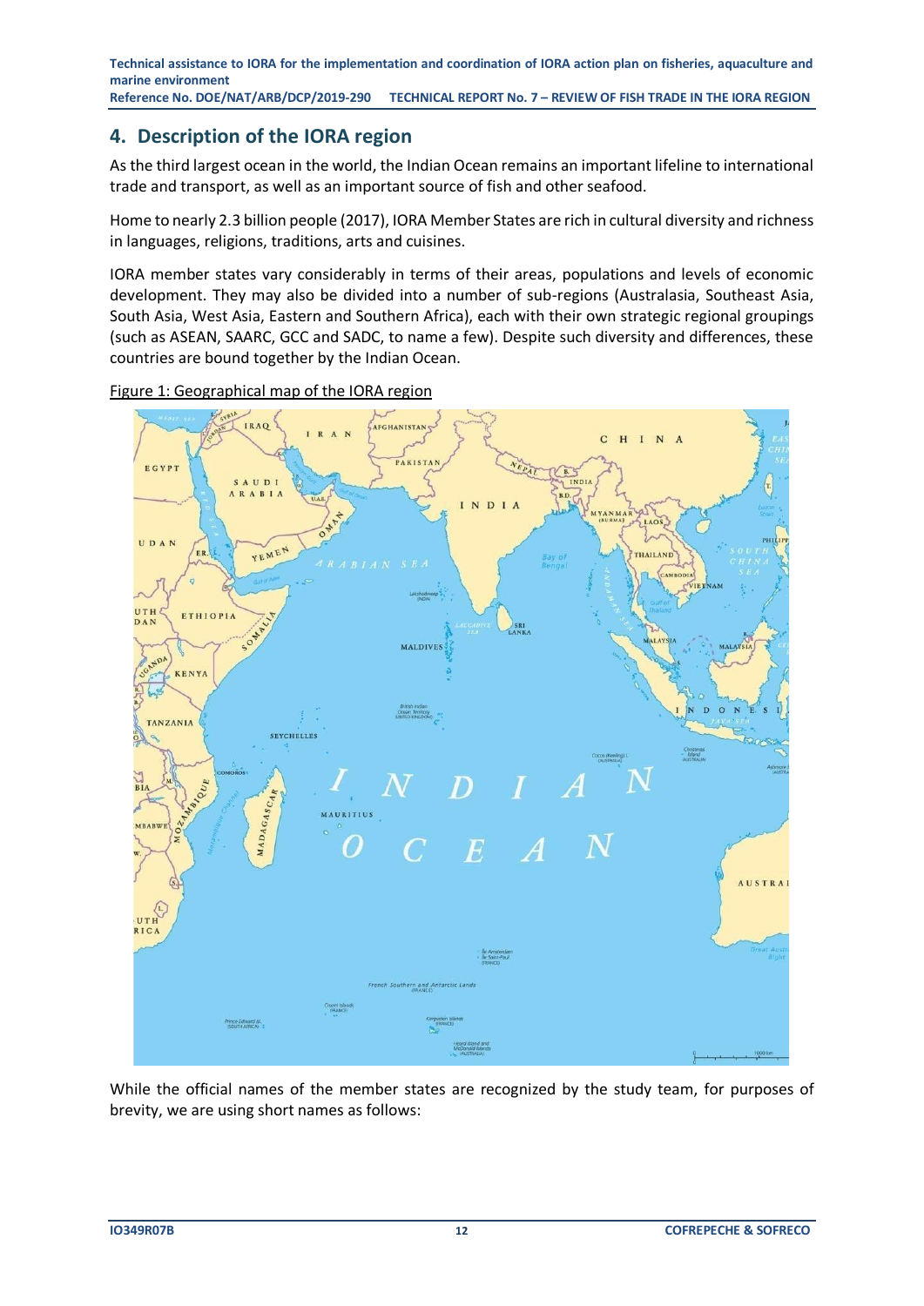## 4. Description of the IORA region

As the third largest ocean in the world, the Indian Ocean remains an important lifeline to international trade and transport, as well as an important source of fish and other seafood.

Home to nearly 2.3 billion people (2017), IORA Member States are rich in cultural diversity and richness in languages, religions, traditions, arts and cuisines.

IORA member states vary considerably in terms of their areas, populations and levels of economic development. They may also be divided into a number of sub-regions (Australasia, Southeast Asia, South Asia, West Asia, Eastern and Southern Africa), each with their own strategic regional groupings (such as ASEAN, SAARC, GCC and SADC, to name a few). Despite such diversity and differences, these countries are bound together by the Indian Ocean.

Figure 1: Geographical map of the IORA region

While the official names of the member states are recognized by the study team, for purposes of brevity, we are using short names as follows: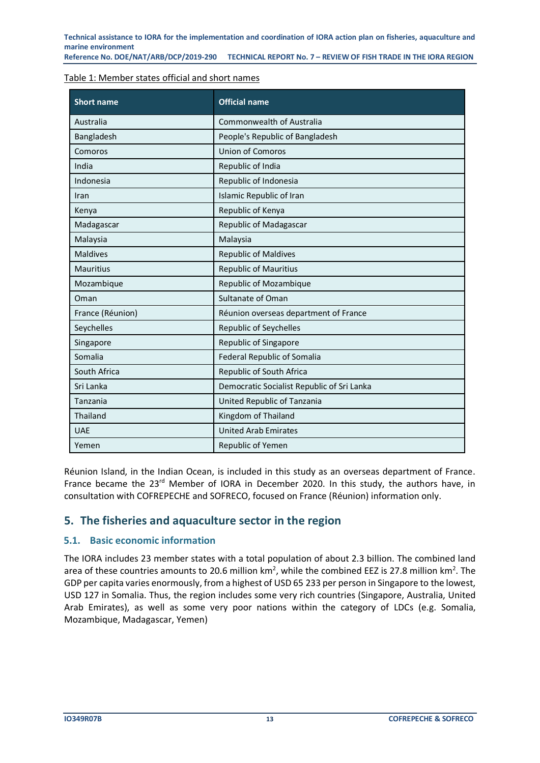Table 1: Member states official and short names

| Short name | Official name |
| --- | --- |
| Australia | Commonwealth of Australia |
| Bangladesh | People's Republic of Bangladesh |
| Comoros | Union of Comoros |
| India | Republic of India |
| Indonesia | Republic of Indonesia |
| Iran | Islamic Republic of Iran |
| Kenya | Republic of Kenya |
| Madagascar | Republic of Madagascar |
| Malaysia | Malaysia |
| Maldives | Republic of Maldives |
| Mauritius | Republic of Mauritius |
| Mozambique | Republic of Mozambique |
| Oman | Sultanate of Oman |
| France (Réunion) | Réunion overseas department of France |
| Seychelles | Republic of Seychelles |
| Singapore | Republic of Singapore |
| Somalia | Federal Republic of Somalia |
| South Africa | Republic of South Africa |
| Sri Lanka | Democratic Socialist Republic of Sri Lanka |
| Tanzania | United Republic of Tanzania |
| Thailand | Kingdom of Thailand |
| UAE | United Arab Emirates |
| Yemen | Republic of Yemen |

Réunion Island, in the Indian Ocean, is included in this study as an overseas department of France. France became the 23rd Member of IORA in December 2020. In this study, the authors have, in consultation with COFREPECHE and SOFRECO, focused on France (Réunion) information only.

## 5. The fisheries and aquaculture sector in the region

### 5.1. Basic economic information

The IORA includes 23 member states with a total population of about 2.3 billion. The combined land area of these countries amounts to 20.6 million km$^2$, while the combined EEZ is 27.8 million km$^2$. The GDP per capita varies enormously, from a highest of USD 65 233 per person in Singapore to the lowest, USD 127 in Somalia. Thus, the region includes some very rich countries (Singapore, Australia, United Arab Emirates), as well as some very poor nations within the category of LDCs (e.g. Somalia, Mozambique, Madagascar, Yemen)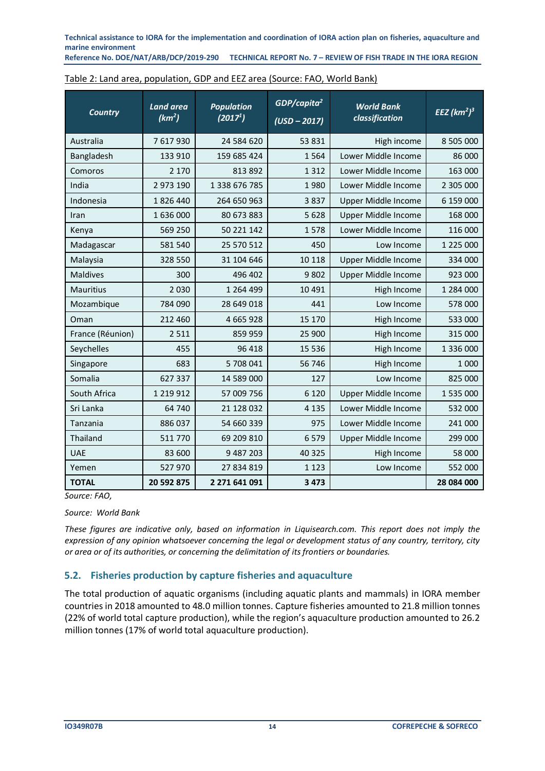Table 2: Land area, population, GDP and EEZ area (Source: FAO, World Bank)

| Country | Land area ($km^2$) | Population (2017[1]) | GDP/capita[2] (USD – 2017) | World Bank classification | EEZ ($km^2$)[3] |
|---|---|---|---|---|---|
| Australia | 7 617 930 | 24 584 620 | 53 831 | High income | 8 505 000 |
| Bangladesh | 133 910 | 159 685 424 | 1 564 | Lower Middle Income | 86 000 |
| Comoros | 2 170 | 813 892 | 1 312 | Lower Middle Income | 163 000 |
| India | 2 973 190 | 1 338 676 785 | 1 980 | Lower Middle Income | 2 305 000 |
| Indonesia | 1 826 440 | 264 650 963 | 3 837 | Upper Middle Income | 6 159 000 |
| Iran | 1 636 000 | 80 673 883 | 5 628 | Upper Middle Income | 168 000 |
| Kenya | 569 250 | 50 221 142 | 1 578 | Lower Middle Income | 116 000 |
| Madagascar | 581 540 | 25 570 512 | 450 | Low Income | 1 225 000 |
| Malaysia | 328 550 | 31 104 646 | 10 118 | Upper Middle Income | 334 000 |
| Maldives | 300 | 496 402 | 9 802 | Upper Middle Income | 923 000 |
| Mauritius | 2 030 | 1 264 499 | 10 491 | High Income | 1 284 000 |
| Mozambique | 784 090 | 28 649 018 | 441 | Low Income | 578 000 |
| Oman | 212 460 | 4 665 928 | 15 170 | High Income | 533 000 |
| France (Réunion) | 2 511 | 859 959 | 25 900 | High Income | 315 000 |
| Seychelles | 455 | 96 418 | 15 536 | High Income | 1 336 000 |
| Singapore | 683 | 5 708 041 | 56 746 | High Income | 1 000 |
| Somalia | 627 337 | 14 589 000 | 127 | Low Income | 825 000 |
| South Africa | 1 219 912 | 57 009 756 | 6 120 | Upper Middle Income | 1 535 000 |
| Sri Lanka | 64 740 | 21 128 032 | 4 135 | Lower Middle Income | 532 000 |
| Tanzania | 886 037 | 54 660 339 | 975 | Lower Middle Income | 241 000 |
| Thailand | 511 770 | 69 209 810 | 6 579 | Upper Middle Income | 299 000 |
| UAE | 83 600 | 9 487 203 | 40 325 | High Income | 58 000 |
| Yemen | 527 970 | 27 834 819 | 1 123 | Low Income | 552 000 |
| **TOTAL** | **20 592 875** | **2 271 641 091** | **3 473** | | **28 084 000** |

*Source: FAO,*

*Source: World Bank*

*These figures are indicative only, based on information in Liquisearch.com. This report does not imply the expression of any opinion whatsoever concerning the legal or development status of any country, territory, city or area or of its authorities, or concerning the delimitation of its frontiers or boundaries.*

## 5.2. Fisheries production by capture fisheries and aquaculture

The total production of aquatic organisms (including aquatic plants and mammals) in IORA member countries in 2018 amounted to 48.0 million tonnes. Capture fisheries amounted to 21.8 million tonnes (22% of world total capture production), while the region's aquaculture production amounted to 26.2 million tonnes (17% of world total aquaculture production).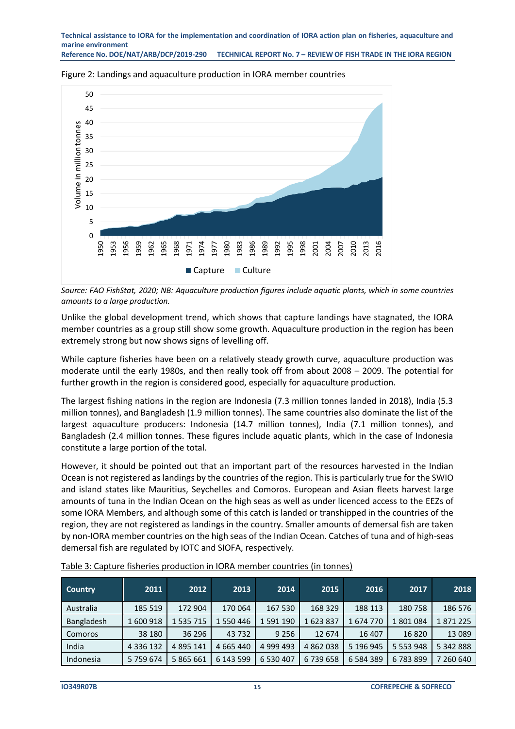Figure 2: Landings and aquaculture production in IORA member countries

*Source: FAO FishStat, 2020; NB: Aquaculture production figures include aquatic plants, which in some countries amounts to a large production.*

Unlike the global development trend, which shows that capture landings have stagnated, the IORA member countries as a group still show some growth. Aquaculture production in the region has been extremely strong but now shows signs of levelling off.

While capture fisheries have been on a relatively steady growth curve, aquaculture production was moderate until the early 1980s, and then really took off from about 2008 – 2009. The potential for further growth in the region is considered good, especially for aquaculture production.

The largest fishing nations in the region are Indonesia (7.3 million tonnes landed in 2018), India (5.3 million tonnes), and Bangladesh (1.9 million tonnes). The same countries also dominate the list of the largest aquaculture producers: Indonesia (14.7 million tonnes), India (7.1 million tonnes), and Bangladesh (2.4 million tonnes. These figures include aquatic plants, which in the case of Indonesia constitute a large portion of the total.

However, it should be pointed out that an important part of the resources harvested in the Indian Ocean is not registered as landings by the countries of the region. This is particularly true for the SWIO and island states like Mauritius, Seychelles and Comoros. European and Asian fleets harvest large amounts of tuna in the Indian Ocean on the high seas as well as under licenced access to the EEZs of some IORA Members, and although some of this catch is landed or transhipped in the countries of the region, they are not registered as landings in the country. Smaller amounts of demersal fish are taken by non-IORA member countries on the high seas of the Indian Ocean. Catches of tuna and of high-seas demersal fish are regulated by IOTC and SIOFA, respectively.

Table 3: Capture fisheries production in IORA member countries (in tonnes)

| Country | 2011 | 2012 | 2013 | 2014 | 2015 | 2016 | 2017 | 2018 |
|---|---|---|---|---|---|---|---|---|
| Australia | 185 519 | 172 904 | 170 064 | 167 530 | 168 329 | 188 113 | 180 758 | 186 576 |
| Bangladesh | 1 600 918 | 1 535 715 | 1 550 446 | 1 591 190 | 1 623 837 | 1 674 770 | 1 801 084 | 1 871 225 |
| Comoros | 38 180 | 36 296 | 43 732 | 9 256 | 12 674 | 16 407 | 16 820 | 13 089 |
| India | 4 336 132 | 4 895 141 | 4 665 440 | 4 999 493 | 4 862 038 | 5 196 945 | 5 553 948 | 5 342 888 |
| Indonesia | 5 759 674 | 5 865 661 | 6 143 599 | 6 530 407 | 6 739 658 | 6 584 389 | 6 783 899 | 7 260 640 |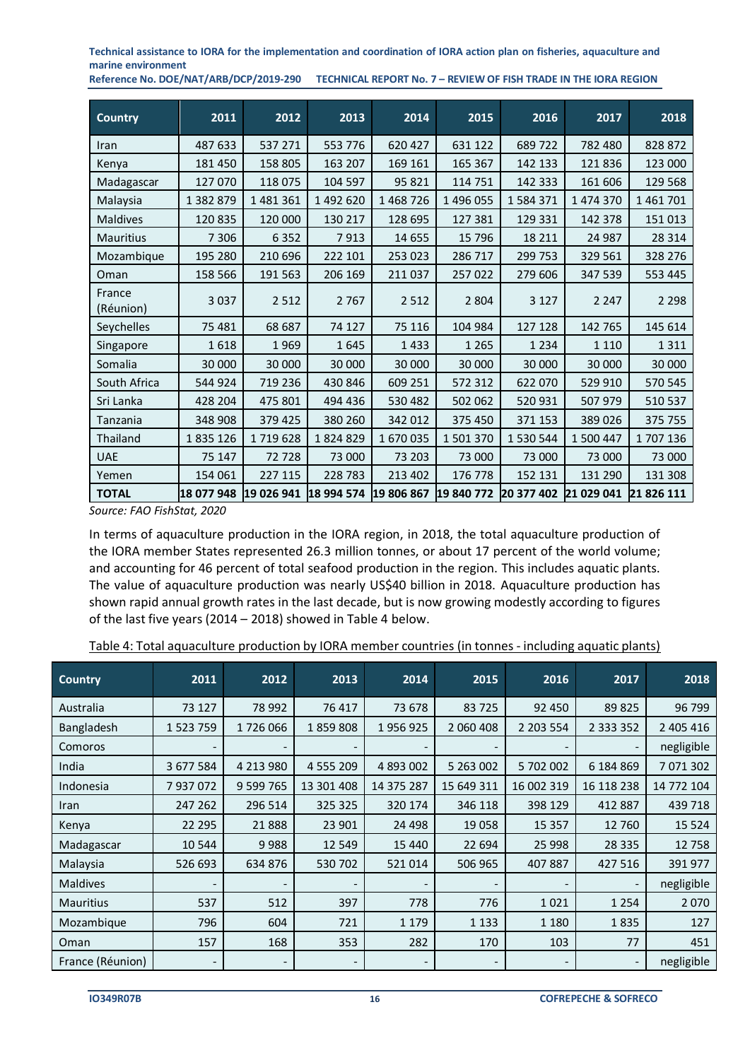| Country | 2011 | 2012 | 2013 | 2014 | 2015 | 2016 | 2017 | 2018 |
|---|---|---|---|---|---|---|---|---|
| Iran | 487 633 | 537 271 | 553 776 | 620 427 | 631 122 | 689 722 | 782 480 | 828 872 |
| Kenya | 181 450 | 158 805 | 163 207 | 169 161 | 165 367 | 142 133 | 121 836 | 123 000 |
| Madagascar | 127 070 | 118 075 | 104 597 | 95 821 | 114 751 | 142 333 | 161 606 | 129 568 |
| Malaysia | 1 382 879 | 1 481 361 | 1 492 620 | 1 468 726 | 1 496 055 | 1 584 371 | 1 474 370 | 1 461 701 |
| Maldives | 120 835 | 120 000 | 130 217 | 128 695 | 127 381 | 129 331 | 142 378 | 151 013 |
| Mauritius | 7 306 | 6 352 | 7 913 | 14 655 | 15 796 | 18 211 | 24 987 | 28 314 |
| Mozambique | 195 280 | 210 696 | 222 101 | 253 023 | 286 717 | 299 753 | 329 561 | 328 276 |
| Oman | 158 566 | 191 563 | 206 169 | 211 037 | 257 022 | 279 606 | 347 539 | 553 445 |
| France (Réunion) | 3 037 | 2 512 | 2 767 | 2 512 | 2 804 | 3 127 | 2 247 | 2 298 |
| Seychelles | 75 481 | 68 687 | 74 127 | 75 116 | 104 984 | 127 128 | 142 765 | 145 614 |
| Singapore | 1 618 | 1 969 | 1 645 | 1 433 | 1 265 | 1 234 | 1 110 | 1 311 |
| Somalia | 30 000 | 30 000 | 30 000 | 30 000 | 30 000 | 30 000 | 30 000 | 30 000 |
| South Africa | 544 924 | 719 236 | 430 846 | 609 251 | 572 312 | 622 070 | 529 910 | 570 545 |
| Sri Lanka | 428 204 | 475 801 | 494 436 | 530 482 | 502 062 | 520 931 | 507 979 | 510 537 |
| Tanzania | 348 908 | 379 425 | 380 260 | 342 012 | 375 450 | 371 153 | 389 026 | 375 755 |
| Thailand | 1 835 126 | 1 719 628 | 1 824 829 | 1 670 035 | 1 501 370 | 1 530 544 | 1 500 447 | 1 707 136 |
| UAE | 75 147 | 72 728 | 73 000 | 73 203 | 73 000 | 73 000 | 73 000 | 73 000 |
| Yemen | 154 061 | 227 115 | 228 783 | 213 402 | 176 778 | 152 131 | 131 290 | 131 308 |
| **TOTAL** | **18 077 948** | **19 026 941** | **18 994 574** | **19 806 867** | **19 840 772** | **20 377 402** | **21 029 041** | **21 826 111** |

*Source: FAO FishStat, 2020*

In terms of aquaculture production in the IORA region, in 2018, the total aquaculture production of the IORA member States represented 26.3 million tonnes, or about 17 percent of the world volume; and accounting for 46 percent of total seafood production in the region. This includes aquatic plants. The value of aquaculture production was nearly US$40 billion in 2018. Aquaculture production has shown rapid annual growth rates in the last decade, but is now growing modestly according to figures of the last five years (2014 – 2018) showed in Table 4 below.

Table 4: Total aquaculture production by IORA member countries (in tonnes - including aquatic plants)

| Country | 2011 | 2012 | 2013 | 2014 | 2015 | 2016 | 2017 | 2018 |
|---|---|---|---|---|---|---|---|---|
| Australia | 73 127 | 78 992 | 76 417 | 73 678 | 83 725 | 92 450 | 89 825 | 96 799 |
| Bangladesh | 1 523 759 | 1 726 066 | 1 859 808 | 1 956 925 | 2 060 408 | 2 203 554 | 2 333 352 | 2 405 416 |
| Comoros | - | - | - | - | - | - | - | negligible |
| India | 3 677 584 | 4 213 980 | 4 555 209 | 4 893 002 | 5 263 002 | 5 702 002 | 6 184 869 | 7 071 302 |
| Indonesia | 7 937 072 | 9 599 765 | 13 301 408 | 14 375 287 | 15 649 311 | 16 002 319 | 16 118 238 | 14 772 104 |
| Iran | 247 262 | 296 514 | 325 325 | 320 174 | 346 118 | 398 129 | 412 887 | 439 718 |
| Kenya | 22 295 | 21 888 | 23 901 | 24 498 | 19 058 | 15 357 | 12 760 | 15 524 |
| Madagascar | 10 544 | 9 988 | 12 549 | 15 440 | 22 694 | 25 998 | 28 335 | 12 758 |
| Malaysia | 526 693 | 634 876 | 530 702 | 521 014 | 506 965 | 407 887 | 427 516 | 391 977 |
| Maldives | - | - | - | - | - | - | - | negligible |
| Mauritius | 537 | 512 | 397 | 778 | 776 | 1 021 | 1 254 | 2 070 |
| Mozambique | 796 | 604 | 721 | 1 179 | 1 133 | 1 180 | 1 835 | 127 |
| Oman | 157 | 168 | 353 | 282 | 170 | 103 | 77 | 451 |
| France (Réunion) | - | - | - | - | - | - | - | negligible |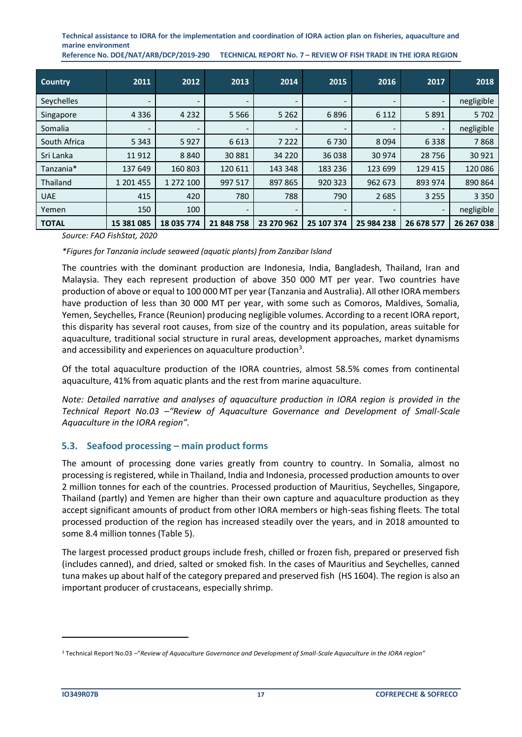| Country | 2011 | 2012 | 2013 | 2014 | 2015 | 2016 | 2017 | 2018 |
|---|---|---|---|---|---|---|---|---|
| Seychelles | - | - | - | - | - | - | - | negligible |
| Singapore | 4 336 | 4 232 | 5 566 | 5 262 | 6 896 | 6 112 | 5 891 | 5 702 |
| Somalia | - | - | - | - | - | - | - | negligible |
| South Africa | 5 343 | 5 927 | 6 613 | 7 222 | 6 730 | 8 094 | 6 338 | 7 868 |
| Sri Lanka | 11 912 | 8 840 | 30 881 | 34 220 | 36 038 | 30 974 | 28 756 | 30 921 |
| Tanzania* | 137 649 | 160 803 | 120 611 | 143 348 | 183 236 | 123 699 | 129 415 | 120 086 |
| Thailand | 1 201 455 | 1 272 100 | 997 517 | 897 865 | 920 323 | 962 673 | 893 974 | 890 864 |
| UAE | 415 | 420 | 780 | 788 | 790 | 2 685 | 3 255 | 3 350 |
| Yemen | 150 | 100 | - | - | - | - | - | negligible |
| **TOTAL** | **15 381 085** | **18 035 774** | **21 848 758** | **23 270 962** | **25 107 374** | **25 984 238** | **26 678 577** | **26 267 038** |

*Source: FAO FishStat, 2020*

**Figures for Tanzania include seaweed (aquatic plants) from Zanzibar Island*

The countries with the dominant production are Indonesia, India, Bangladesh, Thailand, Iran and Malaysia. They each represent production of above 350 000 MT per year. Two countries have production of above or equal to 100 000 MT per year (Tanzania and Australia). All other IORA members have production of less than 30 000 MT per year, with some such as Comoros, Maldives, Somalia, Yemen, Seychelles, France (Reunion) producing negligible volumes. According to a recent IORA report, this disparity has several root causes, from size of the country and its population, areas suitable for aquaculture, traditional social structure in rural areas, development approaches, market dynamisms and accessibility and experiences on aquaculture production[3].

Of the total aquaculture production of the IORA countries, almost 58.5% comes from continental aquaculture, 41% from aquatic plants and the rest from marine aquaculture.

*Note: Detailed narrative and analyses of aquaculture production in IORA region is provided in the Technical Report No.03 –"Review of Aquaculture Governance and Development of Small-Scale Aquaculture in the IORA region".*

## 5.3. Seafood processing – main product forms

The amount of processing done varies greatly from country to country. In Somalia, almost no processing is registered, while in Thailand, India and Indonesia, processed production amounts to over 2 million tonnes for each of the countries. Processed production of Mauritius, Seychelles, Singapore, Thailand (partly) and Yemen are higher than their own capture and aquaculture production as they accept significant amounts of product from other IORA members or high-seas fishing fleets. The total processed production of the region has increased steadily over the years, and in 2018 amounted to some 8.4 million tonnes (Table 5).

The largest processed product groups include fresh, chilled or frozen fish, prepared or preserved fish (includes canned), and dried, salted or smoked fish. In the cases of Mauritius and Seychelles, canned tuna makes up about half of the category prepared and preserved fish (HS 1604). The region is also an important producer of crustaceans, especially shrimp.

[3] Technical Report No.03 –"*Review of Aquaculture Governance and Development of Small-Scale Aquaculture in the IORA region*"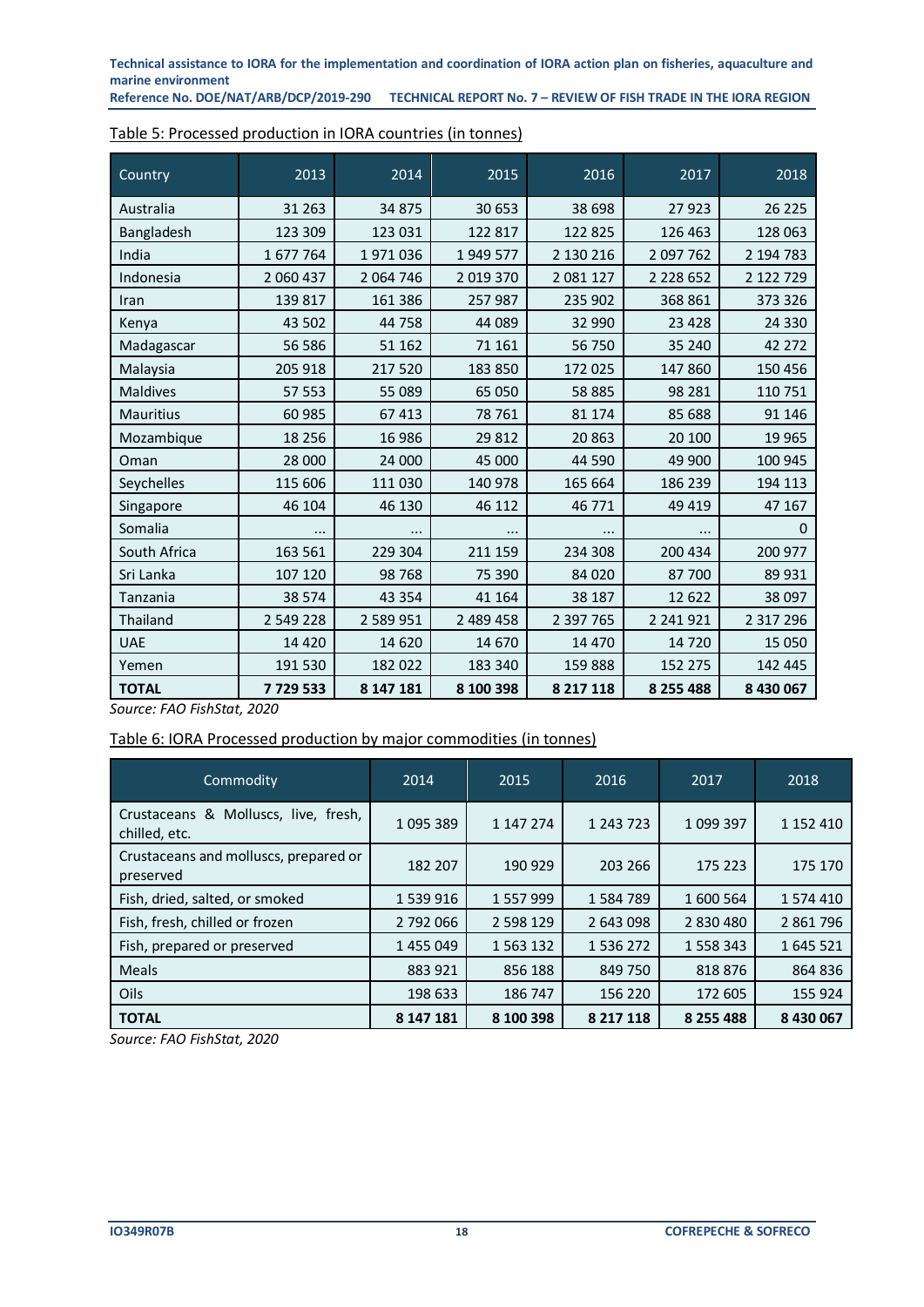Table 5: Processed production in IORA countries (in tonnes)

| Country | 2013 | 2014 | 2015 | 2016 | 2017 | 2018 |
|---|---|---|---|---|---|---|
| Australia | 31 263 | 34 875 | 30 653 | 38 698 | 27 923 | 26 225 |
| Bangladesh | 123 309 | 123 031 | 122 817 | 122 825 | 126 463 | 128 063 |
| India | 1 677 764 | 1 971 036 | 1 949 577 | 2 130 216 | 2 097 762 | 2 194 783 |
| Indonesia | 2 060 437 | 2 064 746 | 2 019 370 | 2 081 127 | 2 228 652 | 2 122 729 |
| Iran | 139 817 | 161 386 | 257 987 | 235 902 | 368 861 | 373 326 |
| Kenya | 43 502 | 44 758 | 44 089 | 32 990 | 23 428 | 24 330 |
| Madagascar | 56 586 | 51 162 | 71 161 | 56 750 | 35 240 | 42 272 |
| Malaysia | 205 918 | 217 520 | 183 850 | 172 025 | 147 860 | 150 456 |
| Maldives | 57 553 | 55 089 | 65 050 | 58 885 | 98 281 | 110 751 |
| Mauritius | 60 985 | 67 413 | 78 761 | 81 174 | 85 688 | 91 146 |
| Mozambique | 18 256 | 16 986 | 29 812 | 20 863 | 20 100 | 19 965 |
| Oman | 28 000 | 24 000 | 45 000 | 44 590 | 49 900 | 100 945 |
| Seychelles | 115 606 | 111 030 | 140 978 | 165 664 | 186 239 | 194 113 |
| Singapore | 46 104 | 46 130 | 46 112 | 46 771 | 49 419 | 47 167 |
| Somalia | ... | ... | ... | ... | ... | 0 |
| South Africa | 163 561 | 229 304 | 211 159 | 234 308 | 200 434 | 200 977 |
| Sri Lanka | 107 120 | 98 768 | 75 390 | 84 020 | 87 700 | 89 931 |
| Tanzania | 38 574 | 43 354 | 41 164 | 38 187 | 12 622 | 38 097 |
| Thailand | 2 549 228 | 2 589 951 | 2 489 458 | 2 397 765 | 2 241 921 | 2 317 296 |
| UAE | 14 420 | 14 620 | 14 670 | 14 470 | 14 720 | 15 050 |
| Yemen | 191 530 | 182 022 | 183 340 | 159 888 | 152 275 | 142 445 |
| **TOTAL** | **7 729 533** | **8 147 181** | **8 100 398** | **8 217 118** | **8 255 488** | **8 430 067** |

*Source: FAO FishStat, 2020*

Table 6: IORA Processed production by major commodities (in tonnes)

| Commodity | 2014 | 2015 | 2016 | 2017 | 2018 |
|---|---|---|---|---|---|
| Crustaceans & Molluscs, live, fresh, chilled, etc. | 1 095 389 | 1 147 274 | 1 243 723 | 1 099 397 | 1 152 410 |
| Crustaceans and molluscs, prepared or preserved | 182 207 | 190 929 | 203 266 | 175 223 | 175 170 |
| Fish, dried, salted, or smoked | 1 539 916 | 1 557 999 | 1 584 789 | 1 600 564 | 1 574 410 |
| Fish, fresh, chilled or frozen | 2 792 066 | 2 598 129 | 2 643 098 | 2 830 480 | 2 861 796 |
| Fish, prepared or preserved | 1 455 049 | 1 563 132 | 1 536 272 | 1 558 343 | 1 645 521 |
| Meals | 883 921 | 856 188 | 849 750 | 818 876 | 864 836 |
| Oils | 198 633 | 186 747 | 156 220 | 172 605 | 155 924 |
| **TOTAL** | **8 147 181** | **8 100 398** | **8 217 118** | **8 255 488** | **8 430 067** |

*Source: FAO FishStat, 2020*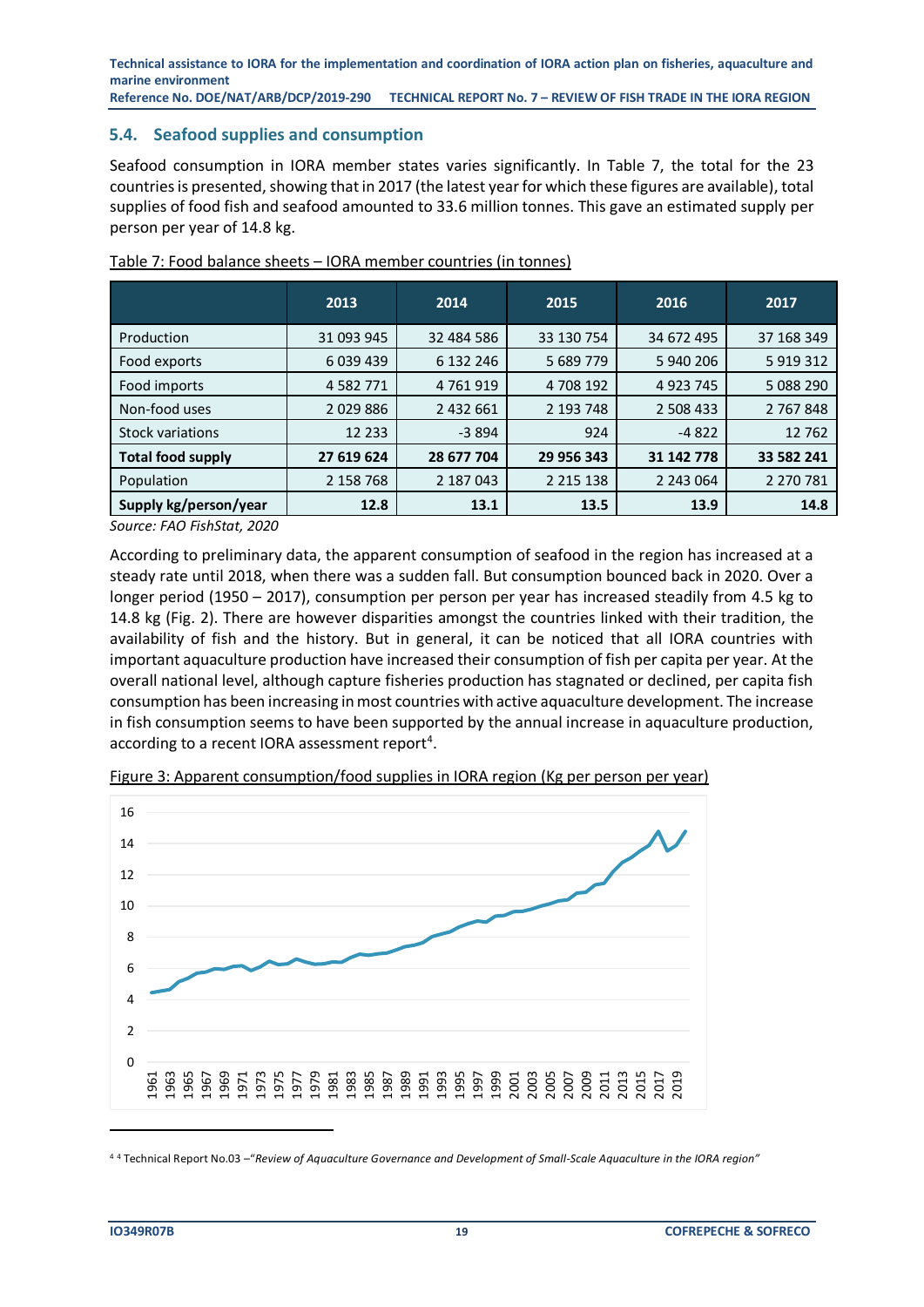## 5.4. Seafood supplies and consumption

Seafood consumption in IORA member states varies significantly. In Table 7, the total for the 23 countries is presented, showing that in 2017 (the latest year for which these figures are available), total supplies of food fish and seafood amounted to 33.6 million tonnes. This gave an estimated supply per person per year of 14.8 kg.

Table 7: Food balance sheets – IORA member countries (in tonnes)

| | 2013 | 2014 | 2015 | 2016 | 2017 |
|---|---|---|---|---|---|
| Production | 31 093 945 | 32 484 586 | 33 130 754 | 34 672 495 | 37 168 349 |
| Food exports | 6 039 439 | 6 132 246 | 5 689 779 | 5 940 206 | 5 919 312 |
| Food imports | 4 582 771 | 4 761 919 | 4 708 192 | 4 923 745 | 5 088 290 |
| Non-food uses | 2 029 886 | 2 432 661 | 2 193 748 | 2 508 433 | 2 767 848 |
| Stock variations | 12 233 | -3 894 | 924 | -4 822 | 12 762 |
| **Total food supply** | **27 619 624** | **28 677 704** | **29 956 343** | **31 142 778** | **33 582 241** |
| Population | 2 158 768 | 2 187 043 | 2 215 138 | 2 243 064 | 2 270 781 |
| **Supply kg/person/year** | **12.8** | **13.1** | **13.5** | **13.9** | **14.8** |

*Source: FAO FishStat, 2020*

According to preliminary data, the apparent consumption of seafood in the region has increased at a steady rate until 2018, when there was a sudden fall. But consumption bounced back in 2020. Over a longer period (1950 – 2017), consumption per person per year has increased steadily from 4.5 kg to 14.8 kg (Fig. 2). There are however disparities amongst the countries linked with their tradition, the availability of fish and the history. But in general, it can be noticed that all IORA countries with important aquaculture production have increased their consumption of fish per capita per year. At the overall national level, although capture fisheries production has stagnated or declined, per capita fish consumption has been increasing in most countries with active aquaculture development. The increase in fish consumption seems to have been supported by the annual increase in aquaculture production, according to a recent IORA assessment report[4].

Figure 3: Apparent consumption/food supplies in IORA region (Kg per person per year)

[4] Technical Report No.03 –"*Review of Aquaculture Governance and Development of Small-Scale Aquaculture in the IORA region"*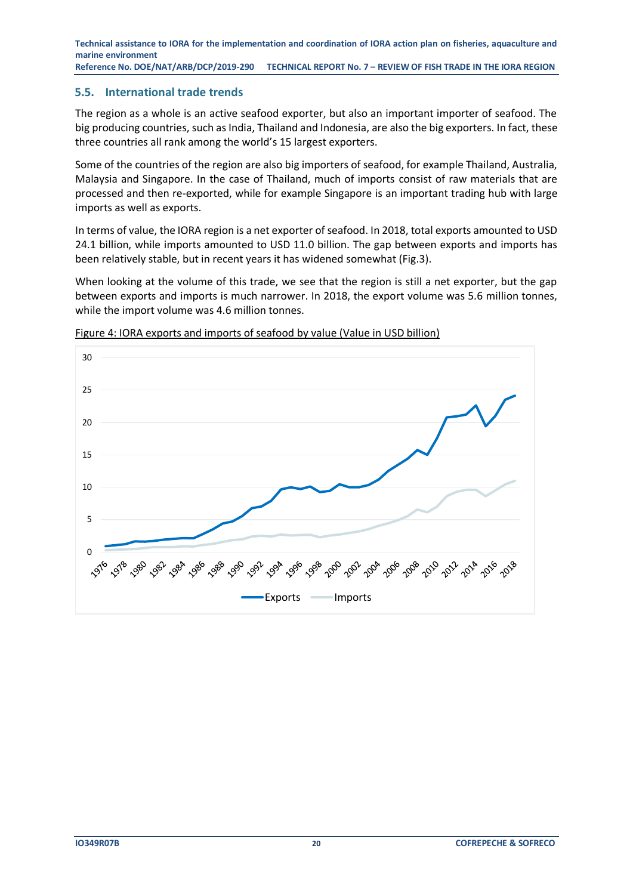## 5.5. International trade trends

The region as a whole is an active seafood exporter, but also an important importer of seafood. The big producing countries, such as India, Thailand and Indonesia, are also the big exporters. In fact, these three countries all rank among the world's 15 largest exporters.

Some of the countries of the region are also big importers of seafood, for example Thailand, Australia, Malaysia and Singapore. In the case of Thailand, much of imports consist of raw materials that are processed and then re-exported, while for example Singapore is an important trading hub with large imports as well as exports.

In terms of value, the IORA region is a net exporter of seafood. In 2018, total exports amounted to USD 24.1 billion, while imports amounted to USD 11.0 billion. The gap between exports and imports has been relatively stable, but in recent years it has widened somewhat (Fig.3).

When looking at the volume of this trade, we see that the region is still a net exporter, but the gap between exports and imports is much narrower. In 2018, the export volume was 5.6 million tonnes, while the import volume was 4.6 million tonnes.

Figure 4: IORA exports and imports of seafood by value (Value in USD billion)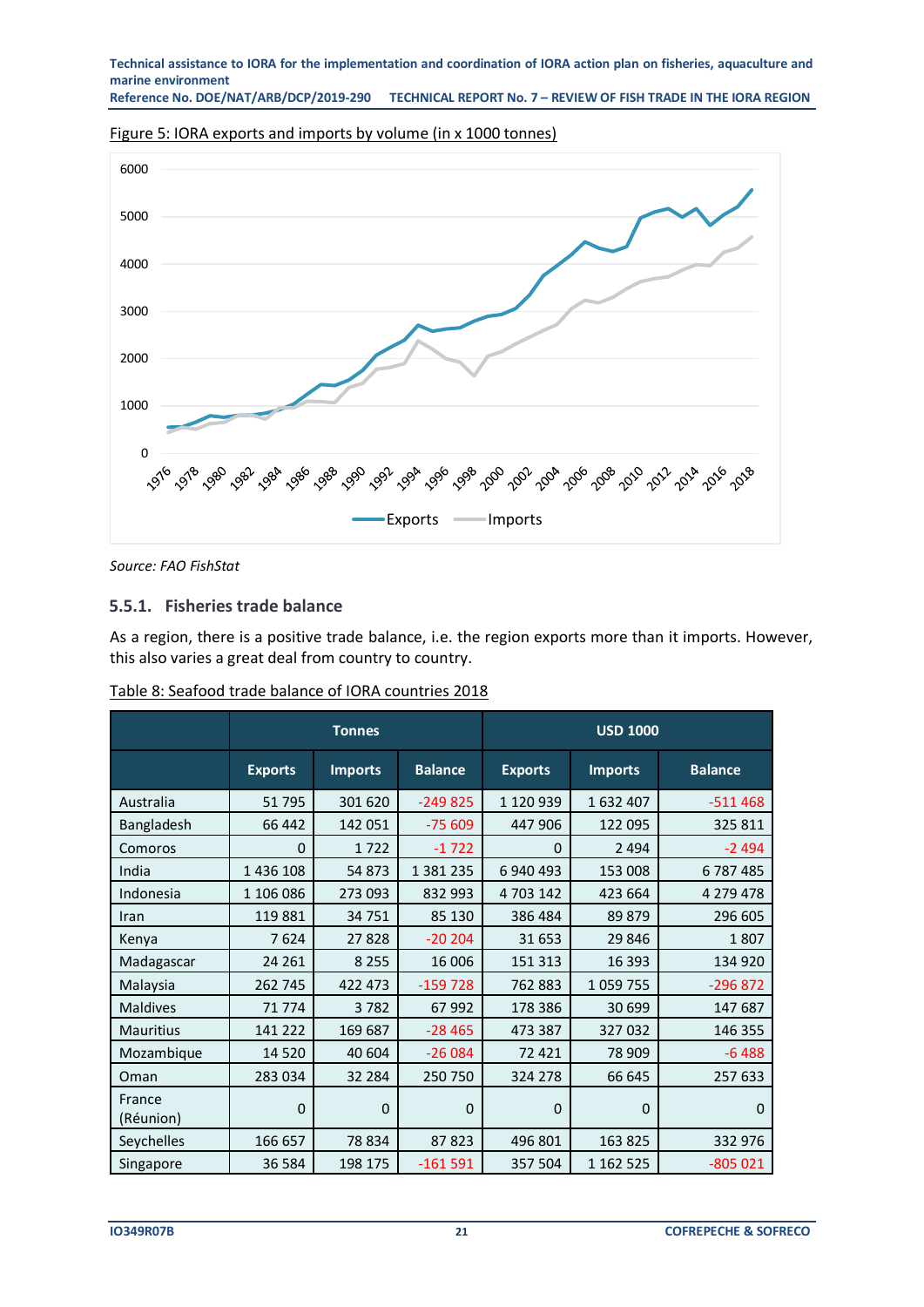Figure 5: IORA exports and imports by volume (in x 1000 tonnes)

Source: FAO FishStat

### 5.5.1. Fisheries trade balance

As a region, there is a positive trade balance, i.e. the region exports more than it imports. However, this also varies a great deal from country to country.

Table 8: Seafood trade balance of IORA countries 2018

| | Tonnes | | | USD 1000 | | |
|---|---|---|---|---|---|---|
| | Exports | Imports | Balance | Exports | Imports | Balance |
| Australia | 51 795 | 301 620 | -249 825 | 1 120 939 | 1 632 407 | -511 468 |
| Bangladesh | 66 442 | 142 051 | -75 609 | 447 906 | 122 095 | 325 811 |
| Comoros | 0 | 1 722 | -1 722 | 0 | 2 494 | -2 494 |
| India | 1 436 108 | 54 873 | 1 381 235 | 6 940 493 | 153 008 | 6 787 485 |
| Indonesia | 1 106 086 | 273 093 | 832 993 | 4 703 142 | 423 664 | 4 279 478 |
| Iran | 119 881 | 34 751 | 85 130 | 386 484 | 89 879 | 296 605 |
| Kenya | 7 624 | 27 828 | -20 204 | 31 653 | 29 846 | 1 807 |
| Madagascar | 24 261 | 8 255 | 16 006 | 151 313 | 16 393 | 134 920 |
| Malaysia | 262 745 | 422 473 | -159 728 | 762 883 | 1 059 755 | -296 872 |
| Maldives | 71 774 | 3 782 | 67 992 | 178 386 | 30 699 | 147 687 |
| Mauritius | 141 222 | 169 687 | -28 465 | 473 387 | 327 032 | 146 355 |
| Mozambique | 14 520 | 40 604 | -26 084 | 72 421 | 78 909 | -6 488 |
| Oman | 283 034 | 32 284 | 250 750 | 324 278 | 66 645 | 257 633 |
| France (Réunion) | 0 | 0 | 0 | 0 | 0 | 0 |
| Seychelles | 166 657 | 78 834 | 87 823 | 496 801 | 163 825 | 332 976 |
| Singapore | 36 584 | 198 175 | -161 591 | 357 504 | 1 162 525 | -805 021 |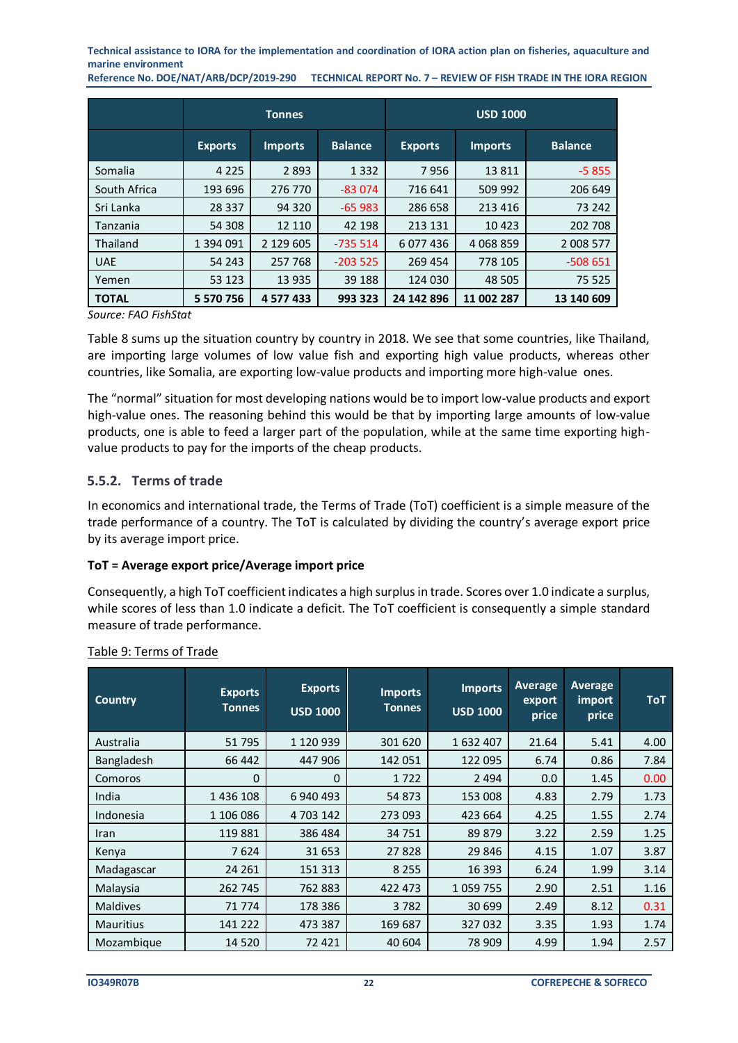| | Tonnes | | | USD 1000 | | |
|---|---|---|---|---|---|---|
| | Exports | Imports | Balance | Exports | Imports | Balance |
| Somalia | 4 225 | 2 893 | 1 332 | 7 956 | 13 811 | -5 855 |
| South Africa | 193 696 | 276 770 | -83 074 | 716 641 | 509 992 | 206 649 |
| Sri Lanka | 28 337 | 94 320 | -65 983 | 286 658 | 213 416 | 73 242 |
| Tanzania | 54 308 | 12 110 | 42 198 | 213 131 | 10 423 | 202 708 |
| Thailand | 1 394 091 | 2 129 605 | -735 514 | 6 077 436 | 4 068 859 | 2 008 577 |
| UAE | 54 243 | 257 768 | -203 525 | 269 454 | 778 105 | -508 651 |
| Yemen | 53 123 | 13 935 | 39 188 | 124 030 | 48 505 | 75 525 |
| **TOTAL** | **5 570 756** | **4 577 433** | **993 323** | **24 142 896** | **11 002 287** | **13 140 609** |

*Source: FAO FishStat*

Table 8 sums up the situation country by country in 2018. We see that some countries, like Thailand, are importing large volumes of low value fish and exporting high value products, whereas other countries, like Somalia, are exporting low-value products and importing more high-value ones.

The "normal" situation for most developing nations would be to import low-value products and export high-value ones. The reasoning behind this would be that by importing large amounts of low-value products, one is able to feed a larger part of the population, while at the same time exporting high-value products to pay for the imports of the cheap products.

### 5.5.2. Terms of trade

In economics and international trade, the Terms of Trade (ToT) coefficient is a simple measure of the trade performance of a country. The ToT is calculated by dividing the country's average export price by its average import price.

**ToT = Average export price/Average import price**

Consequently, a high ToT coefficient indicates a high surplus in trade. Scores over 1.0 indicate a surplus, while scores of less than 1.0 indicate a deficit. The ToT coefficient is consequently a simple standard measure of trade performance.

Table 9: Terms of Trade

| Country | Exports Tonnes | Exports USD 1000 | Imports Tonnes | Imports USD 1000 | Average export price | Average import price | ToT |
|---|---|---|---|---|---|---|---|
| Australia | 51 795 | 1 120 939 | 301 620 | 1 632 407 | 21.64 | 5.41 | 4.00 |
| Bangladesh | 66 442 | 447 906 | 142 051 | 122 095 | 6.74 | 0.86 | 7.84 |
| Comoros | 0 | 0 | 1 722 | 2 494 | 0.0 | 1.45 | 0.00 |
| India | 1 436 108 | 6 940 493 | 54 873 | 153 008 | 4.83 | 2.79 | 1.73 |
| Indonesia | 1 106 086 | 4 703 142 | 273 093 | 423 664 | 4.25 | 1.55 | 2.74 |
| Iran | 119 881 | 386 484 | 34 751 | 89 879 | 3.22 | 2.59 | 1.25 |
| Kenya | 7 624 | 31 653 | 27 828 | 29 846 | 4.15 | 1.07 | 3.87 |
| Madagascar | 24 261 | 151 313 | 8 255 | 16 393 | 6.24 | 1.99 | 3.14 |
| Malaysia | 262 745 | 762 883 | 422 473 | 1 059 755 | 2.90 | 2.51 | 1.16 |
| Maldives | 71 774 | 178 386 | 3 782 | 30 699 | 2.49 | 8.12 | 0.31 |
| Mauritius | 141 222 | 473 387 | 169 687 | 327 032 | 3.35 | 1.93 | 1.74 |
| Mozambique | 14 520 | 72 421 | 40 604 | 78 909 | 4.99 | 1.94 | 2.57 |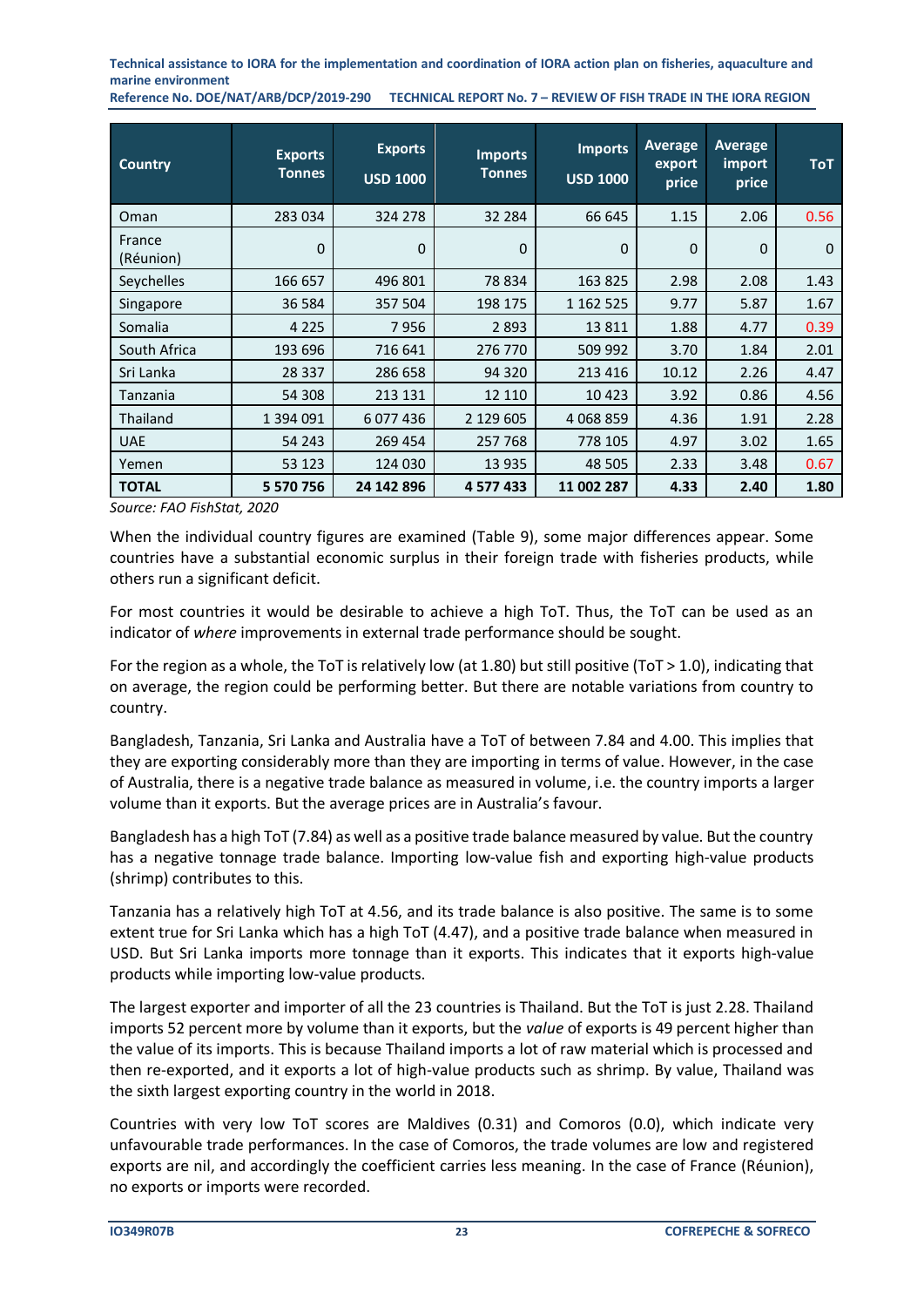| Country | Exports Tonnes | Exports USD 1000 | Imports Tonnes | Imports USD 1000 | Average export price | Average import price | ToT |
|---|---|---|---|---|---|---|---|
| Oman | 283 034 | 324 278 | 32 284 | 66 645 | 1.15 | 2.06 | 0.56 |
| France (Réunion) | 0 | 0 | 0 | 0 | 0 | 0 | 0 |
| Seychelles | 166 657 | 496 801 | 78 834 | 163 825 | 2.98 | 2.08 | 1.43 |
| Singapore | 36 584 | 357 504 | 198 175 | 1 162 525 | 9.77 | 5.87 | 1.67 |
| Somalia | 4 225 | 7 956 | 2 893 | 13 811 | 1.88 | 4.77 | 0.39 |
| South Africa | 193 696 | 716 641 | 276 770 | 509 992 | 3.70 | 1.84 | 2.01 |
| Sri Lanka | 28 337 | 286 658 | 94 320 | 213 416 | 10.12 | 2.26 | 4.47 |
| Tanzania | 54 308 | 213 131 | 12 110 | 10 423 | 3.92 | 0.86 | 4.56 |
| Thailand | 1 394 091 | 6 077 436 | 2 129 605 | 4 068 859 | 4.36 | 1.91 | 2.28 |
| UAE | 54 243 | 269 454 | 257 768 | 778 105 | 4.97 | 3.02 | 1.65 |
| Yemen | 53 123 | 124 030 | 13 935 | 48 505 | 2.33 | 3.48 | 0.67 |
| **TOTAL** | **5 570 756** | **24 142 896** | **4 577 433** | **11 002 287** | **4.33** | **2.40** | **1.80** |

*Source: FAO FishStat, 2020*

When the individual country figures are examined (Table 9), some major differences appear. Some countries have a substantial economic surplus in their foreign trade with fisheries products, while others run a significant deficit.

For most countries it would be desirable to achieve a high ToT. Thus, the ToT can be used as an indicator of *where* improvements in external trade performance should be sought.

For the region as a whole, the ToT is relatively low (at 1.80) but still positive (ToT > 1.0), indicating that on average, the region could be performing better. But there are notable variations from country to country.

Bangladesh, Tanzania, Sri Lanka and Australia have a ToT of between 7.84 and 4.00. This implies that they are exporting considerably more than they are importing in terms of value. However, in the case of Australia, there is a negative trade balance as measured in volume, i.e. the country imports a larger volume than it exports. But the average prices are in Australia's favour.

Bangladesh has a high ToT (7.84) as well as a positive trade balance measured by value. But the country has a negative tonnage trade balance. Importing low-value fish and exporting high-value products (shrimp) contributes to this.

Tanzania has a relatively high ToT at 4.56, and its trade balance is also positive. The same is to some extent true for Sri Lanka which has a high ToT (4.47), and a positive trade balance when measured in USD. But Sri Lanka imports more tonnage than it exports. This indicates that it exports high-value products while importing low-value products.

The largest exporter and importer of all the 23 countries is Thailand. But the ToT is just 2.28. Thailand imports 52 percent more by volume than it exports, but the *value* of exports is 49 percent higher than the value of its imports. This is because Thailand imports a lot of raw material which is processed and then re-exported, and it exports a lot of high-value products such as shrimp. By value, Thailand was the sixth largest exporting country in the world in 2018.

Countries with very low ToT scores are Maldives (0.31) and Comoros (0.0), which indicate very unfavourable trade performances. In the case of Comoros, the trade volumes are low and registered exports are nil, and accordingly the coefficient carries less meaning. In the case of France (Réunion), no exports or imports were recorded.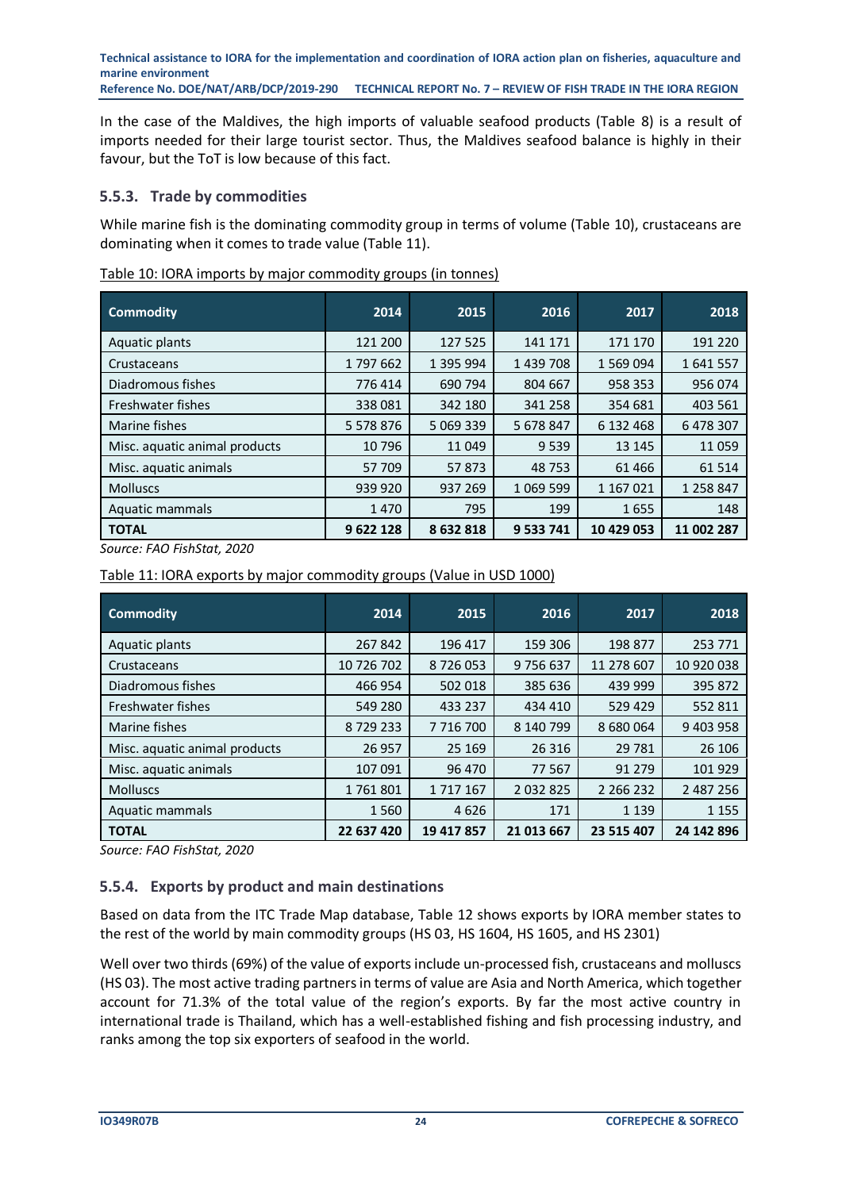In the case of the Maldives, the high imports of valuable seafood products (Table 8) is a result of imports needed for their large tourist sector. Thus, the Maldives seafood balance is highly in their favour, but the ToT is low because of this fact.

### 5.5.3. Trade by commodities

While marine fish is the dominating commodity group in terms of volume (Table 10), crustaceans are dominating when it comes to trade value (Table 11).

Table 10: IORA imports by major commodity groups (in tonnes)

| Commodity | 2014 | 2015 | 2016 | 2017 | 2018 |
|---|---|---|---|---|---|
| Aquatic plants | 121 200 | 127 525 | 141 171 | 171 170 | 191 220 |
| Crustaceans | 1 797 662 | 1 395 994 | 1 439 708 | 1 569 094 | 1 641 557 |
| Diadromous fishes | 776 414 | 690 794 | 804 667 | 958 353 | 956 074 |
| Freshwater fishes | 338 081 | 342 180 | 341 258 | 354 681 | 403 561 |
| Marine fishes | 5 578 876 | 5 069 339 | 5 678 847 | 6 132 468 | 6 478 307 |
| Misc. aquatic animal products | 10 796 | 11 049 | 9 539 | 13 145 | 11 059 |
| Misc. aquatic animals | 57 709 | 57 873 | 48 753 | 61 466 | 61 514 |
| Molluscs | 939 920 | 937 269 | 1 069 599 | 1 167 021 | 1 258 847 |
| Aquatic mammals | 1 470 | 795 | 199 | 1 655 | 148 |
| **TOTAL** | **9 622 128** | **8 632 818** | **9 533 741** | **10 429 053** | **11 002 287** |

*Source: FAO FishStat, 2020*

Table 11: IORA exports by major commodity groups (Value in USD 1000)

| Commodity | 2014 | 2015 | 2016 | 2017 | 2018 |
|---|---|---|---|---|---|
| Aquatic plants | 267 842 | 196 417 | 159 306 | 198 877 | 253 771 |
| Crustaceans | 10 726 702 | 8 726 053 | 9 756 637 | 11 278 607 | 10 920 038 |
| Diadromous fishes | 466 954 | 502 018 | 385 636 | 439 999 | 395 872 |
| Freshwater fishes | 549 280 | 433 237 | 434 410 | 529 429 | 552 811 |
| Marine fishes | 8 729 233 | 7 716 700 | 8 140 799 | 8 680 064 | 9 403 958 |
| Misc. aquatic animal products | 26 957 | 25 169 | 26 316 | 29 781 | 26 106 |
| Misc. aquatic animals | 107 091 | 96 470 | 77 567 | 91 279 | 101 929 |
| Molluscs | 1 761 801 | 1 717 167 | 2 032 825 | 2 266 232 | 2 487 256 |
| Aquatic mammals | 1 560 | 4 626 | 171 | 1 139 | 1 155 |
| **TOTAL** | **22 637 420** | **19 417 857** | **21 013 667** | **23 515 407** | **24 142 896** |

*Source: FAO FishStat, 2020*

### 5.5.4. Exports by product and main destinations

Based on data from the ITC Trade Map database, Table 12 shows exports by IORA member states to the rest of the world by main commodity groups (HS 03, HS 1604, HS 1605, and HS 2301)

Well over two thirds (69%) of the value of exports include un-processed fish, crustaceans and molluscs (HS 03). The most active trading partners in terms of value are Asia and North America, which together account for 71.3% of the total value of the region's exports. By far the most active country in international trade is Thailand, which has a well-established fishing and fish processing industry, and ranks among the top six exporters of seafood in the world.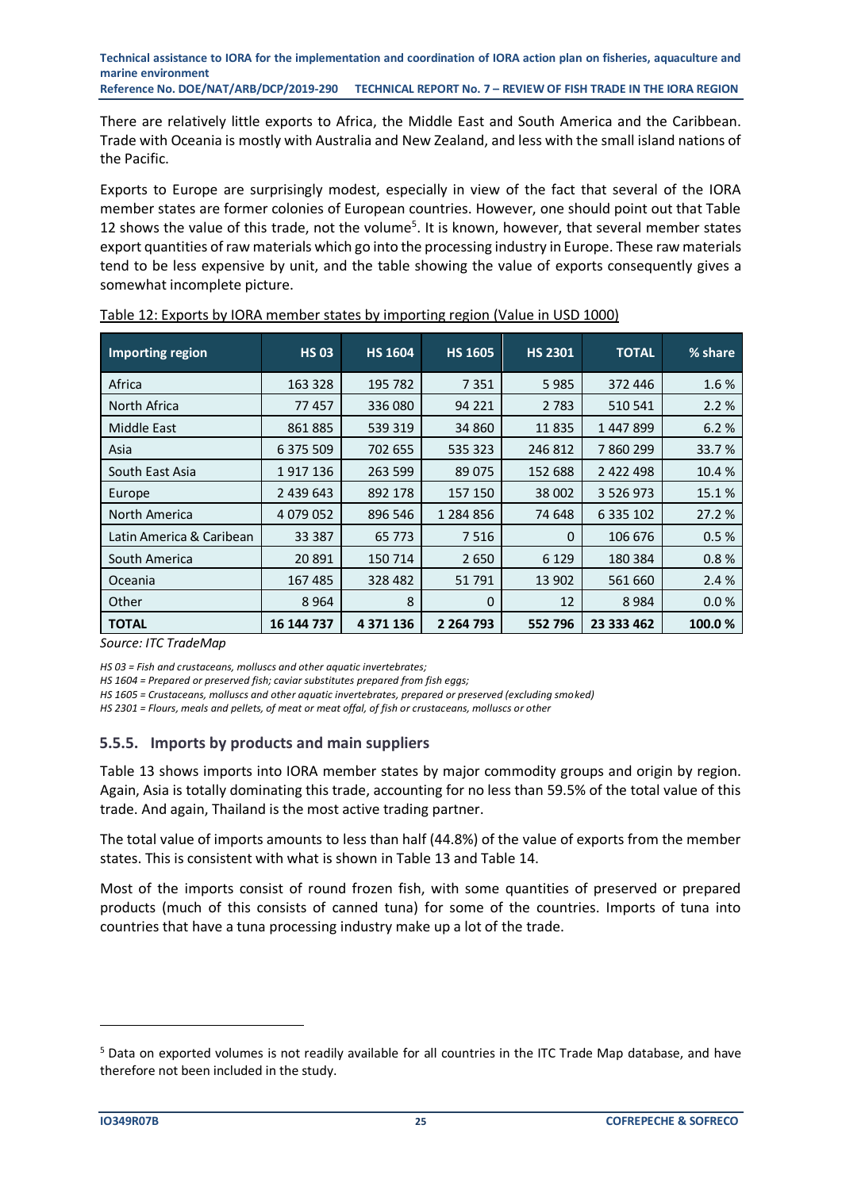There are relatively little exports to Africa, the Middle East and South America and the Caribbean. Trade with Oceania is mostly with Australia and New Zealand, and less with the small island nations of the Pacific.

Exports to Europe are surprisingly modest, especially in view of the fact that several of the IORA member states are former colonies of European countries. However, one should point out that Table 12 shows the value of this trade, not the volume[5]. It is known, however, that several member states export quantities of raw materials which go into the processing industry in Europe. These raw materials tend to be less expensive by unit, and the table showing the value of exports consequently gives a somewhat incomplete picture.

Table 12: Exports by IORA member states by importing region (Value in USD 1000)

| Importing region | HS 03 | HS 1604 | HS 1605 | HS 2301 | TOTAL | % share |
|---|---|---|---|---|---|---|
| Africa | 163 328 | 195 782 | 7 351 | 5 985 | 372 446 | 1.6 % |
| North Africa | 77 457 | 336 080 | 94 221 | 2 783 | 510 541 | 2.2 % |
| Middle East | 861 885 | 539 319 | 34 860 | 11 835 | 1 447 899 | 6.2 % |
| Asia | 6 375 509 | 702 655 | 535 323 | 246 812 | 7 860 299 | 33.7 % |
| South East Asia | 1 917 136 | 263 599 | 89 075 | 152 688 | 2 422 498 | 10.4 % |
| Europe | 2 439 643 | 892 178 | 157 150 | 38 002 | 3 526 973 | 15.1 % |
| North America | 4 079 052 | 896 546 | 1 284 856 | 74 648 | 6 335 102 | 27.2 % |
| Latin America & Caribean | 33 387 | 65 773 | 7 516 | 0 | 106 676 | 0.5 % |
| South America | 20 891 | 150 714 | 2 650 | 6 129 | 180 384 | 0.8 % |
| Oceania | 167 485 | 328 482 | 51 791 | 13 902 | 561 660 | 2.4 % |
| Other | 8 964 | 8 | 0 | 12 | 8 984 | 0.0 % |
| **TOTAL** | **16 144 737** | **4 371 136** | **2 264 793** | **552 796** | **23 333 462** | **100.0 %** |

*Source: ITC TradeMap*

*HS 03 = Fish and crustaceans, molluscs and other aquatic invertebrates;*
*HS 1604 = Prepared or preserved fish; caviar substitutes prepared from fish eggs;*
*HS 1605 = Crustaceans, molluscs and other aquatic invertebrates, prepared or preserved (excluding smoked)*
*HS 2301 = Flours, meals and pellets, of meat or meat offal, of fish or crustaceans, molluscs or other*

### 5.5.5. Imports by products and main suppliers

Table 13 shows imports into IORA member states by major commodity groups and origin by region. Again, Asia is totally dominating this trade, accounting for no less than 59.5% of the total value of this trade. And again, Thailand is the most active trading partner.

The total value of imports amounts to less than half (44.8%) of the value of exports from the member states. This is consistent with what is shown in Table 13 and Table 14.

Most of the imports consist of round frozen fish, with some quantities of preserved or prepared products (much of this consists of canned tuna) for some of the countries. Imports of tuna into countries that have a tuna processing industry make up a lot of the trade.

[5] Data on exported volumes is not readily available for all countries in the ITC Trade Map database, and have therefore not been included in the study.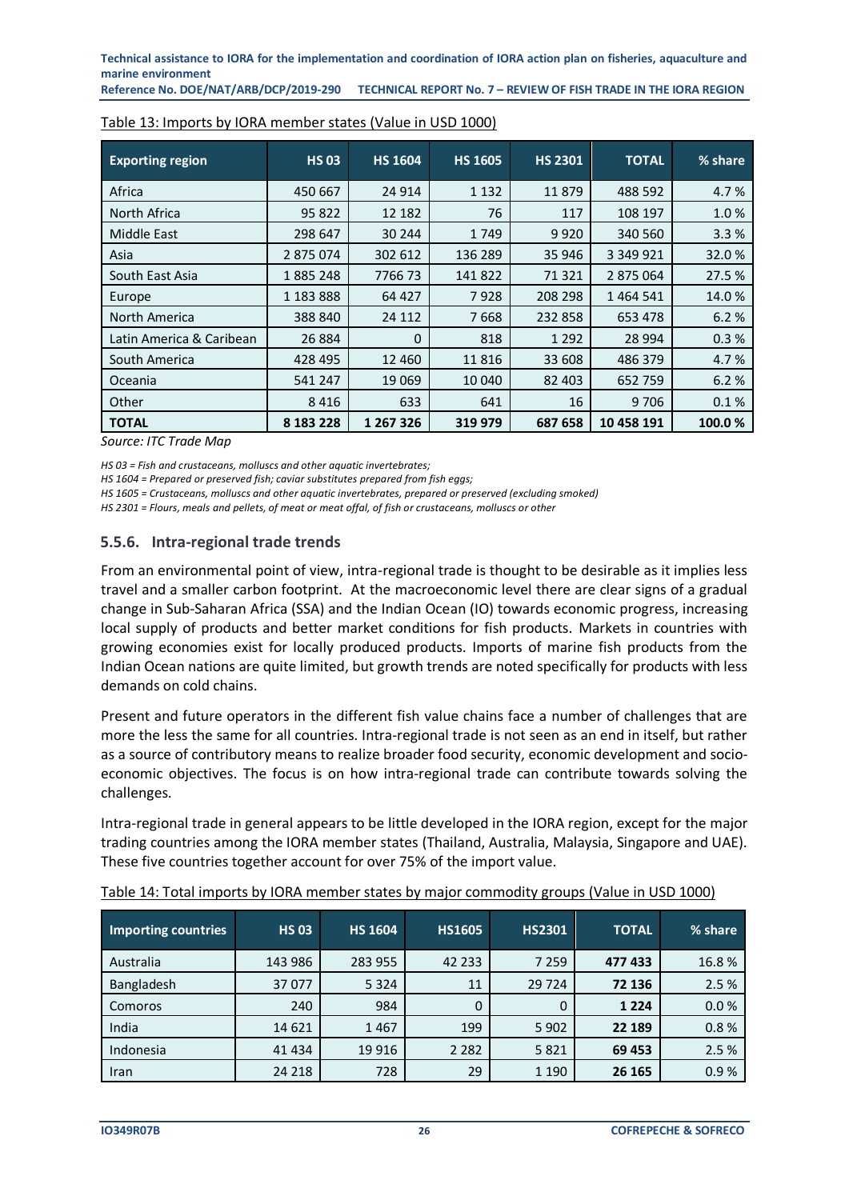Table 13: Imports by IORA member states (Value in USD 1000)

| Exporting region | HS 03 | HS 1604 | HS 1605 | HS 2301 | TOTAL | % share |
|---|---|---|---|---|---|---|
| Africa | 450 667 | 24 914 | 1 132 | 11 879 | 488 592 | 4.7 % |
| North Africa | 95 822 | 12 182 | 76 | 117 | 108 197 | 1.0 % |
| Middle East | 298 647 | 30 244 | 1 749 | 9 920 | 340 560 | 3.3 % |
| Asia | 2 875 074 | 302 612 | 136 289 | 35 946 | 3 349 921 | 32.0 % |
| South East Asia | 1 885 248 | 7766 73 | 141 822 | 71 321 | 2 875 064 | 27.5 % |
| Europe | 1 183 888 | 64 427 | 7 928 | 208 298 | 1 464 541 | 14.0 % |
| North America | 388 840 | 24 112 | 7 668 | 232 858 | 653 478 | 6.2 % |
| Latin America & Caribean | 26 884 | 0 | 818 | 1 292 | 28 994 | 0.3 % |
| South America | 428 495 | 12 460 | 11 816 | 33 608 | 486 379 | 4.7 % |
| Oceania | 541 247 | 19 069 | 10 040 | 82 403 | 652 759 | 6.2 % |
| Other | 8 416 | 633 | 641 | 16 | 9 706 | 0.1 % |
| **TOTAL** | **8 183 228** | **1 267 326** | **319 979** | **687 658** | **10 458 191** | **100.0 %** |

*Source: ITC Trade Map*

*HS 03 = Fish and crustaceans, molluscs and other aquatic invertebrates;*

*HS 1604 = Prepared or preserved fish; caviar substitutes prepared from fish eggs;*

*HS 1605 = Crustaceans, molluscs and other aquatic invertebrates, prepared or preserved (excluding smoked)*

*HS 2301 = Flours, meals and pellets, of meat or meat offal, of fish or crustaceans, molluscs or other*

### 5.5.6. Intra-regional trade trends

From an environmental point of view, intra-regional trade is thought to be desirable as it implies less travel and a smaller carbon footprint. At the macroeconomic level there are clear signs of a gradual change in Sub-Saharan Africa (SSA) and the Indian Ocean (IO) towards economic progress, increasing local supply of products and better market conditions for fish products. Markets in countries with growing economies exist for locally produced products. Imports of marine fish products from the Indian Ocean nations are quite limited, but growth trends are noted specifically for products with less demands on cold chains.

Present and future operators in the different fish value chains face a number of challenges that are more the less the same for all countries. Intra-regional trade is not seen as an end in itself, but rather as a source of contributory means to realize broader food security, economic development and socio-economic objectives. The focus is on how intra-regional trade can contribute towards solving the challenges.

Intra-regional trade in general appears to be little developed in the IORA region, except for the major trading countries among the IORA member states (Thailand, Australia, Malaysia, Singapore and UAE). These five countries together account for over 75% of the import value.

Table 14: Total imports by IORA member states by major commodity groups (Value in USD 1000)

| Importing countries | HS 03 | HS 1604 | HS1605 | HS2301 | TOTAL | % share |
|---|---|---|---|---|---|---|
| Australia | 143 986 | 283 955 | 42 233 | 7 259 | **477 433** | 16.8 % |
| Bangladesh | 37 077 | 5 324 | 11 | 29 724 | **72 136** | 2.5 % |
| Comoros | 240 | 984 | 0 | 0 | **1 224** | 0.0 % |
| India | 14 621 | 1 467 | 199 | 5 902 | **22 189** | 0.8 % |
| Indonesia | 41 434 | 19 916 | 2 282 | 5 821 | **69 453** | 2.5 % |
| Iran | 24 218 | 728 | 29 | 1 190 | **26 165** | 0.9 % |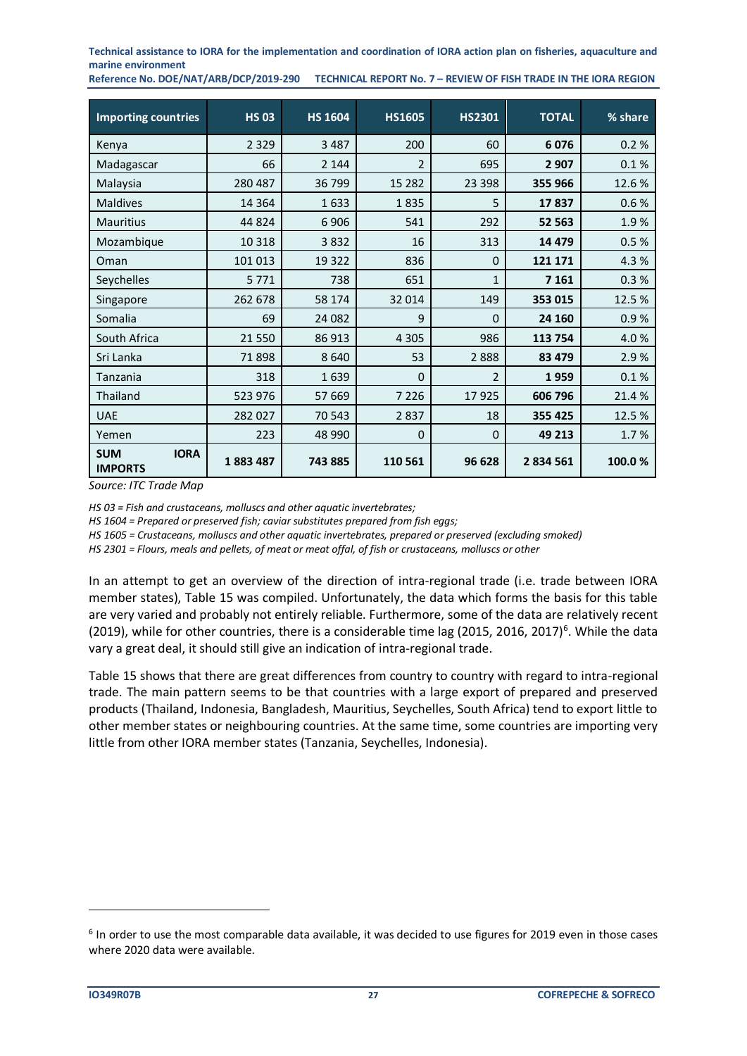| Importing countries | HS 03 | HS 1604 | HS1605 | HS2301 | TOTAL | % share |
|---|---|---|---|---|---|---|
| Kenya | 2 329 | 3 487 | 200 | 60 | **6 076** | 0.2 % |
| Madagascar | 66 | 2 144 | 2 | 695 | **2 907** | 0.1 % |
| Malaysia | 280 487 | 36 799 | 15 282 | 23 398 | **355 966** | 12.6 % |
| Maldives | 14 364 | 1 633 | 1 835 | 5 | **17 837** | 0.6 % |
| Mauritius | 44 824 | 6 906 | 541 | 292 | **52 563** | 1.9 % |
| Mozambique | 10 318 | 3 832 | 16 | 313 | **14 479** | 0.5 % |
| Oman | 101 013 | 19 322 | 836 | 0 | **121 171** | 4.3 % |
| Seychelles | 5 771 | 738 | 651 | 1 | **7 161** | 0.3 % |
| Singapore | 262 678 | 58 174 | 32 014 | 149 | **353 015** | 12.5 % |
| Somalia | 69 | 24 082 | 9 | 0 | **24 160** | 0.9 % |
| South Africa | 21 550 | 86 913 | 4 305 | 986 | **113 754** | 4.0 % |
| Sri Lanka | 71 898 | 8 640 | 53 | 2 888 | **83 479** | 2.9 % |
| Tanzania | 318 | 1 639 | 0 | 2 | **1 959** | 0.1 % |
| Thailand | 523 976 | 57 669 | 7 226 | 17 925 | **606 796** | 21.4 % |
| UAE | 282 027 | 70 543 | 2 837 | 18 | **355 425** | 12.5 % |
| Yemen | 223 | 48 990 | 0 | 0 | **49 213** | 1.7 % |
| **SUM IORA IMPORTS** | **1 883 487** | **743 885** | **110 561** | **96 628** | **2 834 561** | **100.0 %** |

*Source: ITC Trade Map*

*HS 03 = Fish and crustaceans, molluscs and other aquatic invertebrates;*

*HS 1604 = Prepared or preserved fish; caviar substitutes prepared from fish eggs;*

*HS 1605 = Crustaceans, molluscs and other aquatic invertebrates, prepared or preserved (excluding smoked)*

*HS 2301 = Flours, meals and pellets, of meat or meat offal, of fish or crustaceans, molluscs or other*

In an attempt to get an overview of the direction of intra-regional trade (i.e. trade between IORA member states), Table 15 was compiled. Unfortunately, the data which forms the basis for this table are very varied and probably not entirely reliable. Furthermore, some of the data are relatively recent (2019), while for other countries, there is a considerable time lag (2015, 2016, 2017)[6]. While the data vary a great deal, it should still give an indication of intra-regional trade.

Table 15 shows that there are great differences from country to country with regard to intra-regional trade. The main pattern seems to be that countries with a large export of prepared and preserved products (Thailand, Indonesia, Bangladesh, Mauritius, Seychelles, South Africa) tend to export little to other member states or neighbouring countries. At the same time, some countries are importing very little from other IORA member states (Tanzania, Seychelles, Indonesia).

[6] In order to use the most comparable data available, it was decided to use figures for 2019 even in those cases where 2020 data were available.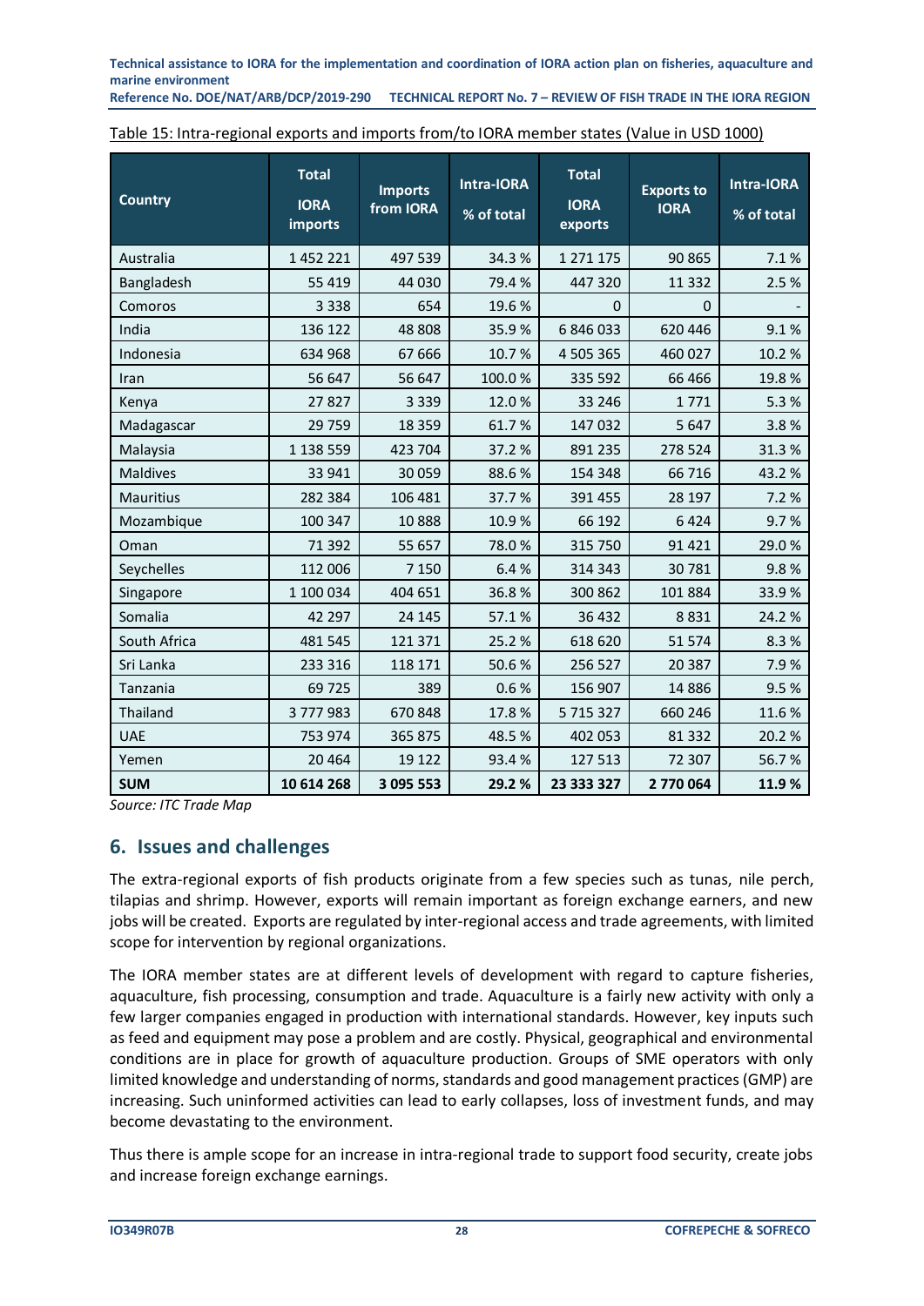Table 15: Intra-regional exports and imports from/to IORA member states (Value in USD 1000)

| Country | Total IORA imports | Imports from IORA | Intra-IORA % of total | Total IORA exports | Exports to IORA | Intra-IORA % of total |
|---|---|---|---|---|---|---|
| Australia | 1 452 221 | 497 539 | 34.3 % | 1 271 175 | 90 865 | 7.1 % |
| Bangladesh | 55 419 | 44 030 | 79.4 % | 447 320 | 11 332 | 2.5 % |
| Comoros | 3 338 | 654 | 19.6 % | 0 | 0 | - |
| India | 136 122 | 48 808 | 35.9 % | 6 846 033 | 620 446 | 9.1 % |
| Indonesia | 634 968 | 67 666 | 10.7 % | 4 505 365 | 460 027 | 10.2 % |
| Iran | 56 647 | 56 647 | 100.0 % | 335 592 | 66 466 | 19.8 % |
| Kenya | 27 827 | 3 339 | 12.0 % | 33 246 | 1 771 | 5.3 % |
| Madagascar | 29 759 | 18 359 | 61.7 % | 147 032 | 5 647 | 3.8 % |
| Malaysia | 1 138 559 | 423 704 | 37.2 % | 891 235 | 278 524 | 31.3 % |
| Maldives | 33 941 | 30 059 | 88.6 % | 154 348 | 66 716 | 43.2 % |
| Mauritius | 282 384 | 106 481 | 37.7 % | 391 455 | 28 197 | 7.2 % |
| Mozambique | 100 347 | 10 888 | 10.9 % | 66 192 | 6 424 | 9.7 % |
| Oman | 71 392 | 55 657 | 78.0 % | 315 750 | 91 421 | 29.0 % |
| Seychelles | 112 006 | 7 150 | 6.4 % | 314 343 | 30 781 | 9.8 % |
| Singapore | 1 100 034 | 404 651 | 36.8 % | 300 862 | 101 884 | 33.9 % |
| Somalia | 42 297 | 24 145 | 57.1 % | 36 432 | 8 831 | 24.2 % |
| South Africa | 481 545 | 121 371 | 25.2 % | 618 620 | 51 574 | 8.3 % |
| Sri Lanka | 233 316 | 118 171 | 50.6 % | 256 527 | 20 387 | 7.9 % |
| Tanzania | 69 725 | 389 | 0.6 % | 156 907 | 14 886 | 9.5 % |
| Thailand | 3 777 983 | 670 848 | 17.8 % | 5 715 327 | 660 246 | 11.6 % |
| UAE | 753 974 | 365 875 | 48.5 % | 402 053 | 81 332 | 20.2 % |
| Yemen | 20 464 | 19 122 | 93.4 % | 127 513 | 72 307 | 56.7 % |
| **SUM** | **10 614 268** | **3 095 553** | **29.2 %** | **23 333 327** | **2 770 064** | **11.9 %** |

*Source: ITC Trade Map*

## 6. Issues and challenges

The extra-regional exports of fish products originate from a few species such as tunas, nile perch, tilapias and shrimp. However, exports will remain important as foreign exchange earners, and new jobs will be created. Exports are regulated by inter-regional access and trade agreements, with limited scope for intervention by regional organizations.

The IORA member states are at different levels of development with regard to capture fisheries, aquaculture, fish processing, consumption and trade. Aquaculture is a fairly new activity with only a few larger companies engaged in production with international standards. However, key inputs such as feed and equipment may pose a problem and are costly. Physical, geographical and environmental conditions are in place for growth of aquaculture production. Groups of SME operators with only limited knowledge and understanding of norms, standards and good management practices (GMP) are increasing. Such uninformed activities can lead to early collapses, loss of investment funds, and may become devastating to the environment.

Thus there is ample scope for an increase in intra-regional trade to support food security, create jobs and increase foreign exchange earnings.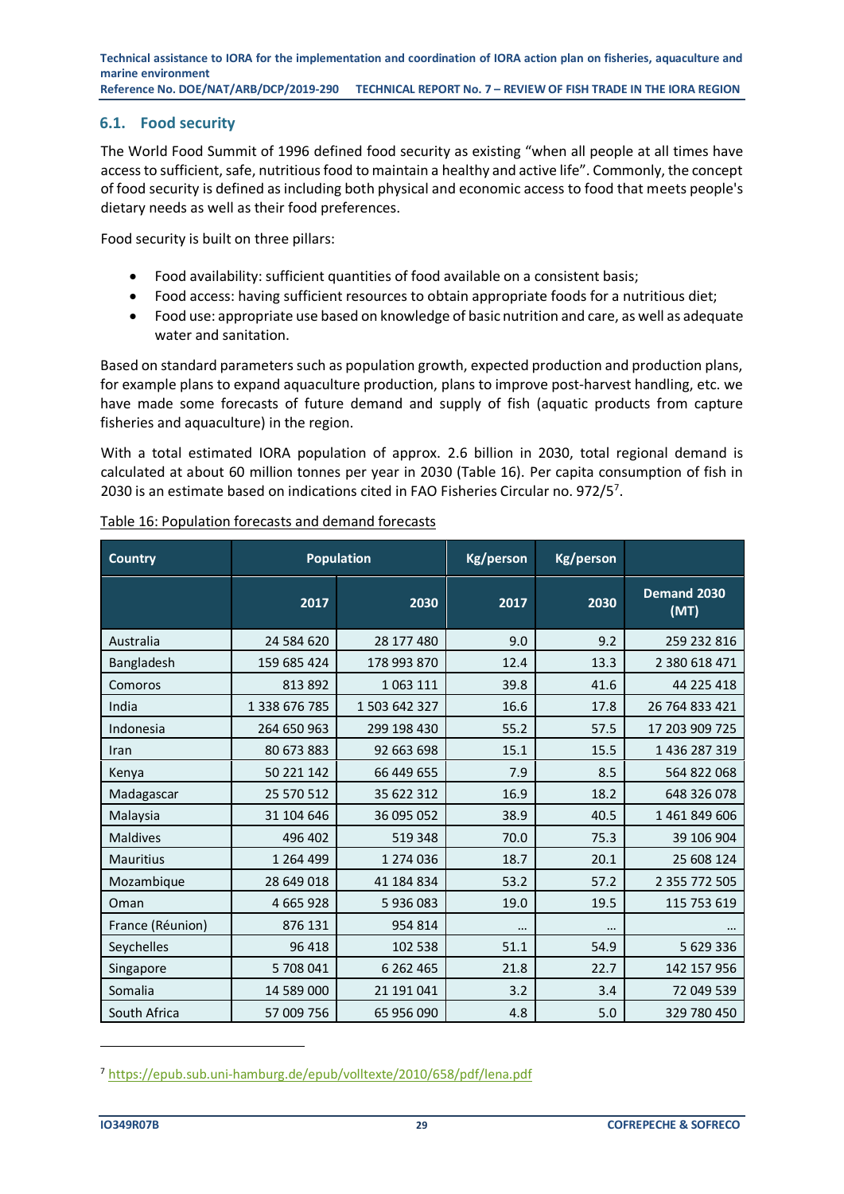## 6.1. Food security

The World Food Summit of 1996 defined food security as existing "when all people at all times have access to sufficient, safe, nutritious food to maintain a healthy and active life". Commonly, the concept of food security is defined as including both physical and economic access to food that meets people's dietary needs as well as their food preferences.

Food security is built on three pillars:

- Food availability: sufficient quantities of food available on a consistent basis;
- Food access: having sufficient resources to obtain appropriate foods for a nutritious diet;
- Food use: appropriate use based on knowledge of basic nutrition and care, as well as adequate water and sanitation.

Based on standard parameters such as population growth, expected production and production plans, for example plans to expand aquaculture production, plans to improve post-harvest handling, etc. we have made some forecasts of future demand and supply of fish (aquatic products from capture fisheries and aquaculture) in the region.

With a total estimated IORA population of approx. 2.6 billion in 2030, total regional demand is calculated at about 60 million tonnes per year in 2030 (Table 16). Per capita consumption of fish in 2030 is an estimate based on indications cited in FAO Fisheries Circular no. 972/5[7].

Table 16: Population forecasts and demand forecasts

| Country | Population | | Kg/person | Kg/person | |
|---|---|---|---|---|---|
| | 2017 | 2030 | 2017 | 2030 | Demand 2030 (MT) |
| Australia | 24 584 620 | 28 177 480 | 9.0 | 9.2 | 259 232 816 |
| Bangladesh | 159 685 424 | 178 993 870 | 12.4 | 13.3 | 2 380 618 471 |
| Comoros | 813 892 | 1 063 111 | 39.8 | 41.6 | 44 225 418 |
| India | 1 338 676 785 | 1 503 642 327 | 16.6 | 17.8 | 26 764 833 421 |
| Indonesia | 264 650 963 | 299 198 430 | 55.2 | 57.5 | 17 203 909 725 |
| Iran | 80 673 883 | 92 663 698 | 15.1 | 15.5 | 1 436 287 319 |
| Kenya | 50 221 142 | 66 449 655 | 7.9 | 8.5 | 564 822 068 |
| Madagascar | 25 570 512 | 35 622 312 | 16.9 | 18.2 | 648 326 078 |
| Malaysia | 31 104 646 | 36 095 052 | 38.9 | 40.5 | 1 461 849 606 |
| Maldives | 496 402 | 519 348 | 70.0 | 75.3 | 39 106 904 |
| Mauritius | 1 264 499 | 1 274 036 | 18.7 | 20.1 | 25 608 124 |
| Mozambique | 28 649 018 | 41 184 834 | 53.2 | 57.2 | 2 355 772 505 |
| Oman | 4 665 928 | 5 936 083 | 19.0 | 19.5 | 115 753 619 |
| France (Réunion) | 876 131 | 954 814 | … | … | … |
| Seychelles | 96 418 | 102 538 | 51.1 | 54.9 | 5 629 336 |
| Singapore | 5 708 041 | 6 262 465 | 21.8 | 22.7 | 142 157 956 |
| Somalia | 14 589 000 | 21 191 041 | 3.2 | 3.4 | 72 049 539 |
| South Africa | 57 009 756 | 65 956 090 | 4.8 | 5.0 | 329 780 450 |

[7] https://epub.sub.uni-hamburg.de/epub/volltexte/2010/658/pdf/lena.pdf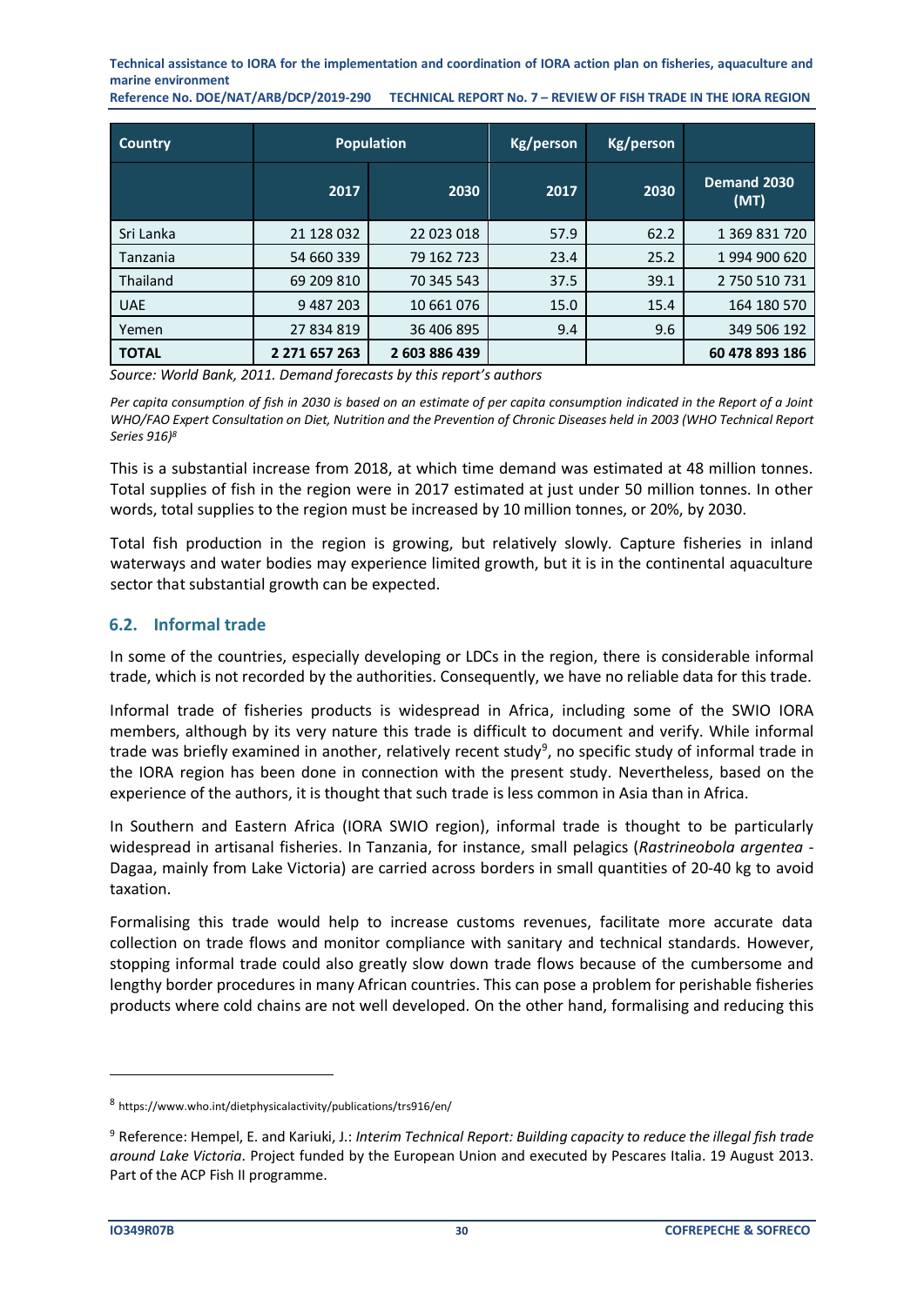| Country | Population | | Kg/person | Kg/person | |
|---|---|---|---|---|---|
| | 2017 | 2030 | 2017 | 2030 | Demand 2030 (MT) |
| Sri Lanka | 21 128 032 | 22 023 018 | 57.9 | 62.2 | 1 369 831 720 |
| Tanzania | 54 660 339 | 79 162 723 | 23.4 | 25.2 | 1 994 900 620 |
| Thailand | 69 209 810 | 70 345 543 | 37.5 | 39.1 | 2 750 510 731 |
| UAE | 9 487 203 | 10 661 076 | 15.0 | 15.4 | 164 180 570 |
| Yemen | 27 834 819 | 36 406 895 | 9.4 | 9.6 | 349 506 192 |
| **TOTAL** | **2 271 657 263** | **2 603 886 439** | | | **60 478 893 186** |

*Source: World Bank, 2011. Demand forecasts by this report's authors*

*Per capita consumption of fish in 2030 is based on an estimate of per capita consumption indicated in the Report of a Joint WHO/FAO Expert Consultation on Diet, Nutrition and the Prevention of Chronic Diseases held in 2003 (WHO Technical Report Series 916)*[8]

This is a substantial increase from 2018, at which time demand was estimated at 48 million tonnes. Total supplies of fish in the region were in 2017 estimated at just under 50 million tonnes. In other words, total supplies to the region must be increased by 10 million tonnes, or 20%, by 2030.

Total fish production in the region is growing, but relatively slowly. Capture fisheries in inland waterways and water bodies may experience limited growth, but it is in the continental aquaculture sector that substantial growth can be expected.

## 6.2. Informal trade

In some of the countries, especially developing or LDCs in the region, there is considerable informal trade, which is not recorded by the authorities. Consequently, we have no reliable data for this trade.

Informal trade of fisheries products is widespread in Africa, including some of the SWIO IORA members, although by its very nature this trade is difficult to document and verify. While informal trade was briefly examined in another, relatively recent study[9], no specific study of informal trade in the IORA region has been done in connection with the present study. Nevertheless, based on the experience of the authors, it is thought that such trade is less common in Asia than in Africa.

In Southern and Eastern Africa (IORA SWIO region), informal trade is thought to be particularly widespread in artisanal fisheries. In Tanzania, for instance, small pelagics (*Rastrineobola argentea* - Dagaa, mainly from Lake Victoria) are carried across borders in small quantities of 20-40 kg to avoid taxation.

Formalising this trade would help to increase customs revenues, facilitate more accurate data collection on trade flows and monitor compliance with sanitary and technical standards. However, stopping informal trade could also greatly slow down trade flows because of the cumbersome and lengthy border procedures in many African countries. This can pose a problem for perishable fisheries products where cold chains are not well developed. On the other hand, formalising and reducing this

---

[8] https://www.who.int/dietphysicalactivity/publications/trs916/en/

[9] Reference: Hempel, E. and Kariuki, J.: *Interim Technical Report: Building capacity to reduce the illegal fish trade around Lake Victoria*. Project funded by the European Union and executed by Pescares Italia. 19 August 2013. Part of the ACP Fish II programme.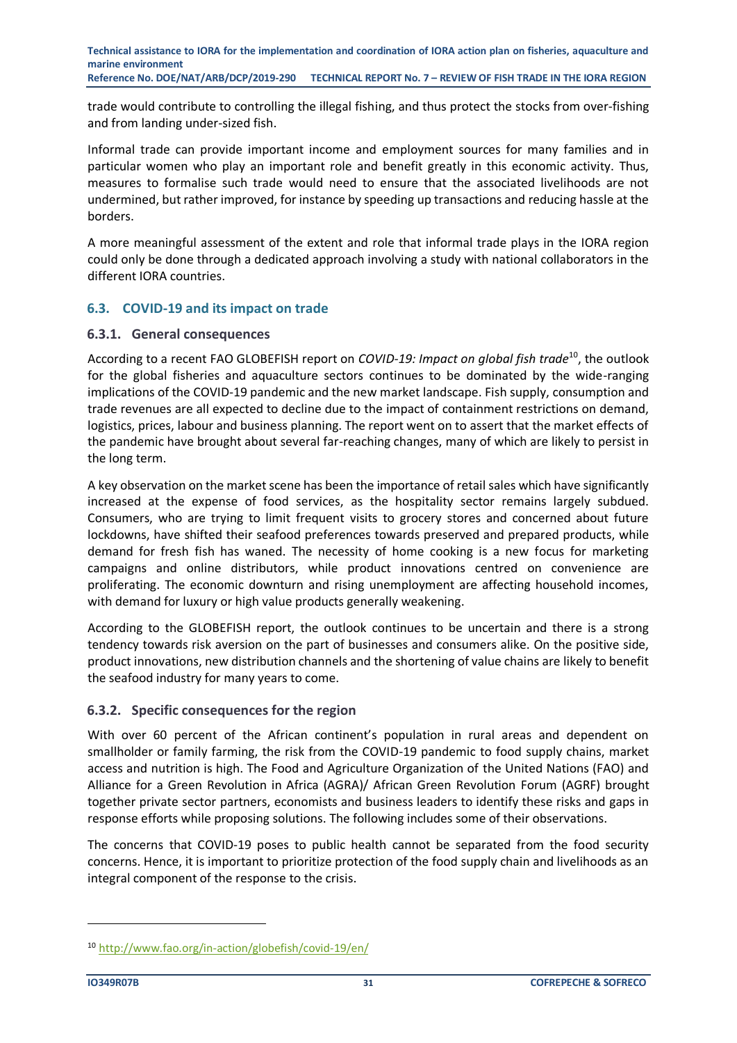trade would contribute to controlling the illegal fishing, and thus protect the stocks from over-fishing and from landing under-sized fish.

Informal trade can provide important income and employment sources for many families and in particular women who play an important role and benefit greatly in this economic activity. Thus, measures to formalise such trade would need to ensure that the associated livelihoods are not undermined, but rather improved, for instance by speeding up transactions and reducing hassle at the borders.

A more meaningful assessment of the extent and role that informal trade plays in the IORA region could only be done through a dedicated approach involving a study with national collaborators in the different IORA countries.

## 6.3. COVID-19 and its impact on trade

### 6.3.1. General consequences

According to a recent FAO GLOBEFISH report on *COVID-19: Impact on global fish trade*[10], the outlook for the global fisheries and aquaculture sectors continues to be dominated by the wide-ranging implications of the COVID-19 pandemic and the new market landscape. Fish supply, consumption and trade revenues are all expected to decline due to the impact of containment restrictions on demand, logistics, prices, labour and business planning. The report went on to assert that the market effects of the pandemic have brought about several far-reaching changes, many of which are likely to persist in the long term.

A key observation on the market scene has been the importance of retail sales which have significantly increased at the expense of food services, as the hospitality sector remains largely subdued. Consumers, who are trying to limit frequent visits to grocery stores and concerned about future lockdowns, have shifted their seafood preferences towards preserved and prepared products, while demand for fresh fish has waned. The necessity of home cooking is a new focus for marketing campaigns and online distributors, while product innovations centred on convenience are proliferating. The economic downturn and rising unemployment are affecting household incomes, with demand for luxury or high value products generally weakening.

According to the GLOBEFISH report, the outlook continues to be uncertain and there is a strong tendency towards risk aversion on the part of businesses and consumers alike. On the positive side, product innovations, new distribution channels and the shortening of value chains are likely to benefit the seafood industry for many years to come.

### 6.3.2. Specific consequences for the region

With over 60 percent of the African continent's population in rural areas and dependent on smallholder or family farming, the risk from the COVID-19 pandemic to food supply chains, market access and nutrition is high. The Food and Agriculture Organization of the United Nations (FAO) and Alliance for a Green Revolution in Africa (AGRA)/ African Green Revolution Forum (AGRF) brought together private sector partners, economists and business leaders to identify these risks and gaps in response efforts while proposing solutions. The following includes some of their observations.

The concerns that COVID-19 poses to public health cannot be separated from the food security concerns. Hence, it is important to prioritize protection of the food supply chain and livelihoods as an integral component of the response to the crisis.

---

[10] http://www.fao.org/in-action/globefish/covid-19/en/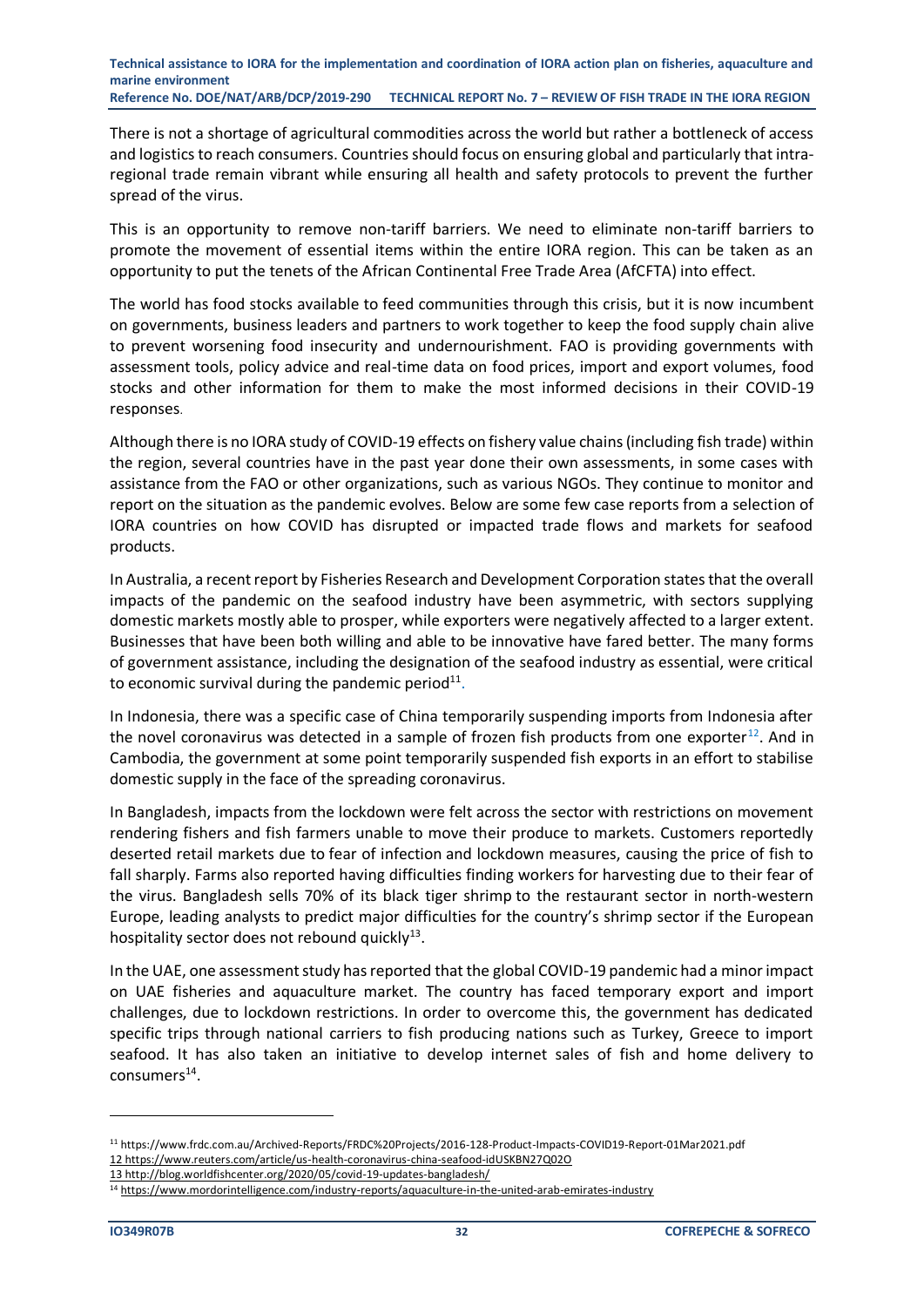There is not a shortage of agricultural commodities across the world but rather a bottleneck of access and logistics to reach consumers. Countries should focus on ensuring global and particularly that intra-regional trade remain vibrant while ensuring all health and safety protocols to prevent the further spread of the virus.

This is an opportunity to remove non-tariff barriers. We need to eliminate non-tariff barriers to promote the movement of essential items within the entire IORA region. This can be taken as an opportunity to put the tenets of the African Continental Free Trade Area (AfCFTA) into effect.

The world has food stocks available to feed communities through this crisis, but it is now incumbent on governments, business leaders and partners to work together to keep the food supply chain alive to prevent worsening food insecurity and undernourishment. FAO is providing governments with assessment tools, policy advice and real-time data on food prices, import and export volumes, food stocks and other information for them to make the most informed decisions in their COVID-19 responses.

Although there is no IORA study of COVID-19 effects on fishery value chains (including fish trade) within the region, several countries have in the past year done their own assessments, in some cases with assistance from the FAO or other organizations, such as various NGOs. They continue to monitor and report on the situation as the pandemic evolves. Below are some few case reports from a selection of IORA countries on how COVID has disrupted or impacted trade flows and markets for seafood products.

In Australia, a recent report by Fisheries Research and Development Corporation states that the overall impacts of the pandemic on the seafood industry have been asymmetric, with sectors supplying domestic markets mostly able to prosper, while exporters were negatively affected to a larger extent. Businesses that have been both willing and able to be innovative have fared better. The many forms of government assistance, including the designation of the seafood industry as essential, were critical to economic survival during the pandemic period[11].

In Indonesia, there was a specific case of China temporarily suspending imports from Indonesia after the novel coronavirus was detected in a sample of frozen fish products from one exporter[12]. And in Cambodia, the government at some point temporarily suspended fish exports in an effort to stabilise domestic supply in the face of the spreading coronavirus.

In Bangladesh, impacts from the lockdown were felt across the sector with restrictions on movement rendering fishers and fish farmers unable to move their produce to markets. Customers reportedly deserted retail markets due to fear of infection and lockdown measures, causing the price of fish to fall sharply. Farms also reported having difficulties finding workers for harvesting due to their fear of the virus. Bangladesh sells 70% of its black tiger shrimp to the restaurant sector in north-western Europe, leading analysts to predict major difficulties for the country's shrimp sector if the European hospitality sector does not rebound quickly[13].

In the UAE, one assessment study has reported that the global COVID-19 pandemic had a minor impact on UAE fisheries and aquaculture market. The country has faced temporary export and import challenges, due to lockdown restrictions. In order to overcome this, the government has dedicated specific trips through national carriers to fish producing nations such as Turkey, Greece to import seafood. It has also taken an initiative to develop internet sales of fish and home delivery to consumers[14].

---

[11] https://www.frdc.com.au/Archived-Reports/FRDC%20Projects/2016-128-Product-Impacts-COVID19-Report-01Mar2021.pdf

[12] https://www.reuters.com/article/us-health-coronavirus-china-seafood-idUSKBN27Q02O

[13] http://blog.worldfishcenter.org/2020/05/covid-19-updates-bangladesh/

[14] https://www.mordorintelligence.com/industry-reports/aquaculture-in-the-united-arab-emirates-industry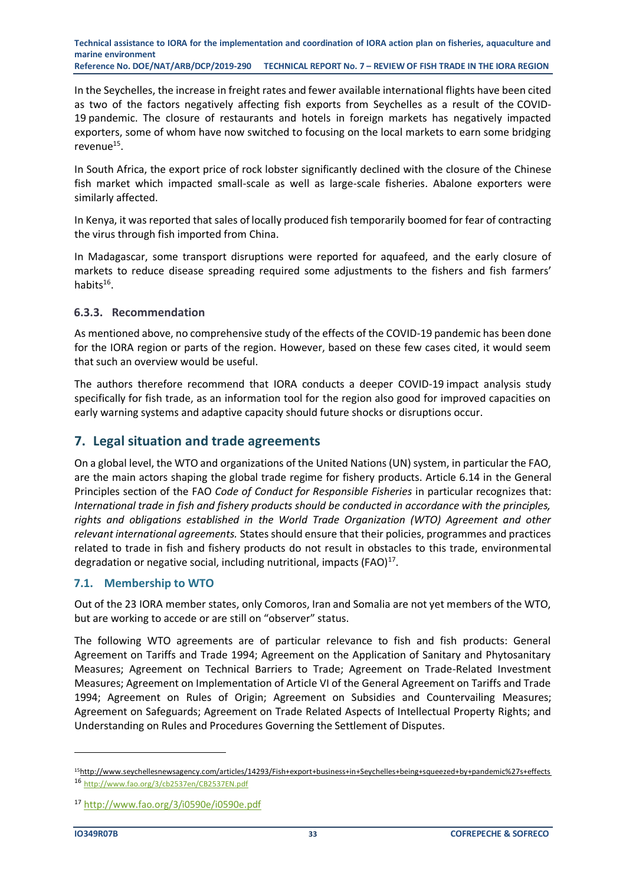In the Seychelles, the increase in freight rates and fewer available international flights have been cited as two of the factors negatively affecting fish exports from Seychelles as a result of the COVID-19 pandemic. The closure of restaurants and hotels in foreign markets has negatively impacted exporters, some of whom have now switched to focusing on the local markets to earn some bridging revenue[15].

In South Africa, the export price of rock lobster significantly declined with the closure of the Chinese fish market which impacted small-scale as well as large-scale fisheries. Abalone exporters were similarly affected.

In Kenya, it was reported that sales of locally produced fish temporarily boomed for fear of contracting the virus through fish imported from China.

In Madagascar, some transport disruptions were reported for aquafeed, and the early closure of markets to reduce disease spreading required some adjustments to the fishers and fish farmers' habits[16].

### 6.3.3. Recommendation

As mentioned above, no comprehensive study of the effects of the COVID-19 pandemic has been done for the IORA region or parts of the region. However, based on these few cases cited, it would seem that such an overview would be useful.

The authors therefore recommend that IORA conducts a deeper COVID-19 impact analysis study specifically for fish trade, as an information tool for the region also good for improved capacities on early warning systems and adaptive capacity should future shocks or disruptions occur.

# 7. Legal situation and trade agreements

On a global level, the WTO and organizations of the United Nations (UN) system, in particular the FAO, are the main actors shaping the global trade regime for fishery products. Article 6.14 in the General Principles section of the FAO *Code of Conduct for Responsible Fisheries* in particular recognizes that: *International trade in fish and fishery products should be conducted in accordance with the principles, rights and obligations established in the World Trade Organization (WTO) Agreement and other relevant international agreements.* States should ensure that their policies, programmes and practices related to trade in fish and fishery products do not result in obstacles to this trade, environmental degradation or negative social, including nutritional, impacts (FAO)[17].

## 7.1. Membership to WTO

Out of the 23 IORA member states, only Comoros, Iran and Somalia are not yet members of the WTO, but are working to accede or are still on "observer" status.

The following WTO agreements are of particular relevance to fish and fish products: General Agreement on Tariffs and Trade 1994; Agreement on the Application of Sanitary and Phytosanitary Measures; Agreement on Technical Barriers to Trade; Agreement on Trade-Related Investment Measures; Agreement on Implementation of Article VI of the General Agreement on Tariffs and Trade 1994; Agreement on Rules of Origin; Agreement on Subsidies and Countervailing Measures; Agreement on Safeguards; Agreement on Trade Related Aspects of Intellectual Property Rights; and Understanding on Rules and Procedures Governing the Settlement of Disputes.

---

[15] http://www.seychellesnewsagency.com/articles/14293/Fish+export+business+in+Seychelles+being+squeezed+by+pandemic%27s+effects

[16] http://www.fao.org/3/cb2537en/CB2537EN.pdf

[17] http://www.fao.org/3/i0590e/i0590e.pdf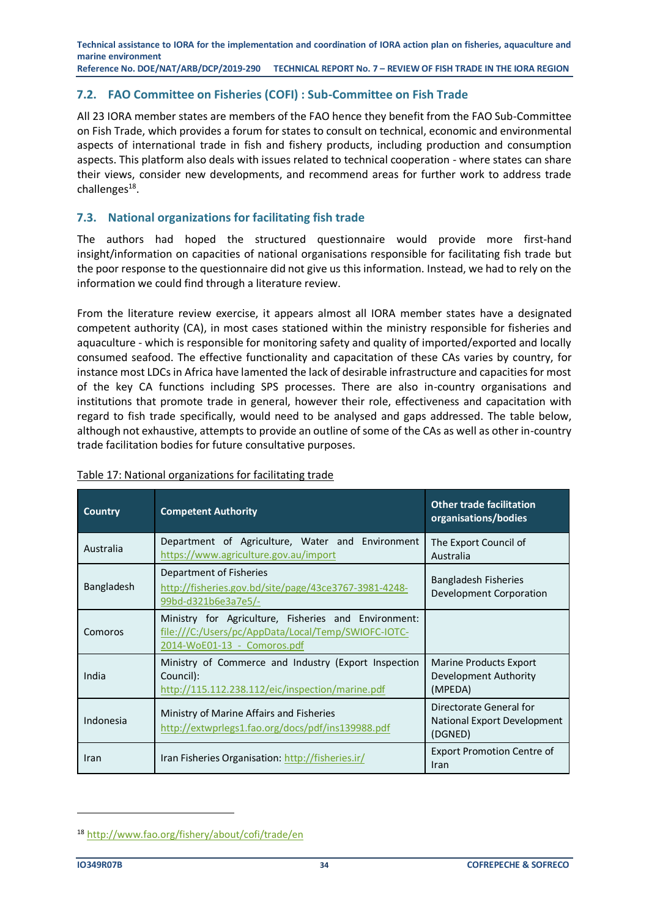## 7.2. FAO Committee on Fisheries (COFI) : Sub-Committee on Fish Trade

All 23 IORA member states are members of the FAO hence they benefit from the FAO Sub-Committee on Fish Trade, which provides a forum for states to consult on technical, economic and environmental aspects of international trade in fish and fishery products, including production and consumption aspects. This platform also deals with issues related to technical cooperation - where states can share their views, consider new developments, and recommend areas for further work to address trade challenges[18].

## 7.3. National organizations for facilitating fish trade

The authors had hoped the structured questionnaire would provide more first-hand insight/information on capacities of national organisations responsible for facilitating fish trade but the poor response to the questionnaire did not give us this information. Instead, we had to rely on the information we could find through a literature review.

From the literature review exercise, it appears almost all IORA member states have a designated competent authority (CA), in most cases stationed within the ministry responsible for fisheries and aquaculture - which is responsible for monitoring safety and quality of imported/exported and locally consumed seafood. The effective functionality and capacitation of these CAs varies by country, for instance most LDCs in Africa have lamented the lack of desirable infrastructure and capacities for most of the key CA functions including SPS processes. There are also in-country organisations and institutions that promote trade in general, however their role, effectiveness and capacitation with regard to fish trade specifically, would need to be analysed and gaps addressed. The table below, although not exhaustive, attempts to provide an outline of some of the CAs as well as other in-country trade facilitation bodies for future consultative purposes.

Table 17: National organizations for facilitating trade

| Country | Competent Authority | Other trade facilitation organisations/bodies |
|---|---|---|
| Australia | Department of Agriculture, Water and Environment https://www.agriculture.gov.au/import | The Export Council of Australia |
| Bangladesh | Department of Fisheries http://fisheries.gov.bd/site/page/43ce3767-3981-4248-99bd-d321b6e3a7e5/- | Bangladesh Fisheries Development Corporation |
| Comoros | Ministry for Agriculture, Fisheries and Environment: file:///C:/Users/pc/AppData/Local/Temp/SWIOFC-IOTC-2014-WoE01-13 - Comoros.pdf | |
| India | Ministry of Commerce and Industry (Export Inspection Council): http://115.112.238.112/eic/inspection/marine.pdf | Marine Products Export Development Authority (MPEDA) |
| Indonesia | Ministry of Marine Affairs and Fisheries http://extwprlegs1.fao.org/docs/pdf/ins139988.pdf | Directorate General for National Export Development (DGNED) |
| Iran | Iran Fisheries Organisation: http://fisheries.ir/ | Export Promotion Centre of Iran |

[18] http://www.fao.org/fishery/about/cofi/trade/en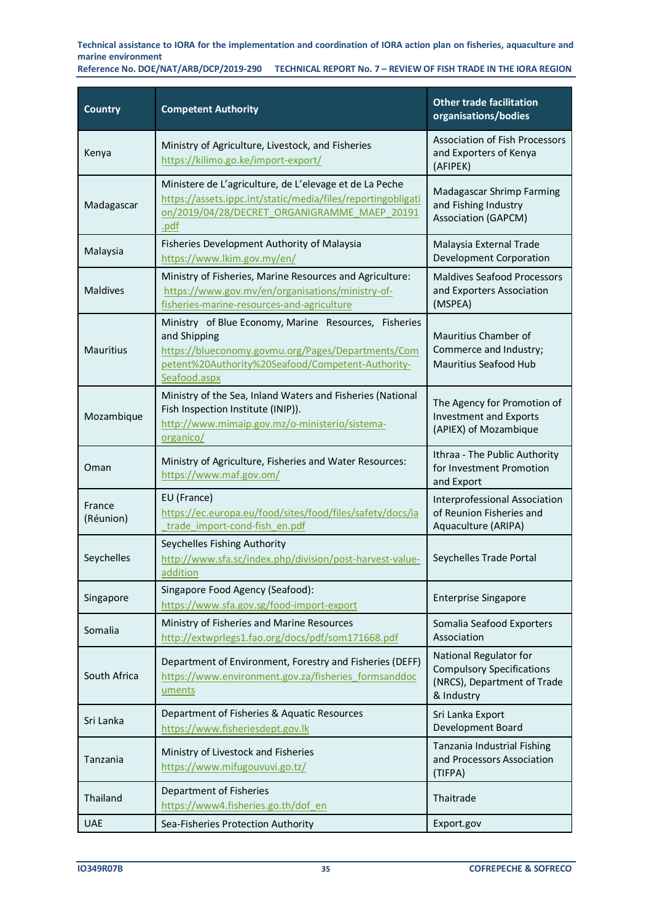| Country | Competent Authority | Other trade facilitation organisations/bodies |
|---|---|---|
| Kenya | Ministry of Agriculture, Livestock, and Fisheries https://kilimo.go.ke/import-export/ | Association of Fish Processors and Exporters of Kenya (AFIPEK) |
| Madagascar | Ministere de L'agriculture, de L'elevage et de La Peche https://assets.ippc.int/static/media/files/reportingobligation/2019/04/28/DECRET_ORGANIGRAMME_MAEP_20191.pdf | Madagascar Shrimp Farming and Fishing Industry Association (GAPCM) |
| Malaysia | Fisheries Development Authority of Malaysia https://www.lkim.gov.my/en/ | Malaysia External Trade Development Corporation |
| Maldives | Ministry of Fisheries, Marine Resources and Agriculture: https://www.gov.mv/en/organisations/ministry-of-fisheries-marine-resources-and-agriculture | Maldives Seafood Processors and Exporters Association (MSPEA) |
| Mauritius | Ministry of Blue Economy, Marine Resources, Fisheries and Shipping https://blueconomy.govmu.org/Pages/Departments/Competent%20Authority%20Seafood/Competent-Authority-Seafood.aspx | Mauritius Chamber of Commerce and Industry; Mauritius Seafood Hub |
| Mozambique | Ministry of the Sea, Inland Waters and Fisheries (National Fish Inspection Institute (INIP)). http://www.mimaip.gov.mz/o-ministerio/sistema-organico/ | The Agency for Promotion of Investment and Exports (APIEX) of Mozambique |
| Oman | Ministry of Agriculture, Fisheries and Water Resources: https://www.maf.gov.om/ | Ithraa - The Public Authority for Investment Promotion and Export |
| France (Réunion) | EU (France) https://ec.europa.eu/food/sites/food/files/safety/docs/ia_trade_import-cond-fish_en.pdf | Interprofessional Association of Reunion Fisheries and Aquaculture (ARIPA) |
| Seychelles | Seychelles Fishing Authority http://www.sfa.sc/index.php/division/post-harvest-value-addition | Seychelles Trade Portal |
| Singapore | Singapore Food Agency (Seafood): https://www.sfa.gov.sg/food-import-export | Enterprise Singapore |
| Somalia | Ministry of Fisheries and Marine Resources http://extwprlegs1.fao.org/docs/pdf/som171668.pdf | Somalia Seafood Exporters Association |
| South Africa | Department of Environment, Forestry and Fisheries (DEFF) https://www.environment.gov.za/fisheries_formsanddocuments | National Regulator for Compulsory Specifications (NRCS), Department of Trade & Industry |
| Sri Lanka | Department of Fisheries & Aquatic Resources https://www.fisheriesdept.gov.lk | Sri Lanka Export Development Board |
| Tanzania | Ministry of Livestock and Fisheries https://www.mifugouvuvi.go.tz/ | Tanzania Industrial Fishing and Processors Association (TIFPA) |
| Thailand | Department of Fisheries https://www4.fisheries.go.th/dof_en | Thaitrade |
| UAE | Sea-Fisheries Protection Authority | Export.gov |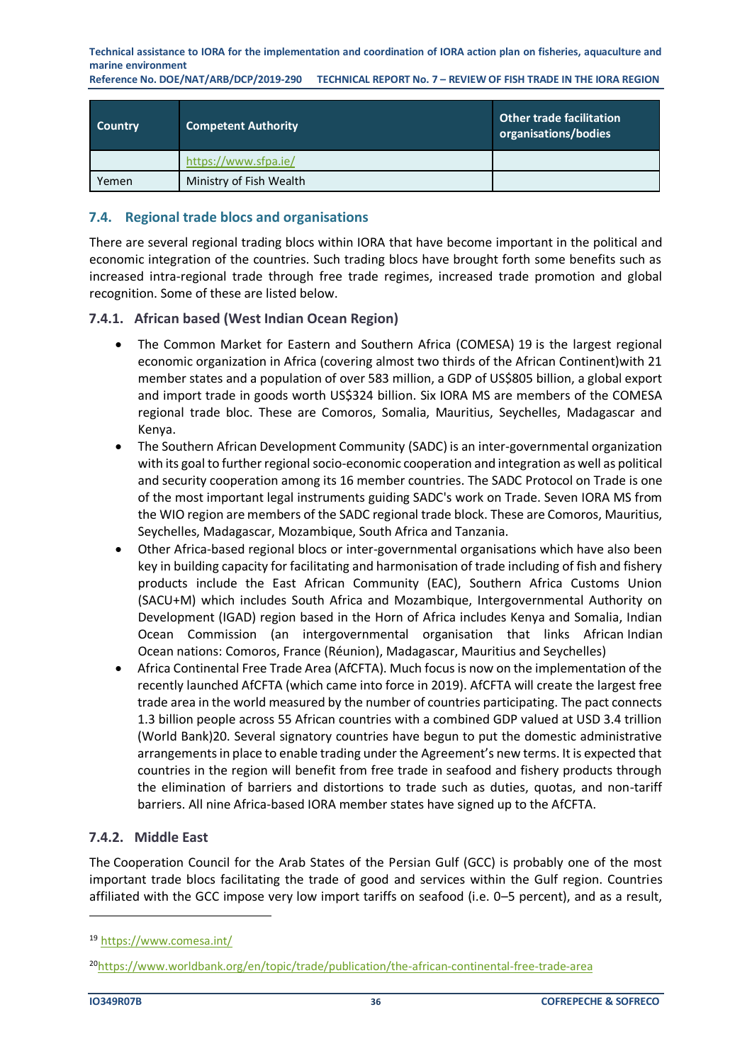| Country | Competent Authority | Other trade facilitation organisations/bodies |
|---|---|---|
| | https://www.sfpa.ie/ | |
| Yemen | Ministry of Fish Wealth | |

## 7.4. Regional trade blocs and organisations

There are several regional trading blocs within IORA that have become important in the political and economic integration of the countries. Such trading blocs have brought forth some benefits such as increased intra-regional trade through free trade regimes, increased trade promotion and global recognition. Some of these are listed below.

### 7.4.1. African based (West Indian Ocean Region)

- The Common Market for Eastern and Southern Africa (COMESA) [19] is the largest regional economic organization in Africa (covering almost two thirds of the African Continent)with 21 member states and a population of over 583 million, a GDP of US$805 billion, a global export and import trade in goods worth US$324 billion. Six IORA MS are members of the COMESA regional trade bloc. These are Comoros, Somalia, Mauritius, Seychelles, Madagascar and Kenya.
- The Southern African Development Community (SADC) is an inter-governmental organization with its goal to further regional socio-economic cooperation and integration as well as political and security cooperation among its 16 member countries. The SADC Protocol on Trade is one of the most important legal instruments guiding SADC's work on Trade. Seven IORA MS from the WIO region are members of the SADC regional trade block. These are Comoros, Mauritius, Seychelles, Madagascar, Mozambique, South Africa and Tanzania.
- Other Africa-based regional blocs or inter-governmental organisations which have also been key in building capacity for facilitating and harmonisation of trade including of fish and fishery products include the East African Community (EAC), Southern Africa Customs Union (SACU+M) which includes South Africa and Mozambique, Intergovernmental Authority on Development (IGAD) region based in the Horn of Africa includes Kenya and Somalia, Indian Ocean Commission (an intergovernmental organisation that links African Indian Ocean nations: Comoros, France (Réunion), Madagascar, Mauritius and Seychelles)
- Africa Continental Free Trade Area (AfCFTA). Much focus is now on the implementation of the recently launched AfCFTA (which came into force in 2019). AfCFTA will create the largest free trade area in the world measured by the number of countries participating. The pact connects 1.3 billion people across 55 African countries with a combined GDP valued at USD 3.4 trillion (World Bank)[20]. Several signatory countries have begun to put the domestic administrative arrangements in place to enable trading under the Agreement's new terms. It is expected that countries in the region will benefit from free trade in seafood and fishery products through the elimination of barriers and distortions to trade such as duties, quotas, and non-tariff barriers. All nine Africa-based IORA member states have signed up to the AfCFTA.

### 7.4.2. Middle East

The Cooperation Council for the Arab States of the Persian Gulf (GCC) is probably one of the most important trade blocs facilitating the trade of good and services within the Gulf region. Countries affiliated with the GCC impose very low import tariffs on seafood (i.e. 0–5 percent), and as a result,

---

[19] https://www.comesa.int/

[20] https://www.worldbank.org/en/topic/trade/publication/the-african-continental-free-trade-area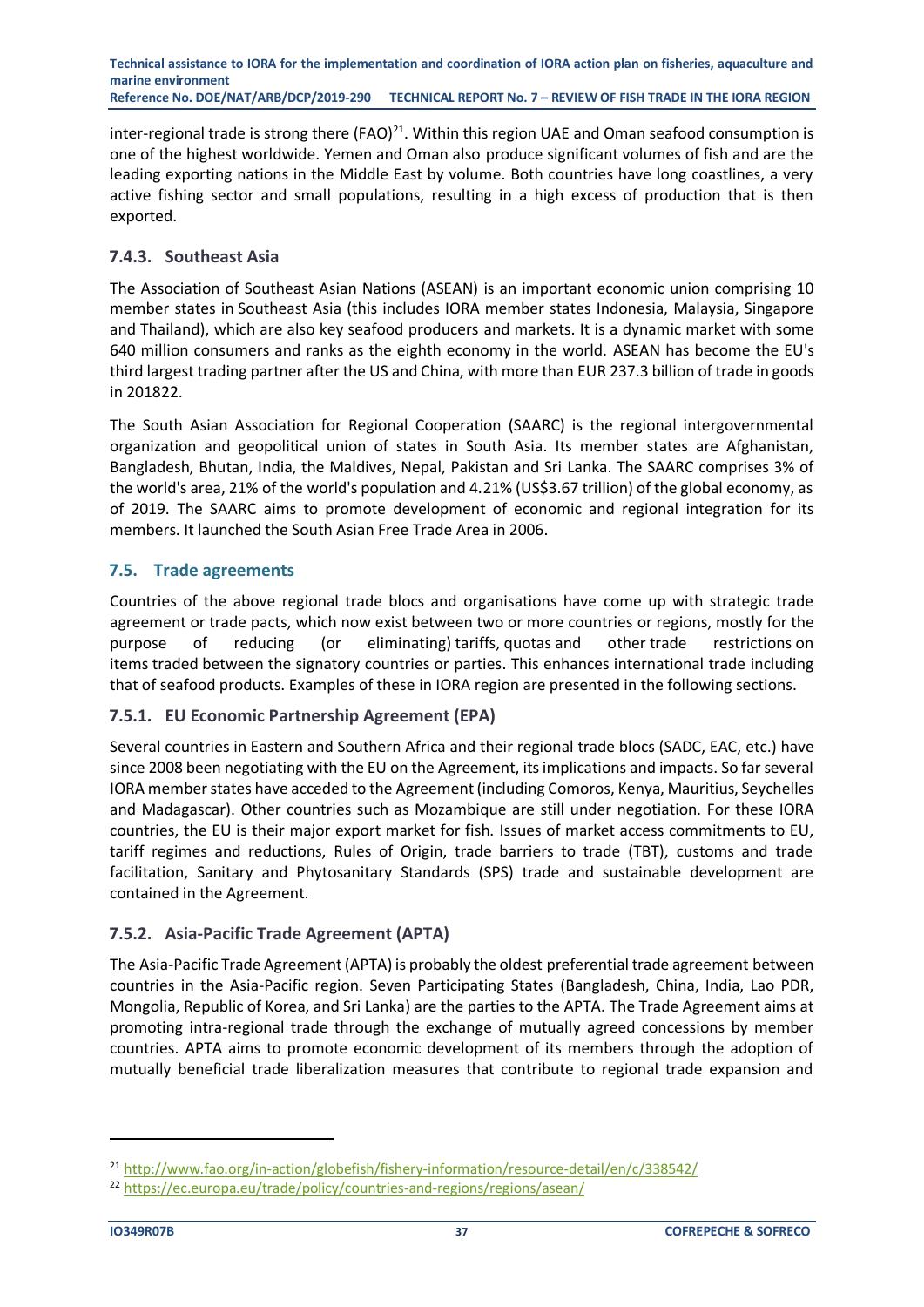inter-regional trade is strong there (FAO)[21]. Within this region UAE and Oman seafood consumption is one of the highest worldwide. Yemen and Oman also produce significant volumes of fish and are the leading exporting nations in the Middle East by volume. Both countries have long coastlines, a very active fishing sector and small populations, resulting in a high excess of production that is then exported.

### 7.4.3. Southeast Asia

The Association of Southeast Asian Nations (ASEAN) is an important economic union comprising 10 member states in Southeast Asia (this includes IORA member states Indonesia, Malaysia, Singapore and Thailand), which are also key seafood producers and markets. It is a dynamic market with some 640 million consumers and ranks as the eighth economy in the world. ASEAN has become the EU's third largest trading partner after the US and China, with more than EUR 237.3 billion of trade in goods in 201822.

The South Asian Association for Regional Cooperation (SAARC) is the regional intergovernmental organization and geopolitical union of states in South Asia. Its member states are Afghanistan, Bangladesh, Bhutan, India, the Maldives, Nepal, Pakistan and Sri Lanka. The SAARC comprises 3% of the world's area, 21% of the world's population and 4.21% (US$3.67 trillion) of the global economy, as of 2019. The SAARC aims to promote development of economic and regional integration for its members. It launched the South Asian Free Trade Area in 2006.

## 7.5. Trade agreements

Countries of the above regional trade blocs and organisations have come up with strategic trade agreement or trade pacts, which now exist between two or more countries or regions, mostly for the purpose of reducing (or eliminating) tariffs, quotas and other trade restrictions on items traded between the signatory countries or parties. This enhances international trade including that of seafood products. Examples of these in IORA region are presented in the following sections.

### 7.5.1. EU Economic Partnership Agreement (EPA)

Several countries in Eastern and Southern Africa and their regional trade blocs (SADC, EAC, etc.) have since 2008 been negotiating with the EU on the Agreement, its implications and impacts. So far several IORA member states have acceded to the Agreement (including Comoros, Kenya, Mauritius, Seychelles and Madagascar). Other countries such as Mozambique are still under negotiation. For these IORA countries, the EU is their major export market for fish. Issues of market access commitments to EU, tariff regimes and reductions, Rules of Origin, trade barriers to trade (TBT), customs and trade facilitation, Sanitary and Phytosanitary Standards (SPS) trade and sustainable development are contained in the Agreement.

### 7.5.2. Asia-Pacific Trade Agreement (APTA)

The Asia-Pacific Trade Agreement (APTA) is probably the oldest preferential trade agreement between countries in the Asia-Pacific region. Seven Participating States (Bangladesh, China, India, Lao PDR, Mongolia, Republic of Korea, and Sri Lanka) are the parties to the APTA. The Trade Agreement aims at promoting intra-regional trade through the exchange of mutually agreed concessions by member countries. APTA aims to promote economic development of its members through the adoption of mutually beneficial trade liberalization measures that contribute to regional trade expansion and

[21] http://www.fao.org/in-action/globefish/fishery-information/resource-detail/en/c/338542/

[22] https://ec.europa.eu/trade/policy/countries-and-regions/regions/asean/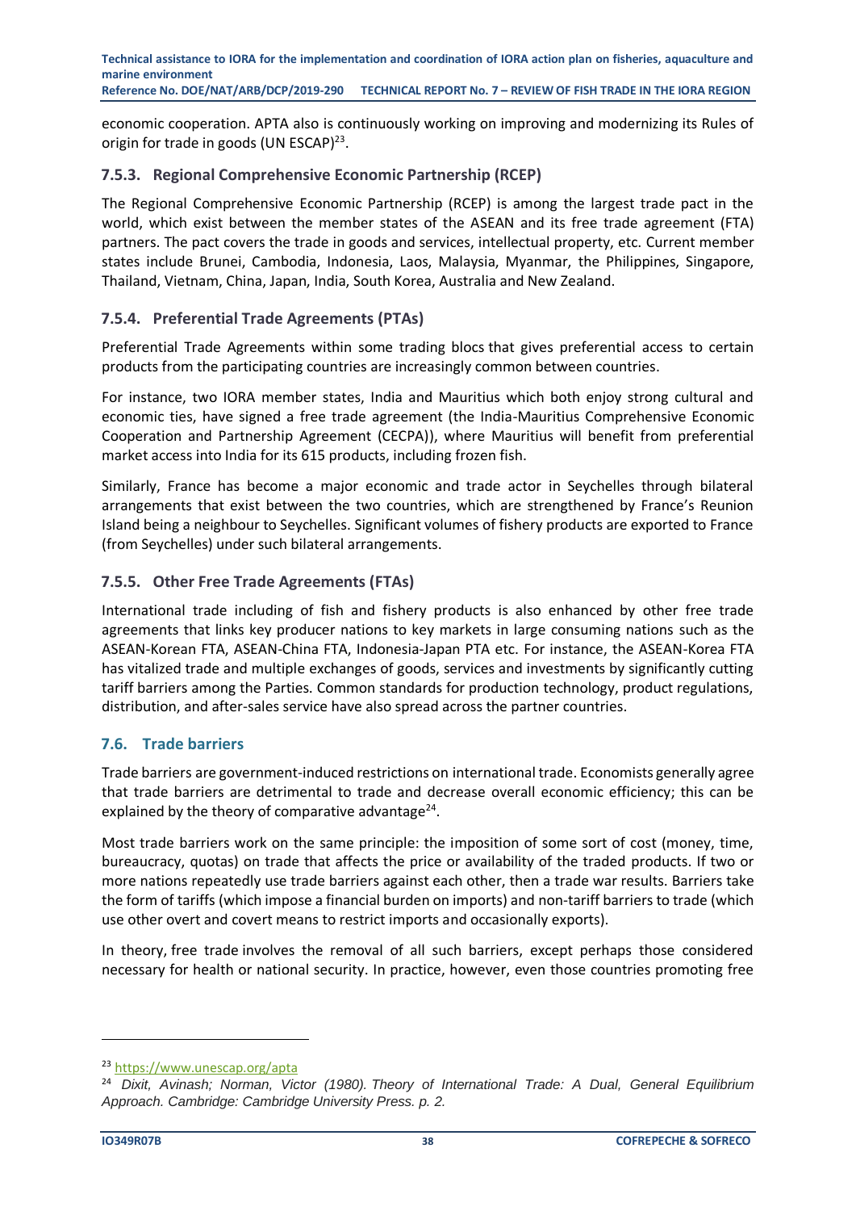economic cooperation. APTA also is continuously working on improving and modernizing its Rules of origin for trade in goods (UN ESCAP)[23].

### 7.5.3. Regional Comprehensive Economic Partnership (RCEP)

The Regional Comprehensive Economic Partnership (RCEP) is among the largest trade pact in the world, which exist between the member states of the ASEAN and its free trade agreement (FTA) partners. The pact covers the trade in goods and services, intellectual property, etc. Current member states include Brunei, Cambodia, Indonesia, Laos, Malaysia, Myanmar, the Philippines, Singapore, Thailand, Vietnam, China, Japan, India, South Korea, Australia and New Zealand.

### 7.5.4. Preferential Trade Agreements (PTAs)

Preferential Trade Agreements within some trading blocs that gives preferential access to certain products from the participating countries are increasingly common between countries.

For instance, two IORA member states, India and Mauritius which both enjoy strong cultural and economic ties, have signed a free trade agreement (the India-Mauritius Comprehensive Economic Cooperation and Partnership Agreement (CECPA)), where Mauritius will benefit from preferential market access into India for its 615 products, including frozen fish.

Similarly, France has become a major economic and trade actor in Seychelles through bilateral arrangements that exist between the two countries, which are strengthened by France's Reunion Island being a neighbour to Seychelles. Significant volumes of fishery products are exported to France (from Seychelles) under such bilateral arrangements.

### 7.5.5. Other Free Trade Agreements (FTAs)

International trade including of fish and fishery products is also enhanced by other free trade agreements that links key producer nations to key markets in large consuming nations such as the ASEAN-Korean FTA, ASEAN-China FTA, Indonesia-Japan PTA etc. For instance, the ASEAN-Korea FTA has vitalized trade and multiple exchanges of goods, services and investments by significantly cutting tariff barriers among the Parties. Common standards for production technology, product regulations, distribution, and after-sales service have also spread across the partner countries.

## 7.6. Trade barriers

Trade barriers are government-induced restrictions on international trade. Economists generally agree that trade barriers are detrimental to trade and decrease overall economic efficiency; this can be explained by the theory of comparative advantage[24].

Most trade barriers work on the same principle: the imposition of some sort of cost (money, time, bureaucracy, quotas) on trade that affects the price or availability of the traded products. If two or more nations repeatedly use trade barriers against each other, then a trade war results. Barriers take the form of tariffs (which impose a financial burden on imports) and non-tariff barriers to trade (which use other overt and covert means to restrict imports and occasionally exports).

In theory, free trade involves the removal of all such barriers, except perhaps those considered necessary for health or national security. In practice, however, even those countries promoting free

---

[23] https://www.unescap.org/apta

[24] *Dixit, Avinash; Norman, Victor (1980). Theory of International Trade: A Dual, General Equilibrium Approach. Cambridge: Cambridge University Press. p. 2.*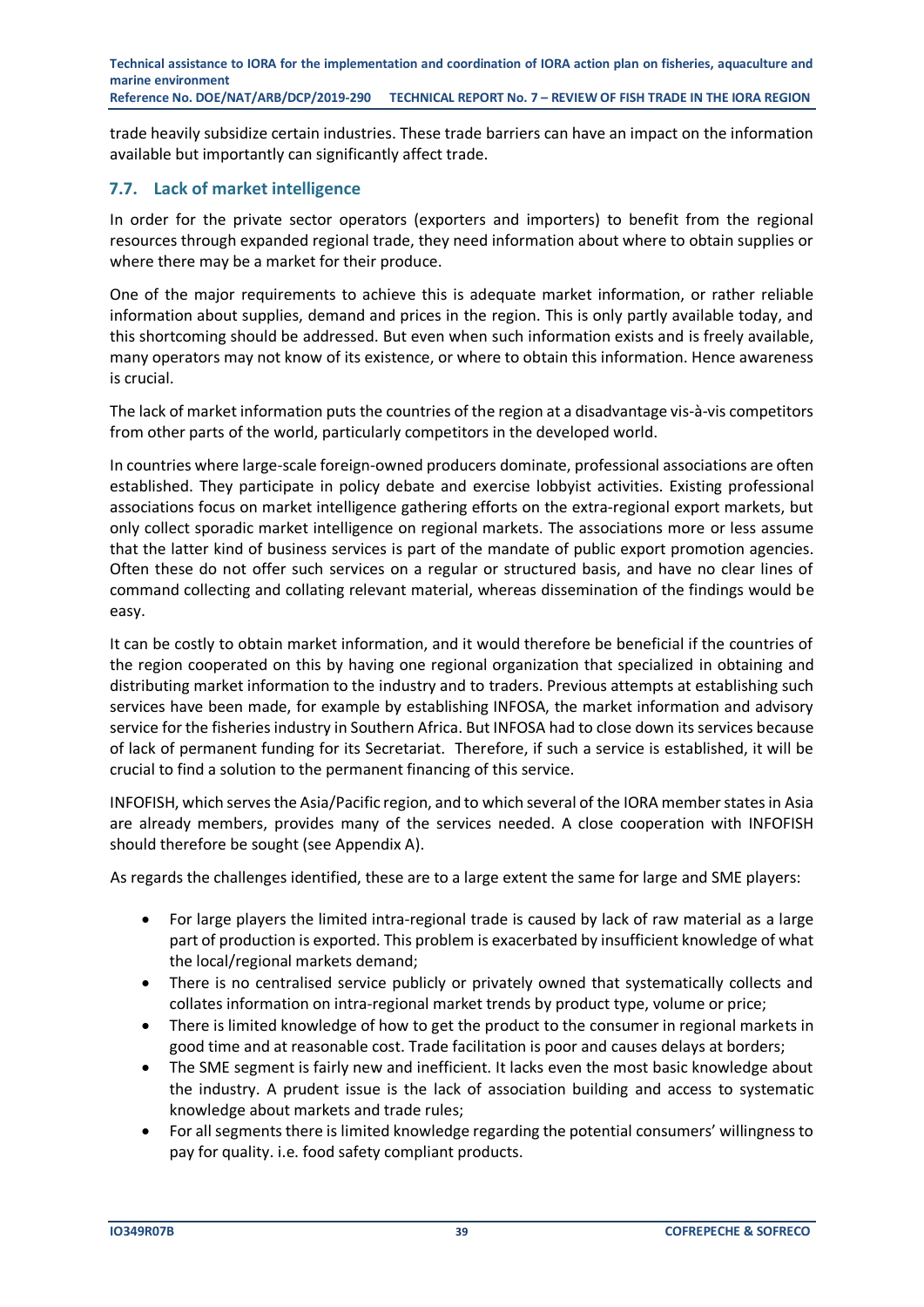trade heavily subsidize certain industries. These trade barriers can have an impact on the information available but importantly can significantly affect trade.

## 7.7. Lack of market intelligence

In order for the private sector operators (exporters and importers) to benefit from the regional resources through expanded regional trade, they need information about where to obtain supplies or where there may be a market for their produce.

One of the major requirements to achieve this is adequate market information, or rather reliable information about supplies, demand and prices in the region. This is only partly available today, and this shortcoming should be addressed. But even when such information exists and is freely available, many operators may not know of its existence, or where to obtain this information. Hence awareness is crucial.

The lack of market information puts the countries of the region at a disadvantage vis-à-vis competitors from other parts of the world, particularly competitors in the developed world.

In countries where large-scale foreign-owned producers dominate, professional associations are often established. They participate in policy debate and exercise lobbyist activities. Existing professional associations focus on market intelligence gathering efforts on the extra-regional export markets, but only collect sporadic market intelligence on regional markets. The associations more or less assume that the latter kind of business services is part of the mandate of public export promotion agencies. Often these do not offer such services on a regular or structured basis, and have no clear lines of command collecting and collating relevant material, whereas dissemination of the findings would be easy.

It can be costly to obtain market information, and it would therefore be beneficial if the countries of the region cooperated on this by having one regional organization that specialized in obtaining and distributing market information to the industry and to traders. Previous attempts at establishing such services have been made, for example by establishing INFOSA, the market information and advisory service for the fisheries industry in Southern Africa. But INFOSA had to close down its services because of lack of permanent funding for its Secretariat. Therefore, if such a service is established, it will be crucial to find a solution to the permanent financing of this service.

INFOFISH, which serves the Asia/Pacific region, and to which several of the IORA member states in Asia are already members, provides many of the services needed. A close cooperation with INFOFISH should therefore be sought (see Appendix A).

As regards the challenges identified, these are to a large extent the same for large and SME players:

- For large players the limited intra-regional trade is caused by lack of raw material as a large part of production is exported. This problem is exacerbated by insufficient knowledge of what the local/regional markets demand;
- There is no centralised service publicly or privately owned that systematically collects and collates information on intra-regional market trends by product type, volume or price;
- There is limited knowledge of how to get the product to the consumer in regional markets in good time and at reasonable cost. Trade facilitation is poor and causes delays at borders;
- The SME segment is fairly new and inefficient. It lacks even the most basic knowledge about the industry. A prudent issue is the lack of association building and access to systematic knowledge about markets and trade rules;
- For all segments there is limited knowledge regarding the potential consumers' willingness to pay for quality. i.e. food safety compliant products.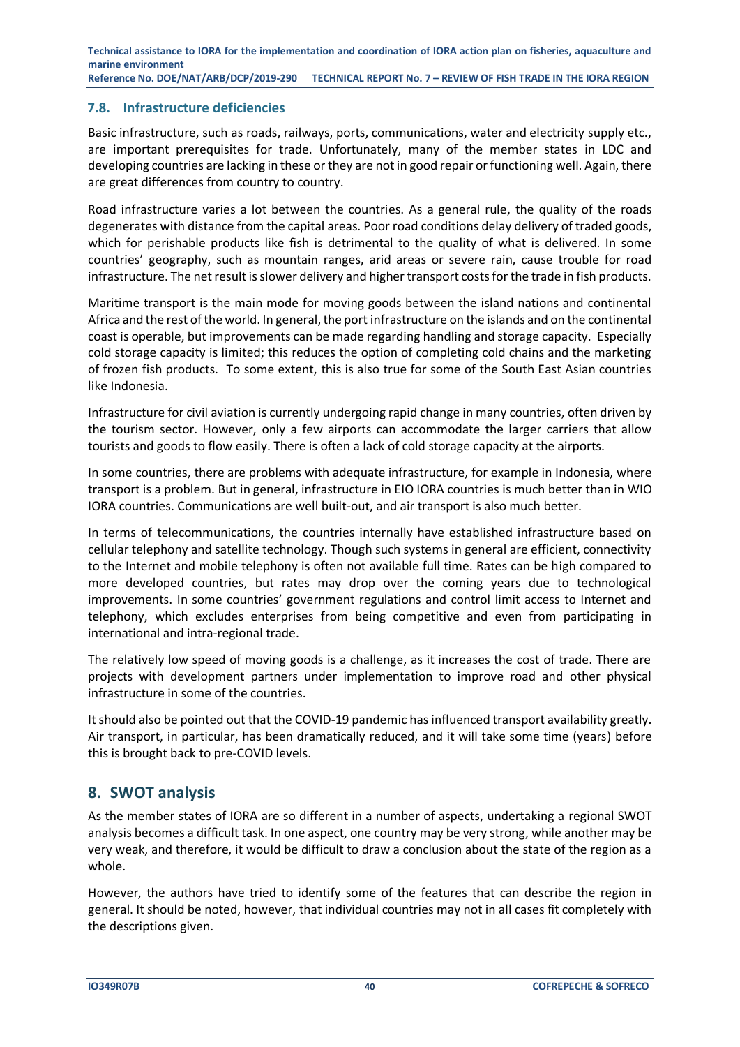### 7.8. Infrastructure deficiencies

Basic infrastructure, such as roads, railways, ports, communications, water and electricity supply etc., are important prerequisites for trade. Unfortunately, many of the member states in LDC and developing countries are lacking in these or they are not in good repair or functioning well. Again, there are great differences from country to country.

Road infrastructure varies a lot between the countries. As a general rule, the quality of the roads degenerates with distance from the capital areas. Poor road conditions delay delivery of traded goods, which for perishable products like fish is detrimental to the quality of what is delivered. In some countries' geography, such as mountain ranges, arid areas or severe rain, cause trouble for road infrastructure. The net result is slower delivery and higher transport costs for the trade in fish products.

Maritime transport is the main mode for moving goods between the island nations and continental Africa and the rest of the world. In general, the port infrastructure on the islands and on the continental coast is operable, but improvements can be made regarding handling and storage capacity. Especially cold storage capacity is limited; this reduces the option of completing cold chains and the marketing of frozen fish products. To some extent, this is also true for some of the South East Asian countries like Indonesia.

Infrastructure for civil aviation is currently undergoing rapid change in many countries, often driven by the tourism sector. However, only a few airports can accommodate the larger carriers that allow tourists and goods to flow easily. There is often a lack of cold storage capacity at the airports.

In some countries, there are problems with adequate infrastructure, for example in Indonesia, where transport is a problem. But in general, infrastructure in EIO IORA countries is much better than in WIO IORA countries. Communications are well built-out, and air transport is also much better.

In terms of telecommunications, the countries internally have established infrastructure based on cellular telephony and satellite technology. Though such systems in general are efficient, connectivity to the Internet and mobile telephony is often not available full time. Rates can be high compared to more developed countries, but rates may drop over the coming years due to technological improvements. In some countries' government regulations and control limit access to Internet and telephony, which excludes enterprises from being competitive and even from participating in international and intra-regional trade.

The relatively low speed of moving goods is a challenge, as it increases the cost of trade. There are projects with development partners under implementation to improve road and other physical infrastructure in some of the countries.

It should also be pointed out that the COVID-19 pandemic has influenced transport availability greatly. Air transport, in particular, has been dramatically reduced, and it will take some time (years) before this is brought back to pre-COVID levels.

## 8. SWOT analysis

As the member states of IORA are so different in a number of aspects, undertaking a regional SWOT analysis becomes a difficult task. In one aspect, one country may be very strong, while another may be very weak, and therefore, it would be difficult to draw a conclusion about the state of the region as a whole.

However, the authors have tried to identify some of the features that can describe the region in general. It should be noted, however, that individual countries may not in all cases fit completely with the descriptions given.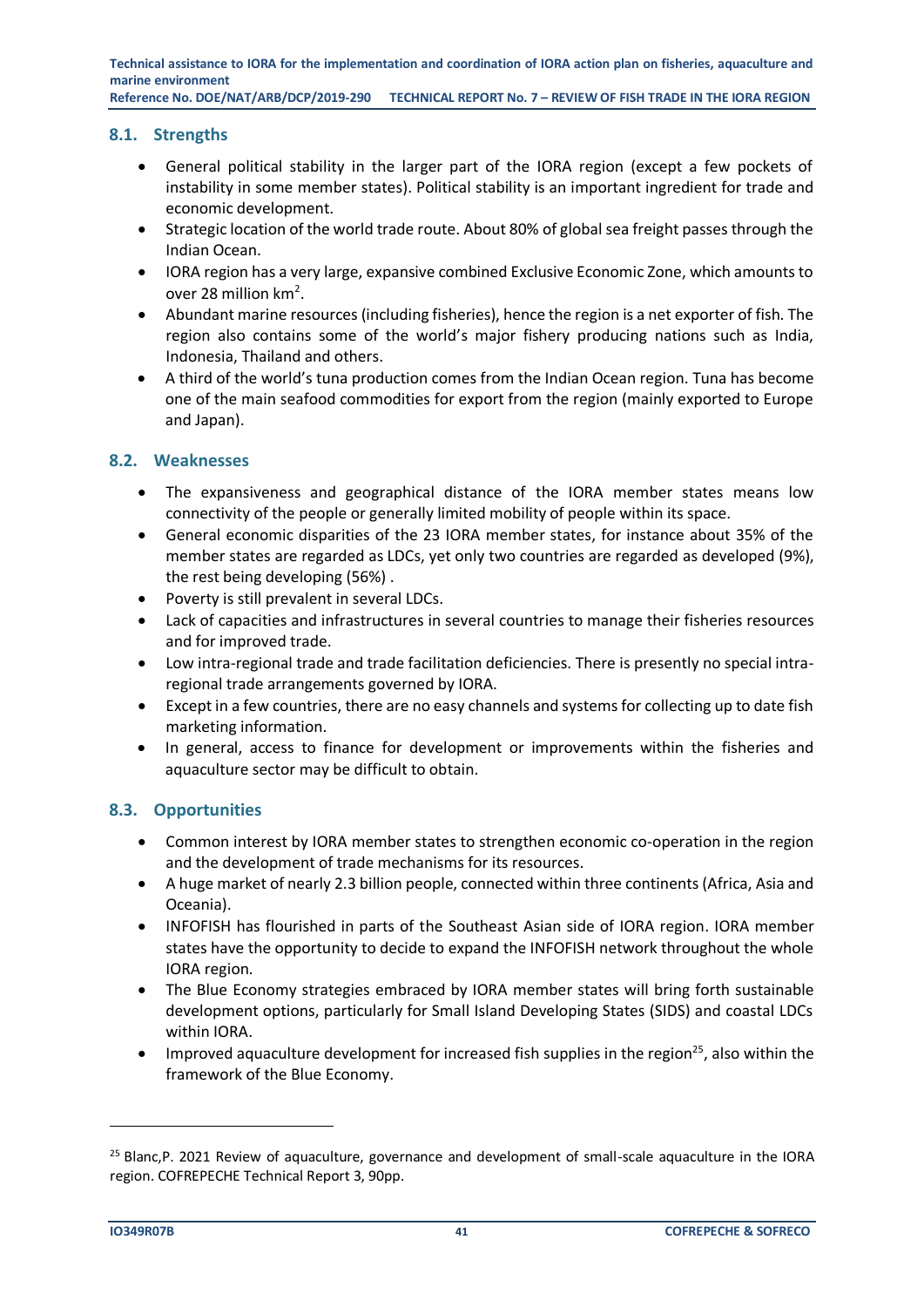## 8.1. Strengths

- General political stability in the larger part of the IORA region (except a few pockets of instability in some member states). Political stability is an important ingredient for trade and economic development.
- Strategic location of the world trade route. About 80% of global sea freight passes through the Indian Ocean.
- IORA region has a very large, expansive combined Exclusive Economic Zone, which amounts to over 28 million $km^2$.
- Abundant marine resources (including fisheries), hence the region is a net exporter of fish. The region also contains some of the world's major fishery producing nations such as India, Indonesia, Thailand and others.
- A third of the world's tuna production comes from the Indian Ocean region. Tuna has become one of the main seafood commodities for export from the region (mainly exported to Europe and Japan).

## 8.2. Weaknesses

- The expansiveness and geographical distance of the IORA member states means low connectivity of the people or generally limited mobility of people within its space.
- General economic disparities of the 23 IORA member states, for instance about 35% of the member states are regarded as LDCs, yet only two countries are regarded as developed (9%), the rest being developing (56%) .
- Poverty is still prevalent in several LDCs.
- Lack of capacities and infrastructures in several countries to manage their fisheries resources and for improved trade.
- Low intra-regional trade and trade facilitation deficiencies. There is presently no special intra-regional trade arrangements governed by IORA.
- Except in a few countries, there are no easy channels and systems for collecting up to date fish marketing information.
- In general, access to finance for development or improvements within the fisheries and aquaculture sector may be difficult to obtain.

## 8.3. Opportunities

- Common interest by IORA member states to strengthen economic co-operation in the region and the development of trade mechanisms for its resources.
- A huge market of nearly 2.3 billion people, connected within three continents (Africa, Asia and Oceania).
- INFOFISH has flourished in parts of the Southeast Asian side of IORA region. IORA member states have the opportunity to decide to expand the INFOFISH network throughout the whole IORA region.
- The Blue Economy strategies embraced by IORA member states will bring forth sustainable development options, particularly for Small Island Developing States (SIDS) and coastal LDCs within IORA.
- Improved aquaculture development for increased fish supplies in the region[25], also within the framework of the Blue Economy.

[25] Blanc,P. 2021 Review of aquaculture, governance and development of small-scale aquaculture in the IORA region. COFREPECHE Technical Report 3, 90pp.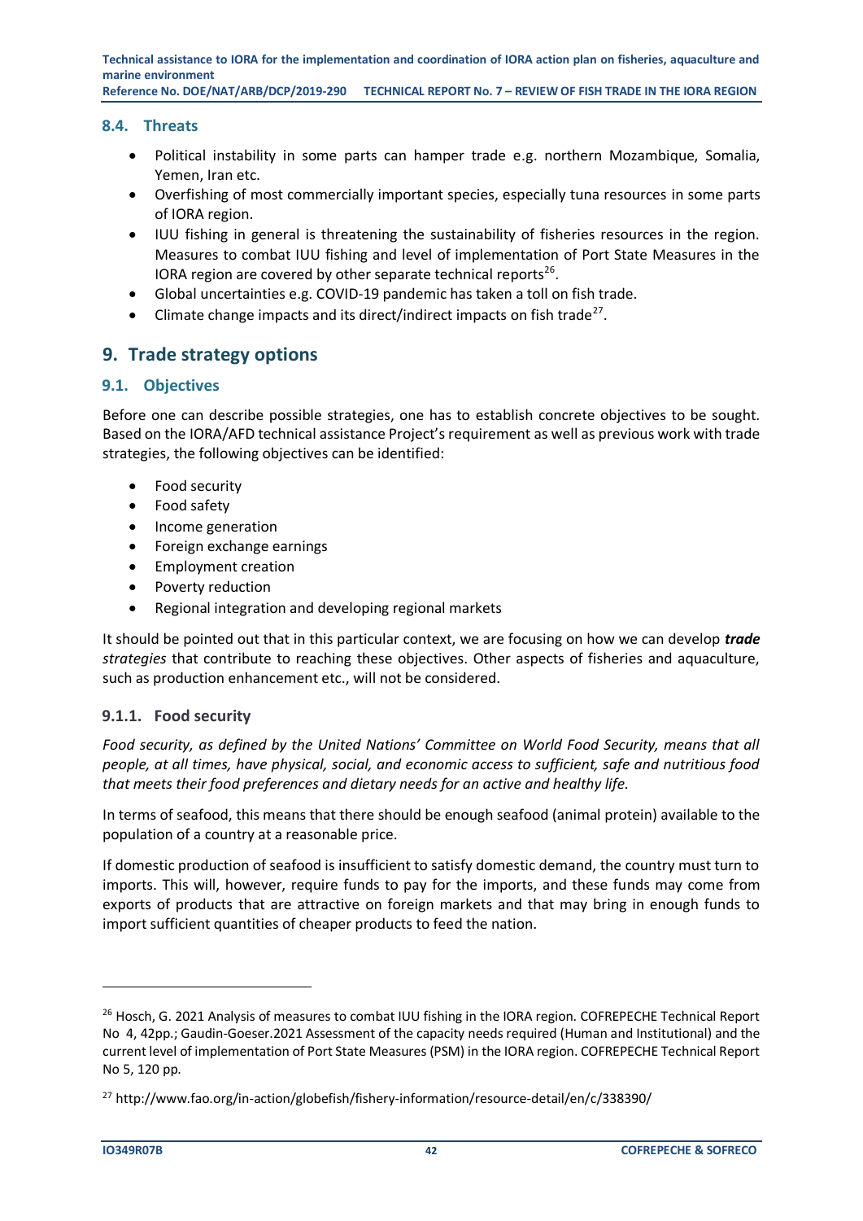### 8.4. Threats

- Political instability in some parts can hamper trade e.g. northern Mozambique, Somalia, Yemen, Iran etc.
- Overfishing of most commercially important species, especially tuna resources in some parts of IORA region.
- IUU fishing in general is threatening the sustainability of fisheries resources in the region. Measures to combat IUU fishing and level of implementation of Port State Measures in the IORA region are covered by other separate technical reports[26].
- Global uncertainties e.g. COVID-19 pandemic has taken a toll on fish trade.
- Climate change impacts and its direct/indirect impacts on fish trade[27].

## 9. Trade strategy options

### 9.1. Objectives

Before one can describe possible strategies, one has to establish concrete objectives to be sought. Based on the IORA/AFD technical assistance Project's requirement as well as previous work with trade strategies, the following objectives can be identified:

- Food security
- Food safety
- Income generation
- Foreign exchange earnings
- Employment creation
- Poverty reduction
- Regional integration and developing regional markets

It should be pointed out that in this particular context, we are focusing on how we can develop ***trade*** *strategies* that contribute to reaching these objectives. Other aspects of fisheries and aquaculture, such as production enhancement etc., will not be considered.

#### 9.1.1. Food security

*Food security, as defined by the United Nations' Committee on World Food Security, means that all people, at all times, have physical, social, and economic access to sufficient, safe and nutritious food that meets their food preferences and dietary needs for an active and healthy life.*

In terms of seafood, this means that there should be enough seafood (animal protein) available to the population of a country at a reasonable price.

If domestic production of seafood is insufficient to satisfy domestic demand, the country must turn to imports. This will, however, require funds to pay for the imports, and these funds may come from exports of products that are attractive on foreign markets and that may bring in enough funds to import sufficient quantities of cheaper products to feed the nation.

---

[26] Hosch, G. 2021 Analysis of measures to combat IUU fishing in the IORA region. COFREPECHE Technical Report No 4, 42pp.; Gaudin-Goeser.2021 Assessment of the capacity needs required (Human and Institutional) and the current level of implementation of Port State Measures (PSM) in the IORA region. COFREPECHE Technical Report No 5, 120 pp.

[27] http://www.fao.org/in-action/globefish/fishery-information/resource-detail/en/c/338390/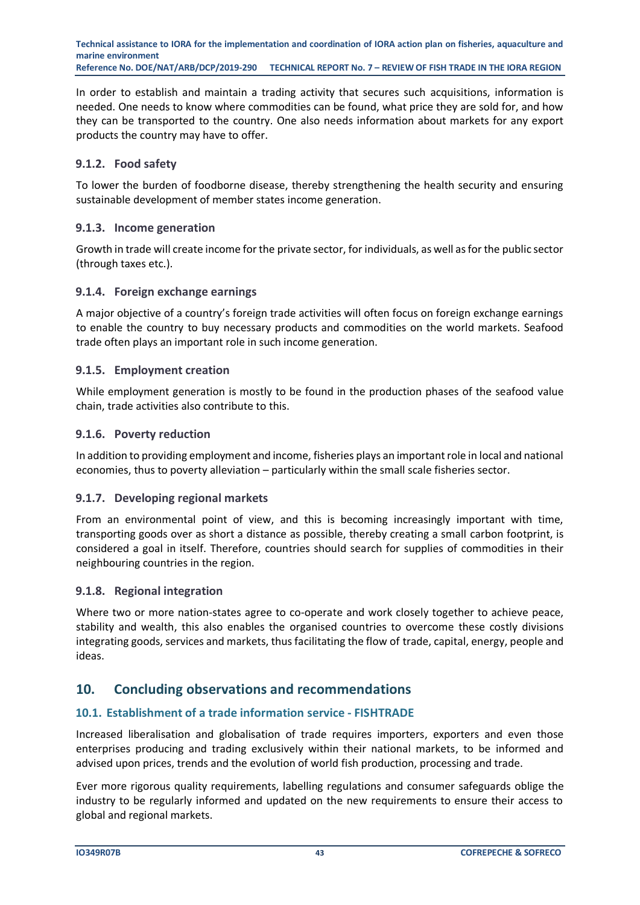In order to establish and maintain a trading activity that secures such acquisitions, information is needed. One needs to know where commodities can be found, what price they are sold for, and how they can be transported to the country. One also needs information about markets for any export products the country may have to offer.

### 9.1.2. Food safety

To lower the burden of foodborne disease, thereby strengthening the health security and ensuring sustainable development of member states income generation.

### 9.1.3. Income generation

Growth in trade will create income for the private sector, for individuals, as well as for the public sector (through taxes etc.).

### 9.1.4. Foreign exchange earnings

A major objective of a country's foreign trade activities will often focus on foreign exchange earnings to enable the country to buy necessary products and commodities on the world markets. Seafood trade often plays an important role in such income generation.

### 9.1.5. Employment creation

While employment generation is mostly to be found in the production phases of the seafood value chain, trade activities also contribute to this.

### 9.1.6. Poverty reduction

In addition to providing employment and income, fisheries plays an important role in local and national economies, thus to poverty alleviation – particularly within the small scale fisheries sector.

### 9.1.7. Developing regional markets

From an environmental point of view, and this is becoming increasingly important with time, transporting goods over as short a distance as possible, thereby creating a small carbon footprint, is considered a goal in itself. Therefore, countries should search for supplies of commodities in their neighbouring countries in the region.

### 9.1.8. Regional integration

Where two or more nation-states agree to co-operate and work closely together to achieve peace, stability and wealth, this also enables the organised countries to overcome these costly divisions integrating goods, services and markets, thus facilitating the flow of trade, capital, energy, people and ideas.

# 10. Concluding observations and recommendations

## 10.1. Establishment of a trade information service - FISHTRADE

Increased liberalisation and globalisation of trade requires importers, exporters and even those enterprises producing and trading exclusively within their national markets, to be informed and advised upon prices, trends and the evolution of world fish production, processing and trade.

Ever more rigorous quality requirements, labelling regulations and consumer safeguards oblige the industry to be regularly informed and updated on the new requirements to ensure their access to global and regional markets.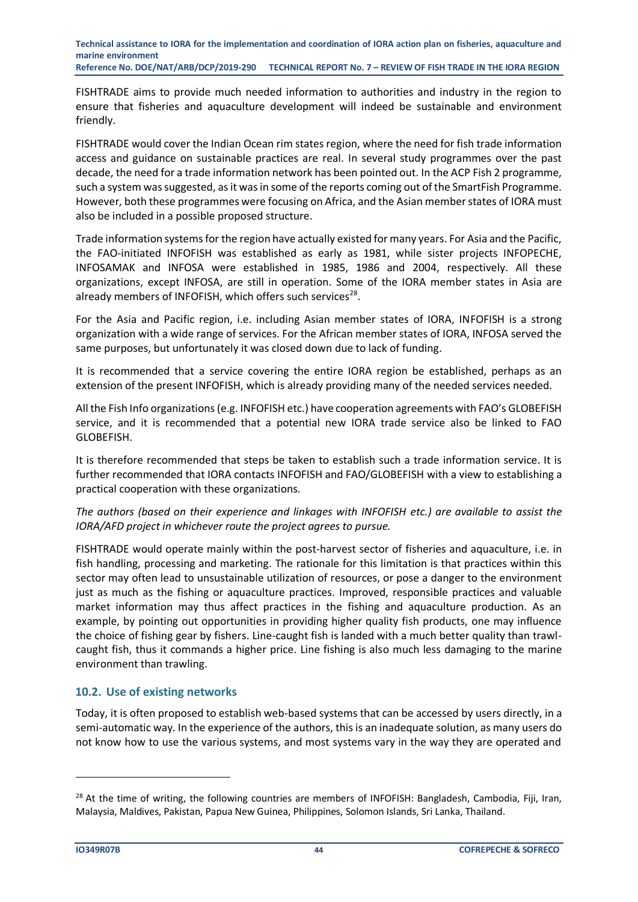FISHTRADE aims to provide much needed information to authorities and industry in the region to ensure that fisheries and aquaculture development will indeed be sustainable and environment friendly.

FISHTRADE would cover the Indian Ocean rim states region, where the need for fish trade information access and guidance on sustainable practices are real. In several study programmes over the past decade, the need for a trade information network has been pointed out. In the ACP Fish 2 programme, such a system was suggested, as it was in some of the reports coming out of the SmartFish Programme. However, both these programmes were focusing on Africa, and the Asian member states of IORA must also be included in a possible proposed structure.

Trade information systems for the region have actually existed for many years. For Asia and the Pacific, the FAO-initiated INFOFISH was established as early as 1981, while sister projects INFOPECHE, INFOSAMAK and INFOSA were established in 1985, 1986 and 2004, respectively. All these organizations, except INFOSA, are still in operation. Some of the IORA member states in Asia are already members of INFOFISH, which offers such services[28].

For the Asia and Pacific region, i.e. including Asian member states of IORA, INFOFISH is a strong organization with a wide range of services. For the African member states of IORA, INFOSA served the same purposes, but unfortunately it was closed down due to lack of funding.

It is recommended that a service covering the entire IORA region be established, perhaps as an extension of the present INFOFISH, which is already providing many of the needed services needed.

All the Fish Info organizations (e.g. INFOFISH etc.) have cooperation agreements with FAO's GLOBEFISH service, and it is recommended that a potential new IORA trade service also be linked to FAO GLOBEFISH.

It is therefore recommended that steps be taken to establish such a trade information service. It is further recommended that IORA contacts INFOFISH and FAO/GLOBEFISH with a view to establishing a practical cooperation with these organizations.

*The authors (based on their experience and linkages with INFOFISH etc.) are available to assist the IORA/AFD project in whichever route the project agrees to pursue.*

FISHTRADE would operate mainly within the post-harvest sector of fisheries and aquaculture, i.e. in fish handling, processing and marketing. The rationale for this limitation is that practices within this sector may often lead to unsustainable utilization of resources, or pose a danger to the environment just as much as the fishing or aquaculture practices. Improved, responsible practices and valuable market information may thus affect practices in the fishing and aquaculture production. As an example, by pointing out opportunities in providing higher quality fish products, one may influence the choice of fishing gear by fishers. Line-caught fish is landed with a much better quality than trawl-caught fish, thus it commands a higher price. Line fishing is also much less damaging to the marine environment than trawling.

## 10.2. Use of existing networks

Today, it is often proposed to establish web-based systems that can be accessed by users directly, in a semi-automatic way. In the experience of the authors, this is an inadequate solution, as many users do not know how to use the various systems, and most systems vary in the way they are operated and

---

[28] At the time of writing, the following countries are members of INFOFISH: Bangladesh, Cambodia, Fiji, Iran, Malaysia, Maldives, Pakistan, Papua New Guinea, Philippines, Solomon Islands, Sri Lanka, Thailand.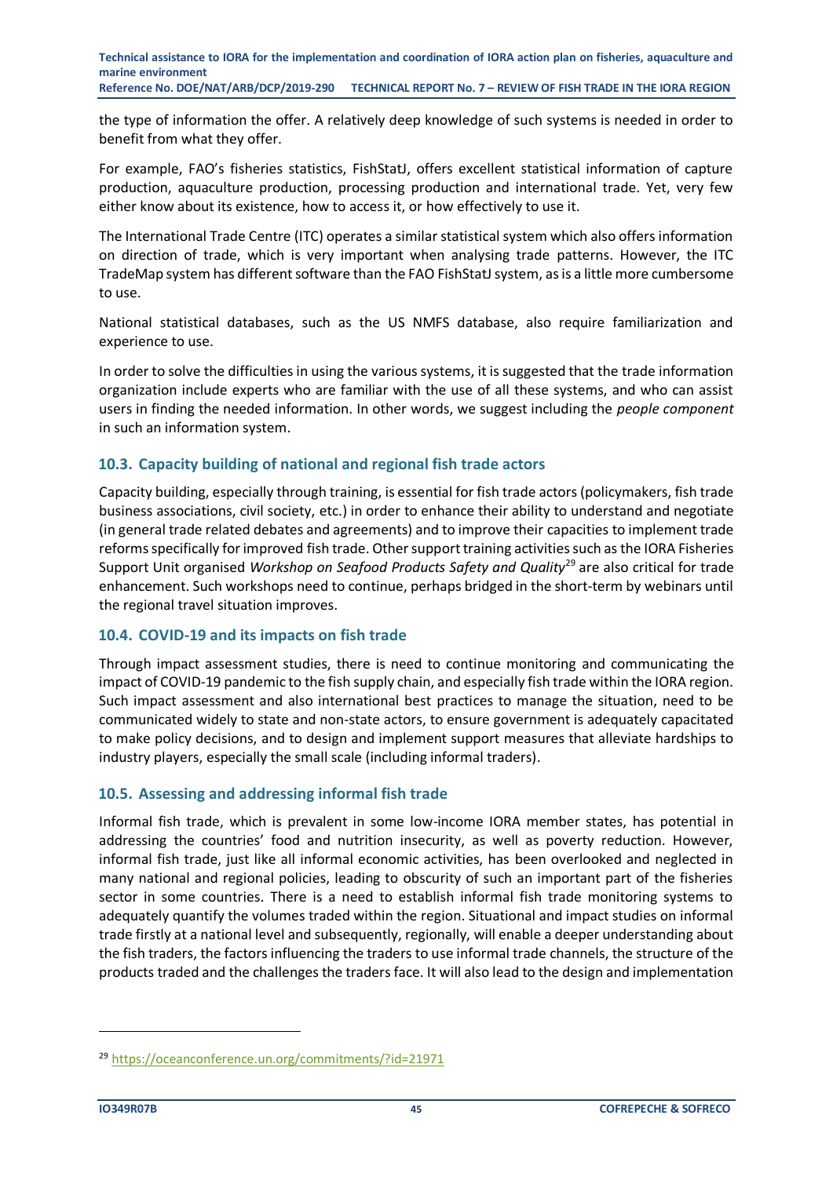the type of information the offer. A relatively deep knowledge of such systems is needed in order to benefit from what they offer.

For example, FAO's fisheries statistics, FishStatJ, offers excellent statistical information of capture production, aquaculture production, processing production and international trade. Yet, very few either know about its existence, how to access it, or how effectively to use it.

The International Trade Centre (ITC) operates a similar statistical system which also offers information on direction of trade, which is very important when analysing trade patterns. However, the ITC TradeMap system has different software than the FAO FishStatJ system, as is a little more cumbersome to use.

National statistical databases, such as the US NMFS database, also require familiarization and experience to use.

In order to solve the difficulties in using the various systems, it is suggested that the trade information organization include experts who are familiar with the use of all these systems, and who can assist users in finding the needed information. In other words, we suggest including the *people component* in such an information system.

## 10.3. Capacity building of national and regional fish trade actors

Capacity building, especially through training, is essential for fish trade actors (policymakers, fish trade business associations, civil society, etc.) in order to enhance their ability to understand and negotiate (in general trade related debates and agreements) and to improve their capacities to implement trade reforms specifically for improved fish trade. Other support training activities such as the IORA Fisheries Support Unit organised *Workshop on Seafood Products Safety and Quality*[29] are also critical for trade enhancement. Such workshops need to continue, perhaps bridged in the short-term by webinars until the regional travel situation improves.

## 10.4. COVID-19 and its impacts on fish trade

Through impact assessment studies, there is need to continue monitoring and communicating the impact of COVID-19 pandemic to the fish supply chain, and especially fish trade within the IORA region. Such impact assessment and also international best practices to manage the situation, need to be communicated widely to state and non-state actors, to ensure government is adequately capacitated to make policy decisions, and to design and implement support measures that alleviate hardships to industry players, especially the small scale (including informal traders).

## 10.5. Assessing and addressing informal fish trade

Informal fish trade, which is prevalent in some low-income IORA member states, has potential in addressing the countries' food and nutrition insecurity, as well as poverty reduction. However, informal fish trade, just like all informal economic activities, has been overlooked and neglected in many national and regional policies, leading to obscurity of such an important part of the fisheries sector in some countries. There is a need to establish informal fish trade monitoring systems to adequately quantify the volumes traded within the region. Situational and impact studies on informal trade firstly at a national level and subsequently, regionally, will enable a deeper understanding about the fish traders, the factors influencing the traders to use informal trade channels, the structure of the products traded and the challenges the traders face. It will also lead to the design and implementation

[29] https://oceanconference.un.org/commitments/?id=21971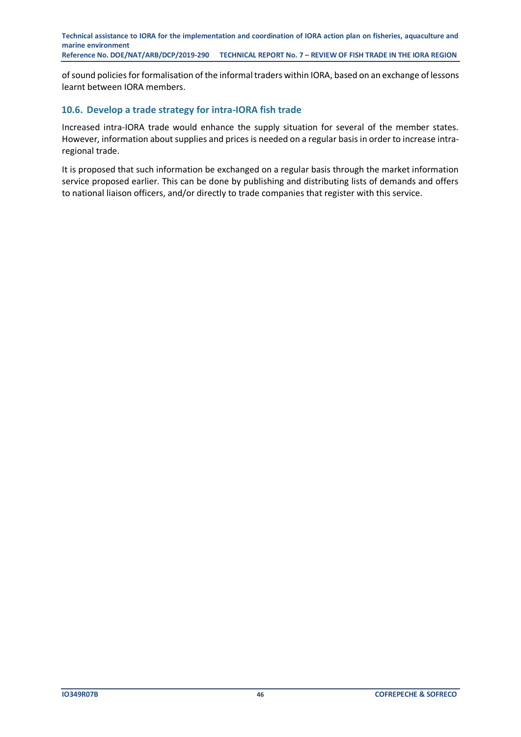of sound policies for formalisation of the informal traders within IORA, based on an exchange of lessons learnt between IORA members.

## 10.6. Develop a trade strategy for intra-IORA fish trade

Increased intra-IORA trade would enhance the supply situation for several of the member states. However, information about supplies and prices is needed on a regular basis in order to increase intra-regional trade.

It is proposed that such information be exchanged on a regular basis through the market information service proposed earlier. This can be done by publishing and distributing lists of demands and offers to national liaison officers, and/or directly to trade companies that register with this service.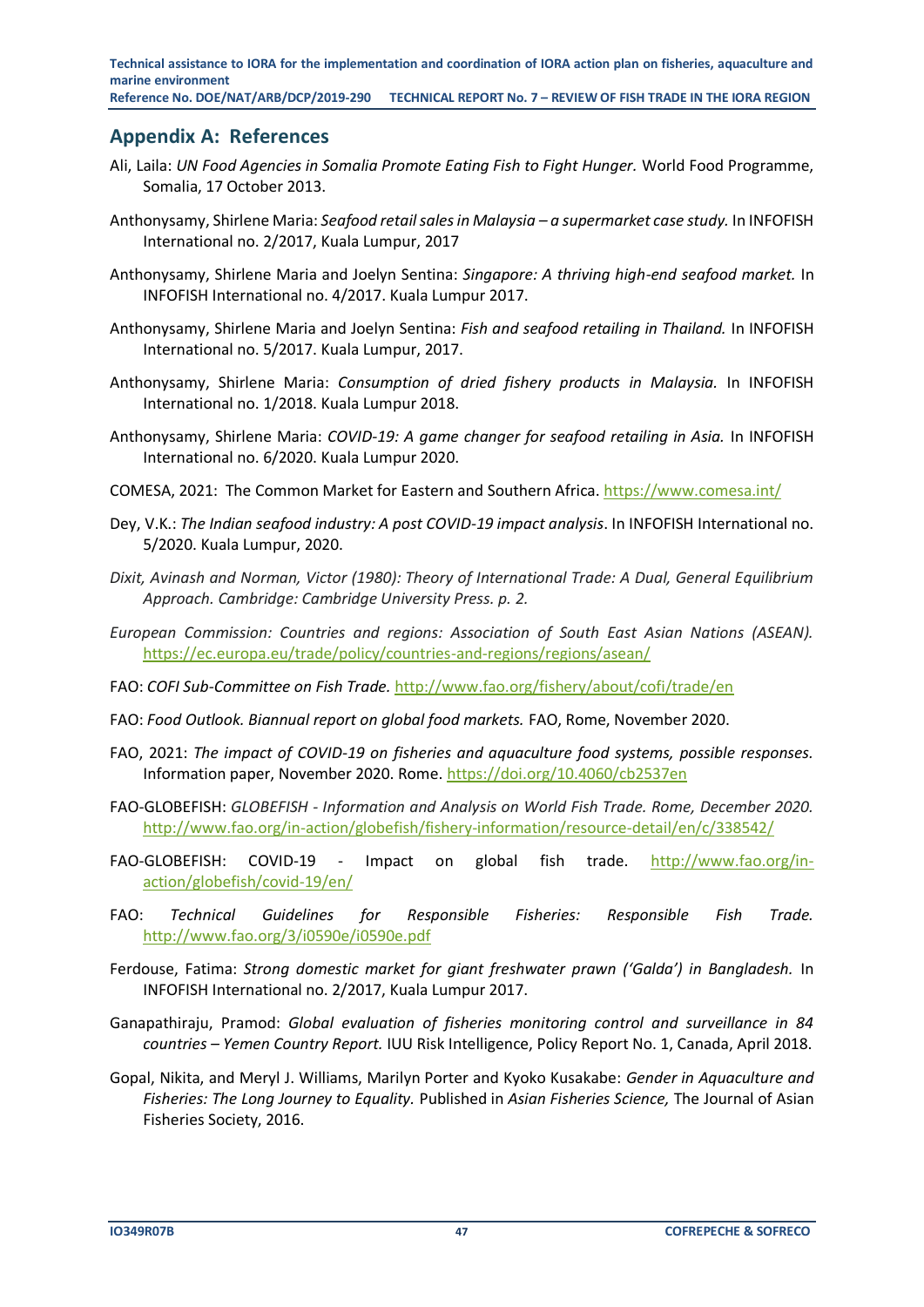## Appendix A: References

Ali, Laila: *UN Food Agencies in Somalia Promote Eating Fish to Fight Hunger.* World Food Programme, Somalia, 17 October 2013.

Anthonysamy, Shirlene Maria: *Seafood retail sales in Malaysia – a supermarket case study.* In INFOFISH International no. 2/2017, Kuala Lumpur, 2017

Anthonysamy, Shirlene Maria and Joelyn Sentina: *Singapore: A thriving high-end seafood market.* In INFOFISH International no. 4/2017. Kuala Lumpur 2017.

Anthonysamy, Shirlene Maria and Joelyn Sentina: *Fish and seafood retailing in Thailand.* In INFOFISH International no. 5/2017. Kuala Lumpur, 2017.

Anthonysamy, Shirlene Maria: *Consumption of dried fishery products in Malaysia.* In INFOFISH International no. 1/2018. Kuala Lumpur 2018.

Anthonysamy, Shirlene Maria: *COVID-19: A game changer for seafood retailing in Asia.* In INFOFISH International no. 6/2020. Kuala Lumpur 2020.

COMESA, 2021: The Common Market for Eastern and Southern Africa. https://www.comesa.int/

Dey, V.K.: *The Indian seafood industry: A post COVID-19 impact analysis*. In INFOFISH International no. 5/2020. Kuala Lumpur, 2020.

*Dixit, Avinash and Norman, Victor (1980): Theory of International Trade: A Dual, General Equilibrium Approach. Cambridge: Cambridge University Press. p. 2.*

*European Commission: Countries and regions: Association of South East Asian Nations (ASEAN).* https://ec.europa.eu/trade/policy/countries-and-regions/regions/asean/

FAO: *COFI Sub-Committee on Fish Trade.* http://www.fao.org/fishery/about/cofi/trade/en

FAO: *Food Outlook. Biannual report on global food markets.* FAO, Rome, November 2020.

FAO, 2021: *The impact of COVID-19 on fisheries and aquaculture food systems, possible responses.* Information paper, November 2020. Rome. https://doi.org/10.4060/cb2537en

FAO-GLOBEFISH: *GLOBEFISH - Information and Analysis on World Fish Trade. Rome, December 2020.* http://www.fao.org/in-action/globefish/fishery-information/resource-detail/en/c/338542/

FAO-GLOBEFISH: COVID-19 - Impact on global fish trade. http://www.fao.org/in-action/globefish/covid-19/en/

FAO: *Technical Guidelines for Responsible Fisheries: Responsible Fish Trade.* http://www.fao.org/3/i0590e/i0590e.pdf

Ferdouse, Fatima: *Strong domestic market for giant freshwater prawn ('Galda') in Bangladesh.* In INFOFISH International no. 2/2017, Kuala Lumpur 2017.

Ganapathiraju, Pramod: *Global evaluation of fisheries monitoring control and surveillance in 84 countries – Yemen Country Report.* IUU Risk Intelligence, Policy Report No. 1, Canada, April 2018.

Gopal, Nikita, and Meryl J. Williams, Marilyn Porter and Kyoko Kusakabe: *Gender in Aquaculture and Fisheries: The Long Journey to Equality.* Published in *Asian Fisheries Science,* The Journal of Asian Fisheries Society, 2016.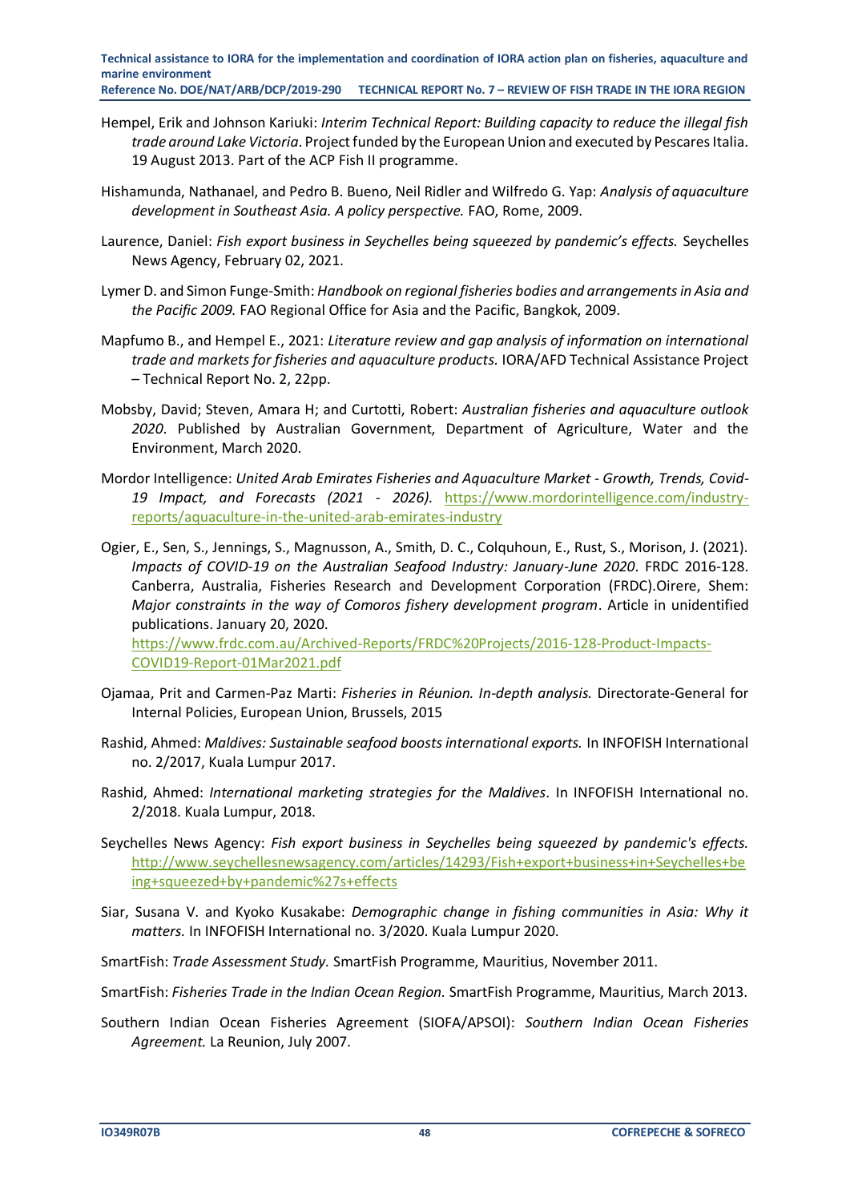Hempel, Erik and Johnson Kariuki: *Interim Technical Report: Building capacity to reduce the illegal fish trade around Lake Victoria*. Project funded by the European Union and executed by Pescares Italia. 19 August 2013. Part of the ACP Fish II programme.

Hishamunda, Nathanael, and Pedro B. Bueno, Neil Ridler and Wilfredo G. Yap: *Analysis of aquaculture development in Southeast Asia. A policy perspective.* FAO, Rome, 2009.

Laurence, Daniel: *Fish export business in Seychelles being squeezed by pandemic's effects.* Seychelles News Agency, February 02, 2021.

Lymer D. and Simon Funge-Smith: *Handbook on regional fisheries bodies and arrangements in Asia and the Pacific 2009.* FAO Regional Office for Asia and the Pacific, Bangkok, 2009.

Mapfumo B., and Hempel E., 2021: *Literature review and gap analysis of information on international trade and markets for fisheries and aquaculture products.* IORA/AFD Technical Assistance Project – Technical Report No. 2, 22pp.

Mobsby, David; Steven, Amara H; and Curtotti, Robert: *Australian fisheries and aquaculture outlook 2020*. Published by Australian Government, Department of Agriculture, Water and the Environment, March 2020.

Mordor Intelligence: *United Arab Emirates Fisheries and Aquaculture Market - Growth, Trends, Covid-19 Impact, and Forecasts (2021 - 2026).* https://www.mordorintelligence.com/industry-reports/aquaculture-in-the-united-arab-emirates-industry

Ogier, E., Sen, S., Jennings, S., Magnusson, A., Smith, D. C., Colquhoun, E., Rust, S., Morison, J. (2021). *Impacts of COVID-19 on the Australian Seafood Industry: January-June 2020*. FRDC 2016-128. Canberra, Australia, Fisheries Research and Development Corporation (FRDC).Oirere, Shem: *Major constraints in the way of Comoros fishery development program*. Article in unidentified publications. January 20, 2020. https://www.frdc.com.au/Archived-Reports/FRDC%20Projects/2016-128-Product-Impacts-COVID19-Report-01Mar2021.pdf

Ojamaa, Prit and Carmen-Paz Marti: *Fisheries in Réunion. In-depth analysis.* Directorate-General for Internal Policies, European Union, Brussels, 2015

Rashid, Ahmed: *Maldives: Sustainable seafood boosts international exports.* In INFOFISH International no. 2/2017, Kuala Lumpur 2017.

Rashid, Ahmed: *International marketing strategies for the Maldives*. In INFOFISH International no. 2/2018. Kuala Lumpur, 2018.

Seychelles News Agency: *Fish export business in Seychelles being squeezed by pandemic's effects.* http://www.seychellesnewsagency.com/articles/14293/Fish+export+business+in+Seychelles+being+squeezed+by+pandemic%27s+effects

Siar, Susana V. and Kyoko Kusakabe: *Demographic change in fishing communities in Asia: Why it matters.* In INFOFISH International no. 3/2020. Kuala Lumpur 2020.

SmartFish: *Trade Assessment Study.* SmartFish Programme, Mauritius, November 2011.

SmartFish: *Fisheries Trade in the Indian Ocean Region.* SmartFish Programme, Mauritius, March 2013.

Southern Indian Ocean Fisheries Agreement (SIOFA/APSOI): *Southern Indian Ocean Fisheries Agreement.* La Reunion, July 2007.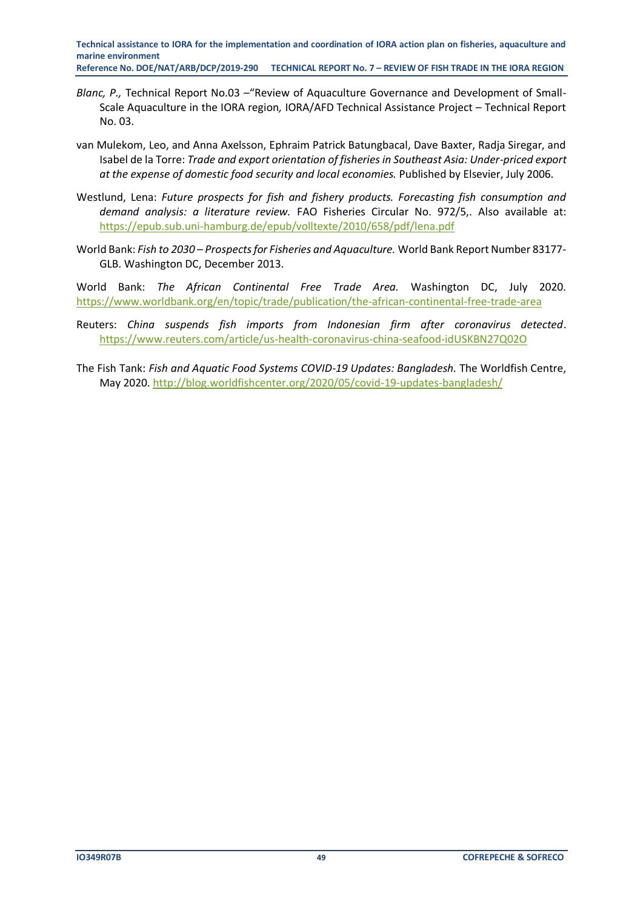*Blanc, P.,* Technical Report No.03 –"Review of Aquaculture Governance and Development of Small-Scale Aquaculture in the IORA region, IORA/AFD Technical Assistance Project – Technical Report No. 03.

van Mulekom, Leo, and Anna Axelsson, Ephraim Patrick Batungbacal, Dave Baxter, Radja Siregar, and Isabel de la Torre: *Trade and export orientation of fisheries in Southeast Asia: Under-priced export at the expense of domestic food security and local economies.* Published by Elsevier, July 2006.

Westlund, Lena: *Future prospects for fish and fishery products. Forecasting fish consumption and demand analysis: a literature review.* FAO Fisheries Circular No. 972/5,. Also available at: https://epub.sub.uni-hamburg.de/epub/volltexte/2010/658/pdf/lena.pdf

World Bank: *Fish to 2030 – Prospects for Fisheries and Aquaculture.* World Bank Report Number 83177-GLB. Washington DC, December 2013.

World Bank: *The African Continental Free Trade Area.* Washington DC, July 2020. https://www.worldbank.org/en/topic/trade/publication/the-african-continental-free-trade-area

Reuters: *China suspends fish imports from Indonesian firm after coronavirus detected*. https://www.reuters.com/article/us-health-coronavirus-china-seafood-idUSKBN27Q02O

The Fish Tank: *Fish and Aquatic Food Systems COVID-19 Updates: Bangladesh.* The Worldfish Centre, May 2020. http://blog.worldfishcenter.org/2020/05/covid-19-updates-bangladesh/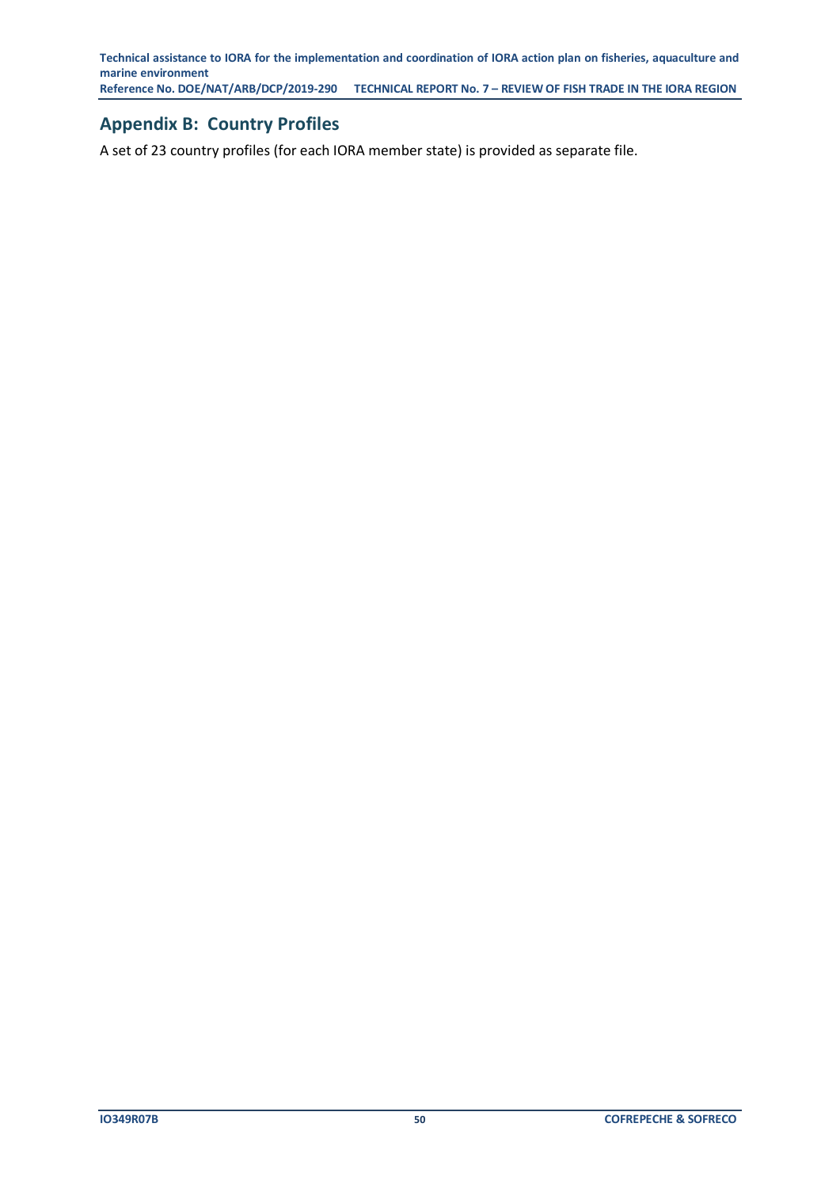## Appendix B: Country Profiles

A set of 23 country profiles (for each IORA member state) is provided as separate file.